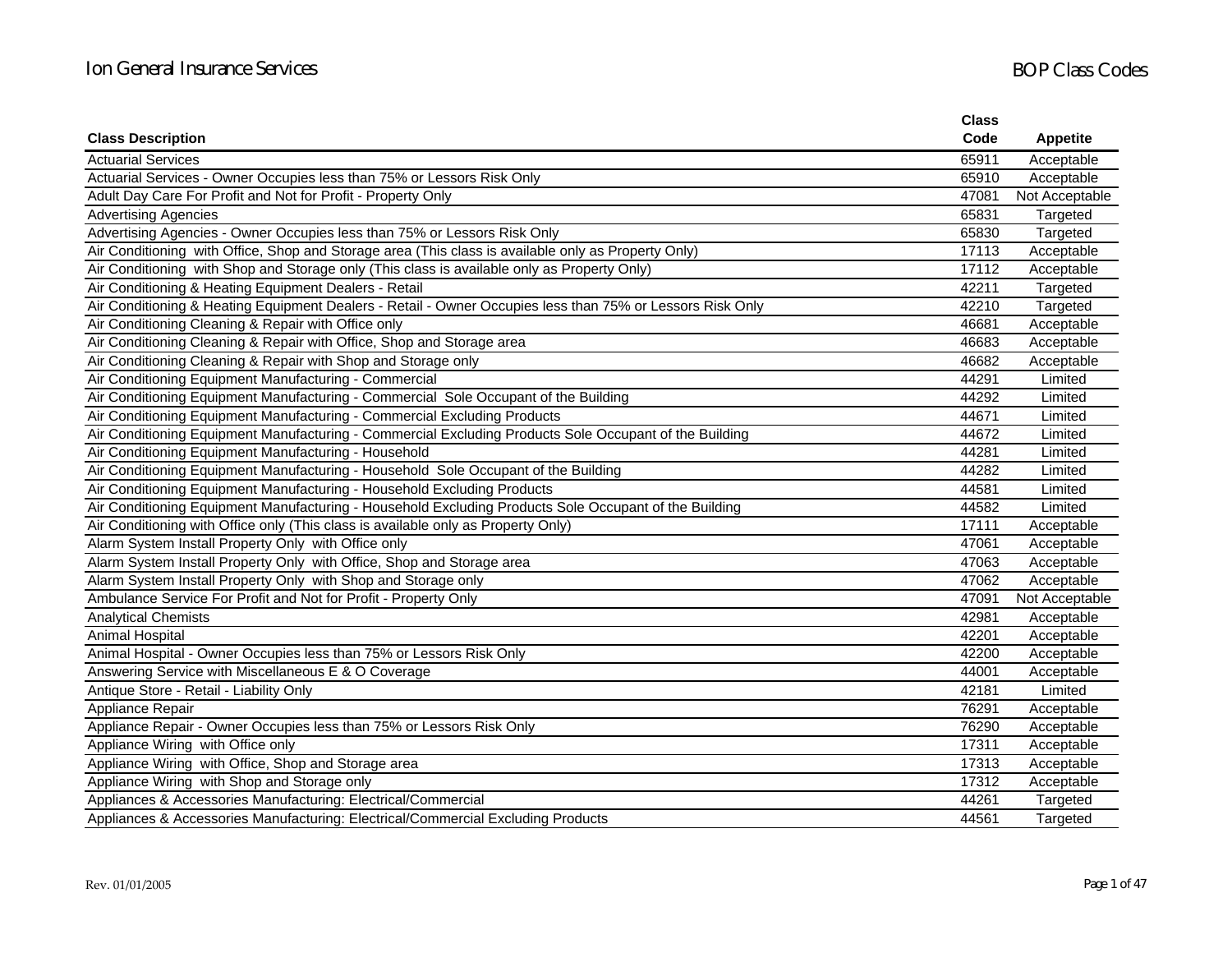| Class Description | Class Code | Appetite |
|---|---|---|
| Actuarial Services | 65911 | Acceptable |
| Actuarial Services - Owner Occupies less than 75% or Lessors Risk Only | 65910 | Acceptable |
| Adult Day Care For Profit and Not for Profit - Property Only | 47081 | Not Acceptable |
| Advertising Agencies | 65831 | Targeted |
| Advertising Agencies - Owner Occupies less than 75% or Lessors Risk Only | 65830 | Targeted |
| Air Conditioning with Office, Shop and Storage area (This class is available only as Property Only) | 17113 | Acceptable |
| Air Conditioning with Shop and Storage only (This class is available only as Property Only) | 17112 | Acceptable |
| Air Conditioning & Heating Equipment Dealers - Retail | 42211 | Targeted |
| Air Conditioning & Heating Equipment Dealers - Retail - Owner Occupies less than 75% or Lessors Risk Only | 42210 | Targeted |
| Air Conditioning Cleaning & Repair with Office only | 46681 | Acceptable |
| Air Conditioning Cleaning & Repair with Office, Shop and Storage area | 46683 | Acceptable |
| Air Conditioning Cleaning & Repair with Shop and Storage only | 46682 | Acceptable |
| Air Conditioning Equipment Manufacturing - Commercial | 44291 | Limited |
| Air Conditioning Equipment Manufacturing - Commercial Sole Occupant of the Building | 44292 | Limited |
| Air Conditioning Equipment Manufacturing - Commercial Excluding Products | 44671 | Limited |
| Air Conditioning Equipment Manufacturing - Commercial Excluding Products Sole Occupant of the Building | 44672 | Limited |
| Air Conditioning Equipment Manufacturing - Household | 44281 | Limited |
| Air Conditioning Equipment Manufacturing - Household Sole Occupant of the Building | 44282 | Limited |
| Air Conditioning Equipment Manufacturing - Household Excluding Products | 44581 | Limited |
| Air Conditioning Equipment Manufacturing - Household Excluding Products Sole Occupant of the Building | 44582 | Limited |
| Air Conditioning with Office only (This class is available only as Property Only) | 17111 | Acceptable |
| Alarm System Install Property Only with Office only | 47061 | Acceptable |
| Alarm System Install Property Only with Office, Shop and Storage area | 47063 | Acceptable |
| Alarm System Install Property Only with Shop and Storage only | 47062 | Acceptable |
| Ambulance Service For Profit and Not for Profit - Property Only | 47091 | Not Acceptable |
| Analytical Chemists | 42981 | Acceptable |
| Animal Hospital | 42201 | Acceptable |
| Animal Hospital - Owner Occupies less than 75% or Lessors Risk Only | 42200 | Acceptable |
| Answering Service with Miscellaneous E & O Coverage | 44001 | Acceptable |
| Antique Store - Retail - Liability Only | 42181 | Limited |
| Appliance Repair | 76291 | Acceptable |
| Appliance Repair - Owner Occupies less than 75% or Lessors Risk Only | 76290 | Acceptable |
| Appliance Wiring with Office only | 17311 | Acceptable |
| Appliance Wiring with Office, Shop and Storage area | 17313 | Acceptable |
| Appliance Wiring with Shop and Storage only | 17312 | Acceptable |
| Appliances & Accessories Manufacturing: Electrical/Commercial | 44261 | Targeted |
| Appliances & Accessories Manufacturing: Electrical/Commercial Excluding Products | 44561 | Targeted |

Rev. 01/01/2005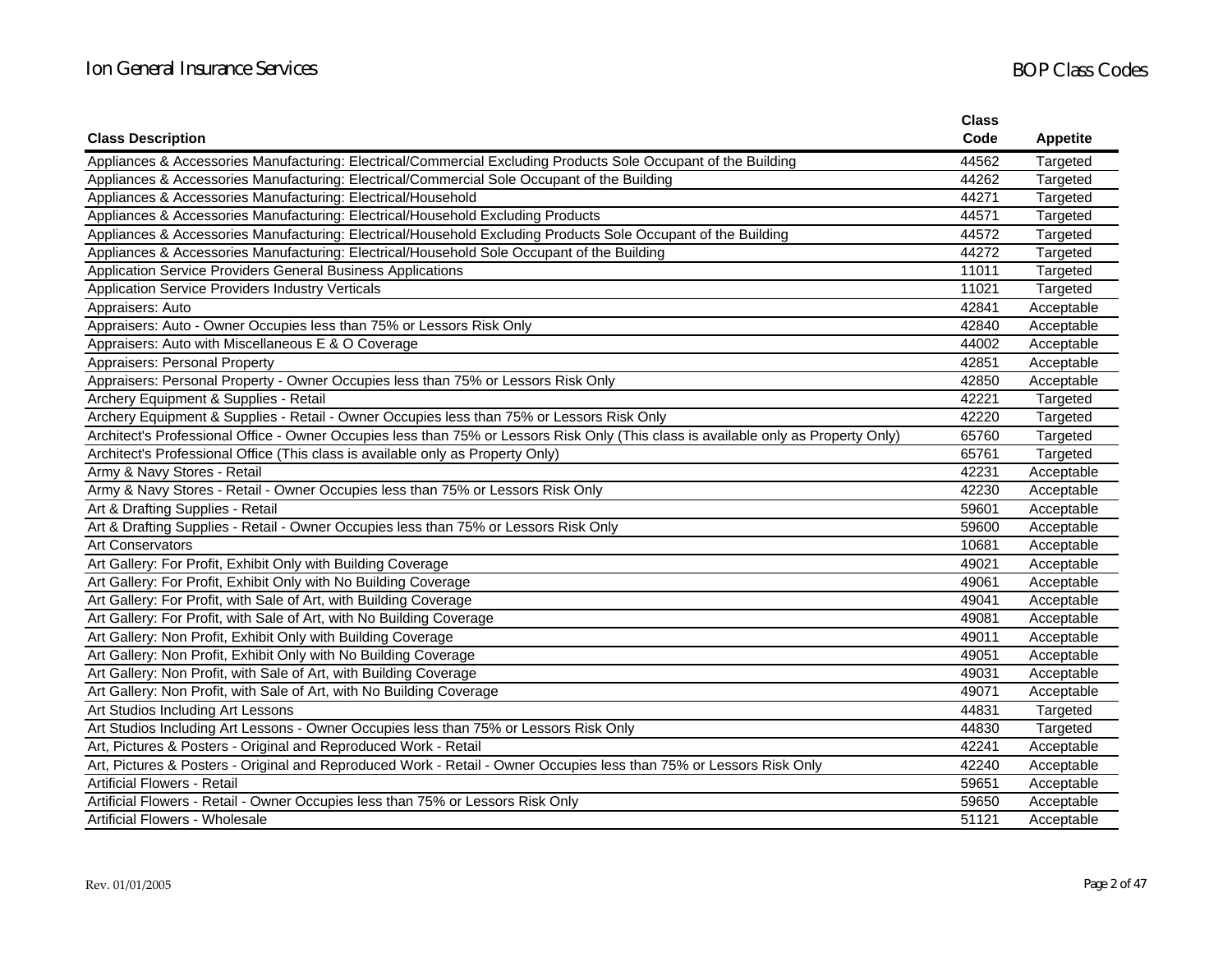| Class Description | Class Code | Appetite |
|---|---|---|
| Appliances & Accessories Manufacturing: Electrical/Commercial Excluding Products Sole Occupant of the Building | 44562 | Targeted |
| Appliances & Accessories Manufacturing: Electrical/Commercial Sole Occupant of the Building | 44262 | Targeted |
| Appliances & Accessories Manufacturing: Electrical/Household | 44271 | Targeted |
| Appliances & Accessories Manufacturing: Electrical/Household Excluding Products | 44571 | Targeted |
| Appliances & Accessories Manufacturing: Electrical/Household Excluding Products Sole Occupant of the Building | 44572 | Targeted |
| Appliances & Accessories Manufacturing: Electrical/Household Sole Occupant of the Building | 44272 | Targeted |
| Application Service Providers General Business Applications | 11011 | Targeted |
| Application Service Providers Industry Verticals | 11021 | Targeted |
| Appraisers: Auto | 42841 | Acceptable |
| Appraisers: Auto - Owner Occupies less than 75% or Lessors Risk Only | 42840 | Acceptable |
| Appraisers: Auto with Miscellaneous E & O Coverage | 44002 | Acceptable |
| Appraisers: Personal Property | 42851 | Acceptable |
| Appraisers: Personal Property - Owner Occupies less than 75% or Lessors Risk Only | 42850 | Acceptable |
| Archery Equipment & Supplies - Retail | 42221 | Targeted |
| Archery Equipment & Supplies - Retail - Owner Occupies less than 75% or Lessors Risk Only | 42220 | Targeted |
| Architect's Professional Office - Owner Occupies less than 75% or Lessors Risk Only (This class is available only as Property Only) | 65760 | Targeted |
| Architect's Professional Office (This class is available only as Property Only) | 65761 | Targeted |
| Army & Navy Stores - Retail | 42231 | Acceptable |
| Army & Navy Stores - Retail - Owner Occupies less than 75% or Lessors Risk Only | 42230 | Acceptable |
| Art & Drafting Supplies - Retail | 59601 | Acceptable |
| Art & Drafting Supplies - Retail - Owner Occupies less than 75% or Lessors Risk Only | 59600 | Acceptable |
| Art Conservators | 10681 | Acceptable |
| Art Gallery: For Profit, Exhibit Only with Building Coverage | 49021 | Acceptable |
| Art Gallery: For Profit, Exhibit Only with No Building Coverage | 49061 | Acceptable |
| Art Gallery: For Profit, with Sale of Art, with Building Coverage | 49041 | Acceptable |
| Art Gallery: For Profit, with Sale of Art, with No Building Coverage | 49081 | Acceptable |
| Art Gallery: Non Profit, Exhibit Only with Building Coverage | 49011 | Acceptable |
| Art Gallery: Non Profit, Exhibit Only with No Building Coverage | 49051 | Acceptable |
| Art Gallery: Non Profit, with Sale of Art, with Building Coverage | 49031 | Acceptable |
| Art Gallery: Non Profit, with Sale of Art, with No Building Coverage | 49071 | Acceptable |
| Art Studios Including Art Lessons | 44831 | Targeted |
| Art Studios Including Art Lessons - Owner Occupies less than 75% or Lessors Risk Only | 44830 | Targeted |
| Art, Pictures & Posters - Original and Reproduced Work - Retail | 42241 | Acceptable |
| Art, Pictures & Posters - Original and Reproduced Work - Retail - Owner Occupies less than 75% or Lessors Risk Only | 42240 | Acceptable |
| Artificial Flowers - Retail | 59651 | Acceptable |
| Artificial Flowers - Retail - Owner Occupies less than 75% or Lessors Risk Only | 59650 | Acceptable |
| Artificial Flowers - Wholesale | 51121 | Acceptable |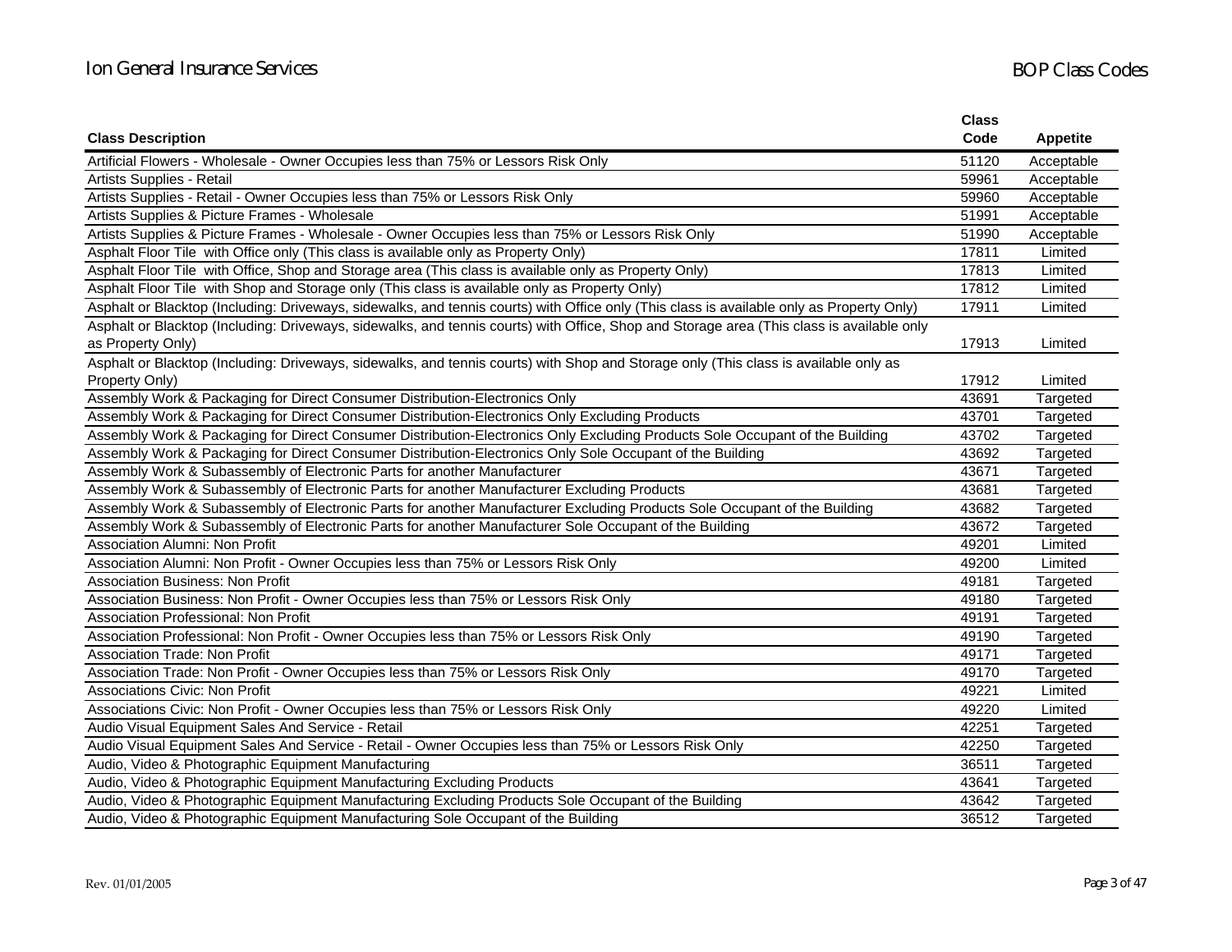| Class Description | Class Code | Appetite |
|---|---|---|
| Artificial Flowers - Wholesale - Owner Occupies less than 75% or Lessors Risk Only | 51120 | Acceptable |
| Artists Supplies - Retail | 59961 | Acceptable |
| Artists Supplies - Retail - Owner Occupies less than 75% or Lessors Risk Only | 59960 | Acceptable |
| Artists Supplies & Picture Frames - Wholesale | 51991 | Acceptable |
| Artists Supplies & Picture Frames - Wholesale - Owner Occupies less than 75% or Lessors Risk Only | 51990 | Acceptable |
| Asphalt Floor Tile with Office only (This class is available only as Property Only) | 17811 | Limited |
| Asphalt Floor Tile with Office, Shop and Storage area (This class is available only as Property Only) | 17813 | Limited |
| Asphalt Floor Tile with Shop and Storage only (This class is available only as Property Only) | 17812 | Limited |
| Asphalt or Blacktop (Including: Driveways, sidewalks, and tennis courts) with Office only (This class is available only as Property Only) | 17911 | Limited |
| Asphalt or Blacktop (Including: Driveways, sidewalks, and tennis courts) with Office, Shop and Storage area (This class is available only as Property Only) | 17913 | Limited |
| Asphalt or Blacktop (Including: Driveways, sidewalks, and tennis courts) with Shop and Storage only (This class is available only as Property Only) | 17912 | Limited |
| Assembly Work & Packaging for Direct Consumer Distribution-Electronics Only | 43691 | Targeted |
| Assembly Work & Packaging for Direct Consumer Distribution-Electronics Only Excluding Products | 43701 | Targeted |
| Assembly Work & Packaging for Direct Consumer Distribution-Electronics Only Excluding Products Sole Occupant of the Building | 43702 | Targeted |
| Assembly Work & Packaging for Direct Consumer Distribution-Electronics Only Sole Occupant of the Building | 43692 | Targeted |
| Assembly Work & Subassembly of Electronic Parts for another Manufacturer | 43671 | Targeted |
| Assembly Work & Subassembly of Electronic Parts for another Manufacturer Excluding Products | 43681 | Targeted |
| Assembly Work & Subassembly of Electronic Parts for another Manufacturer Excluding Products Sole Occupant of the Building | 43682 | Targeted |
| Assembly Work & Subassembly of Electronic Parts for another Manufacturer Sole Occupant of the Building | 43672 | Targeted |
| Association Alumni: Non Profit | 49201 | Limited |
| Association Alumni: Non Profit - Owner Occupies less than 75% or Lessors Risk Only | 49200 | Limited |
| Association Business: Non Profit | 49181 | Targeted |
| Association Business: Non Profit - Owner Occupies less than 75% or Lessors Risk Only | 49180 | Targeted |
| Association Professional: Non Profit | 49191 | Targeted |
| Association Professional: Non Profit - Owner Occupies less than 75% or Lessors Risk Only | 49190 | Targeted |
| Association Trade: Non Profit | 49171 | Targeted |
| Association Trade: Non Profit - Owner Occupies less than 75% or Lessors Risk Only | 49170 | Targeted |
| Associations Civic: Non Profit | 49221 | Limited |
| Associations Civic: Non Profit - Owner Occupies less than 75% or Lessors Risk Only | 49220 | Limited |
| Audio Visual Equipment Sales And Service - Retail | 42251 | Targeted |
| Audio Visual Equipment Sales And Service - Retail - Owner Occupies less than 75% or Lessors Risk Only | 42250 | Targeted |
| Audio, Video & Photographic Equipment Manufacturing | 36511 | Targeted |
| Audio, Video & Photographic Equipment Manufacturing Excluding Products | 43641 | Targeted |
| Audio, Video & Photographic Equipment Manufacturing Excluding Products Sole Occupant of the Building | 43642 | Targeted |
| Audio, Video & Photographic Equipment Manufacturing Sole Occupant of the Building | 36512 | Targeted |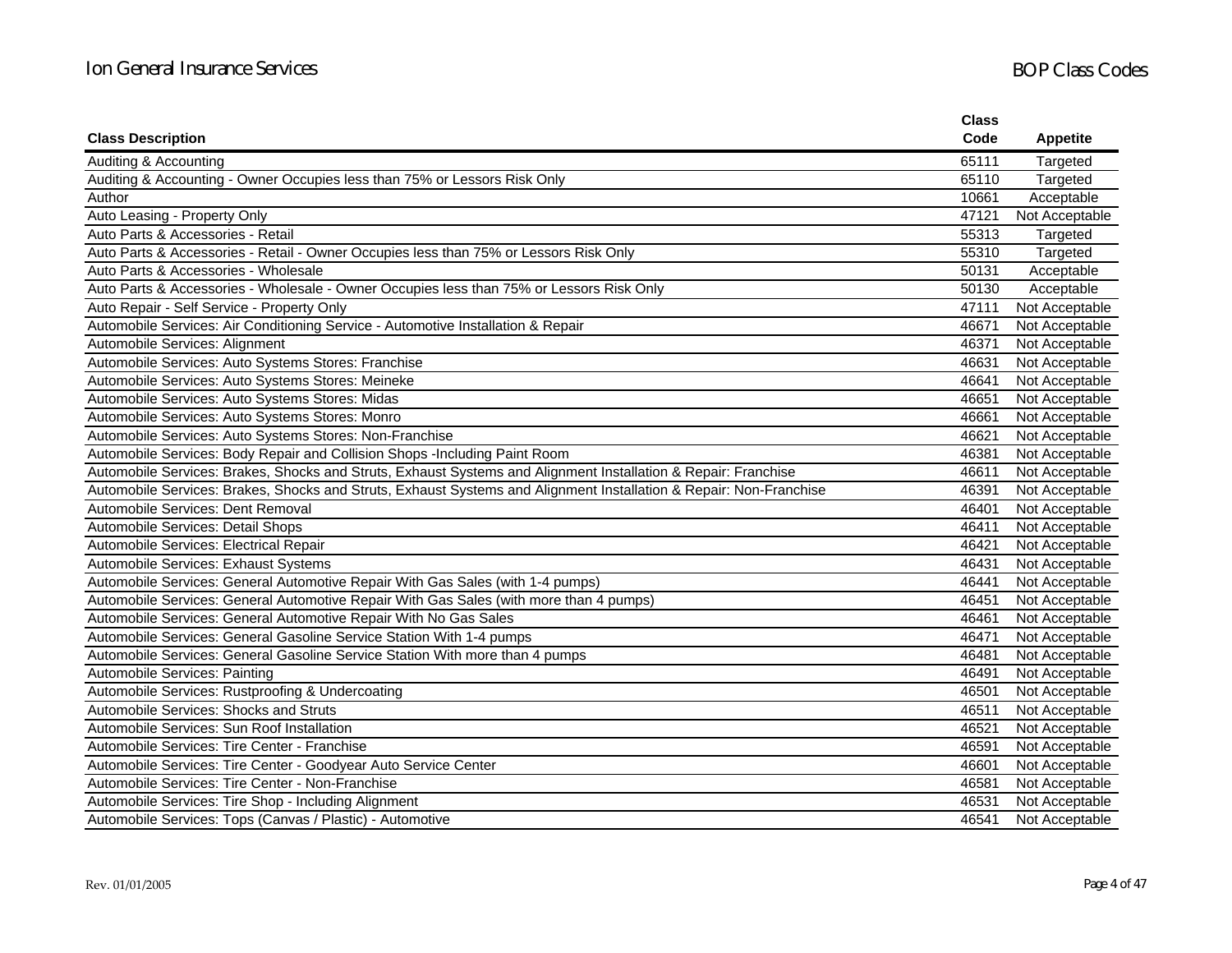| Class Description | Class Code | Appetite |
|---|---|---|
| Auditing & Accounting | 65111 | Targeted |
| Auditing & Accounting - Owner Occupies less than 75% or Lessors Risk Only | 65110 | Targeted |
| Author | 10661 | Acceptable |
| Auto Leasing - Property Only | 47121 | Not Acceptable |
| Auto Parts & Accessories - Retail | 55313 | Targeted |
| Auto Parts & Accessories - Retail - Owner Occupies less than 75% or Lessors Risk Only | 55310 | Targeted |
| Auto Parts & Accessories - Wholesale | 50131 | Acceptable |
| Auto Parts & Accessories - Wholesale - Owner Occupies less than 75% or Lessors Risk Only | 50130 | Acceptable |
| Auto Repair - Self Service - Property Only | 47111 | Not Acceptable |
| Automobile Services: Air Conditioning Service - Automotive Installation & Repair | 46671 | Not Acceptable |
| Automobile Services: Alignment | 46371 | Not Acceptable |
| Automobile Services: Auto Systems Stores: Franchise | 46631 | Not Acceptable |
| Automobile Services: Auto Systems Stores: Meineke | 46641 | Not Acceptable |
| Automobile Services: Auto Systems Stores: Midas | 46651 | Not Acceptable |
| Automobile Services: Auto Systems Stores: Monro | 46661 | Not Acceptable |
| Automobile Services: Auto Systems Stores: Non-Franchise | 46621 | Not Acceptable |
| Automobile Services: Body Repair and Collision Shops -Including Paint Room | 46381 | Not Acceptable |
| Automobile Services: Brakes, Shocks and Struts, Exhaust Systems and Alignment Installation & Repair: Franchise | 46611 | Not Acceptable |
| Automobile Services: Brakes, Shocks and Struts, Exhaust Systems and Alignment Installation & Repair: Non-Franchise | 46391 | Not Acceptable |
| Automobile Services: Dent Removal | 46401 | Not Acceptable |
| Automobile Services: Detail Shops | 46411 | Not Acceptable |
| Automobile Services: Electrical Repair | 46421 | Not Acceptable |
| Automobile Services: Exhaust Systems | 46431 | Not Acceptable |
| Automobile Services: General Automotive Repair With Gas Sales (with 1-4 pumps) | 46441 | Not Acceptable |
| Automobile Services: General Automotive Repair With Gas Sales (with more than 4 pumps) | 46451 | Not Acceptable |
| Automobile Services: General Automotive Repair With No Gas Sales | 46461 | Not Acceptable |
| Automobile Services: General Gasoline Service Station With 1-4 pumps | 46471 | Not Acceptable |
| Automobile Services: General Gasoline Service Station With more than 4 pumps | 46481 | Not Acceptable |
| Automobile Services: Painting | 46491 | Not Acceptable |
| Automobile Services: Rustproofing & Undercoating | 46501 | Not Acceptable |
| Automobile Services: Shocks and Struts | 46511 | Not Acceptable |
| Automobile Services: Sun Roof Installation | 46521 | Not Acceptable |
| Automobile Services: Tire Center - Franchise | 46591 | Not Acceptable |
| Automobile Services: Tire Center - Goodyear Auto Service Center | 46601 | Not Acceptable |
| Automobile Services: Tire Center - Non-Franchise | 46581 | Not Acceptable |
| Automobile Services: Tire Shop - Including Alignment | 46531 | Not Acceptable |
| Automobile Services: Tops (Canvas / Plastic) - Automotive | 46541 | Not Acceptable |

Rev. 01/01/2005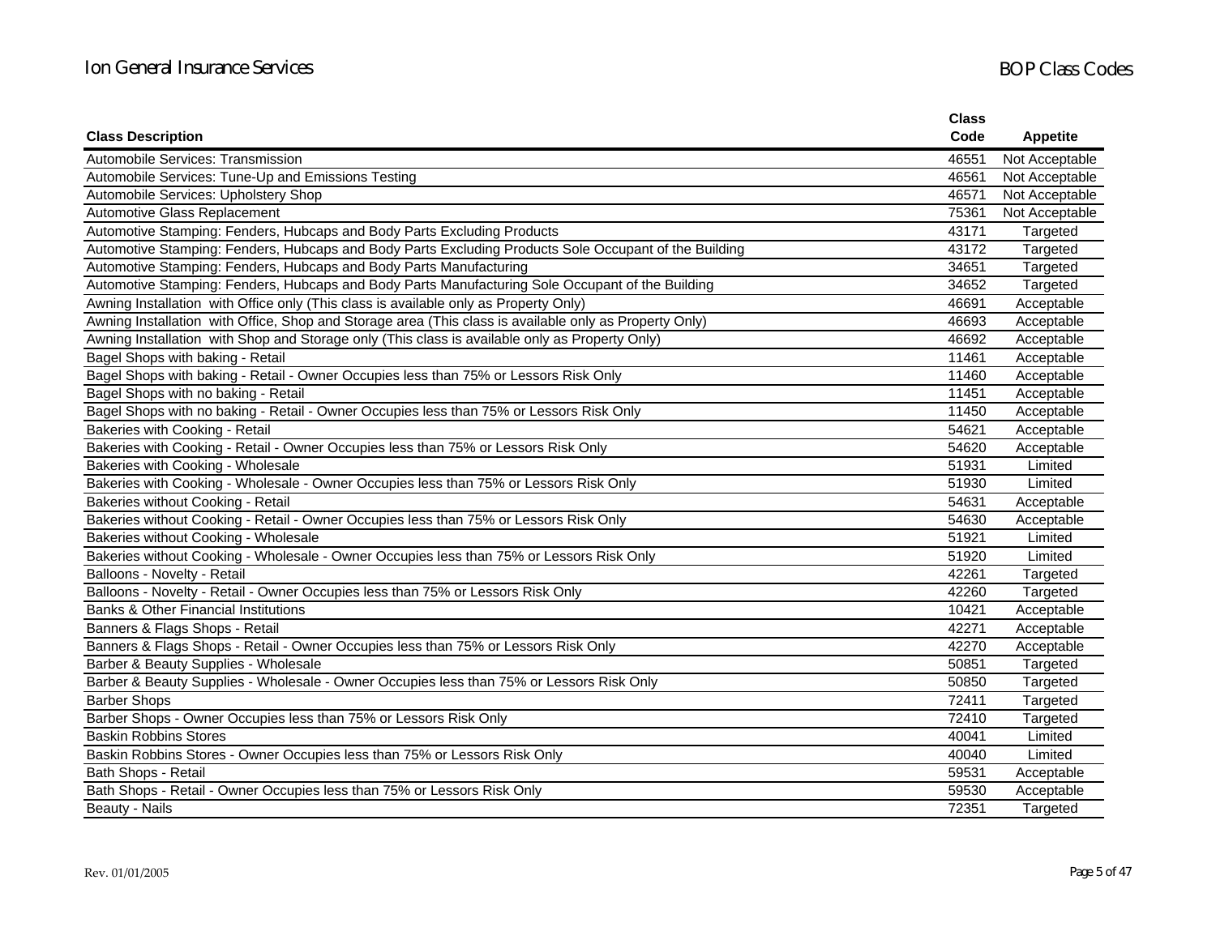| Class Description | Class Code | Appetite |
|---|---|---|
| Automobile Services: Transmission | 46551 | Not Acceptable |
| Automobile Services: Tune-Up and Emissions Testing | 46561 | Not Acceptable |
| Automobile Services: Upholstery Shop | 46571 | Not Acceptable |
| Automotive Glass Replacement | 75361 | Not Acceptable |
| Automotive Stamping: Fenders, Hubcaps and Body Parts Excluding Products | 43171 | Targeted |
| Automotive Stamping: Fenders, Hubcaps and Body Parts Excluding Products Sole Occupant of the Building | 43172 | Targeted |
| Automotive Stamping: Fenders, Hubcaps and Body Parts Manufacturing | 34651 | Targeted |
| Automotive Stamping: Fenders, Hubcaps and Body Parts Manufacturing Sole Occupant of the Building | 34652 | Targeted |
| Awning Installation with Office only (This class is available only as Property Only) | 46691 | Acceptable |
| Awning Installation with Office, Shop and Storage area (This class is available only as Property Only) | 46693 | Acceptable |
| Awning Installation with Shop and Storage only (This class is available only as Property Only) | 46692 | Acceptable |
| Bagel Shops with baking - Retail | 11461 | Acceptable |
| Bagel Shops with baking - Retail - Owner Occupies less than 75% or Lessors Risk Only | 11460 | Acceptable |
| Bagel Shops with no baking - Retail | 11451 | Acceptable |
| Bagel Shops with no baking - Retail - Owner Occupies less than 75% or Lessors Risk Only | 11450 | Acceptable |
| Bakeries with Cooking - Retail | 54621 | Acceptable |
| Bakeries with Cooking - Retail - Owner Occupies less than 75% or Lessors Risk Only | 54620 | Acceptable |
| Bakeries with Cooking - Wholesale | 51931 | Limited |
| Bakeries with Cooking - Wholesale - Owner Occupies less than 75% or Lessors Risk Only | 51930 | Limited |
| Bakeries without Cooking - Retail | 54631 | Acceptable |
| Bakeries without Cooking - Retail - Owner Occupies less than 75% or Lessors Risk Only | 54630 | Acceptable |
| Bakeries without Cooking - Wholesale | 51921 | Limited |
| Bakeries without Cooking - Wholesale - Owner Occupies less than 75% or Lessors Risk Only | 51920 | Limited |
| Balloons - Novelty - Retail | 42261 | Targeted |
| Balloons - Novelty - Retail - Owner Occupies less than 75% or Lessors Risk Only | 42260 | Targeted |
| Banks & Other Financial Institutions | 10421 | Acceptable |
| Banners & Flags Shops - Retail | 42271 | Acceptable |
| Banners & Flags Shops - Retail - Owner Occupies less than 75% or Lessors Risk Only | 42270 | Acceptable |
| Barber & Beauty Supplies - Wholesale | 50851 | Targeted |
| Barber & Beauty Supplies - Wholesale - Owner Occupies less than 75% or Lessors Risk Only | 50850 | Targeted |
| Barber Shops | 72411 | Targeted |
| Barber Shops - Owner Occupies less than 75% or Lessors Risk Only | 72410 | Targeted |
| Baskin Robbins Stores | 40041 | Limited |
| Baskin Robbins Stores - Owner Occupies less than 75% or Lessors Risk Only | 40040 | Limited |
| Bath Shops - Retail | 59531 | Acceptable |
| Bath Shops - Retail - Owner Occupies less than 75% or Lessors Risk Only | 59530 | Acceptable |
| Beauty - Nails | 72351 | Targeted |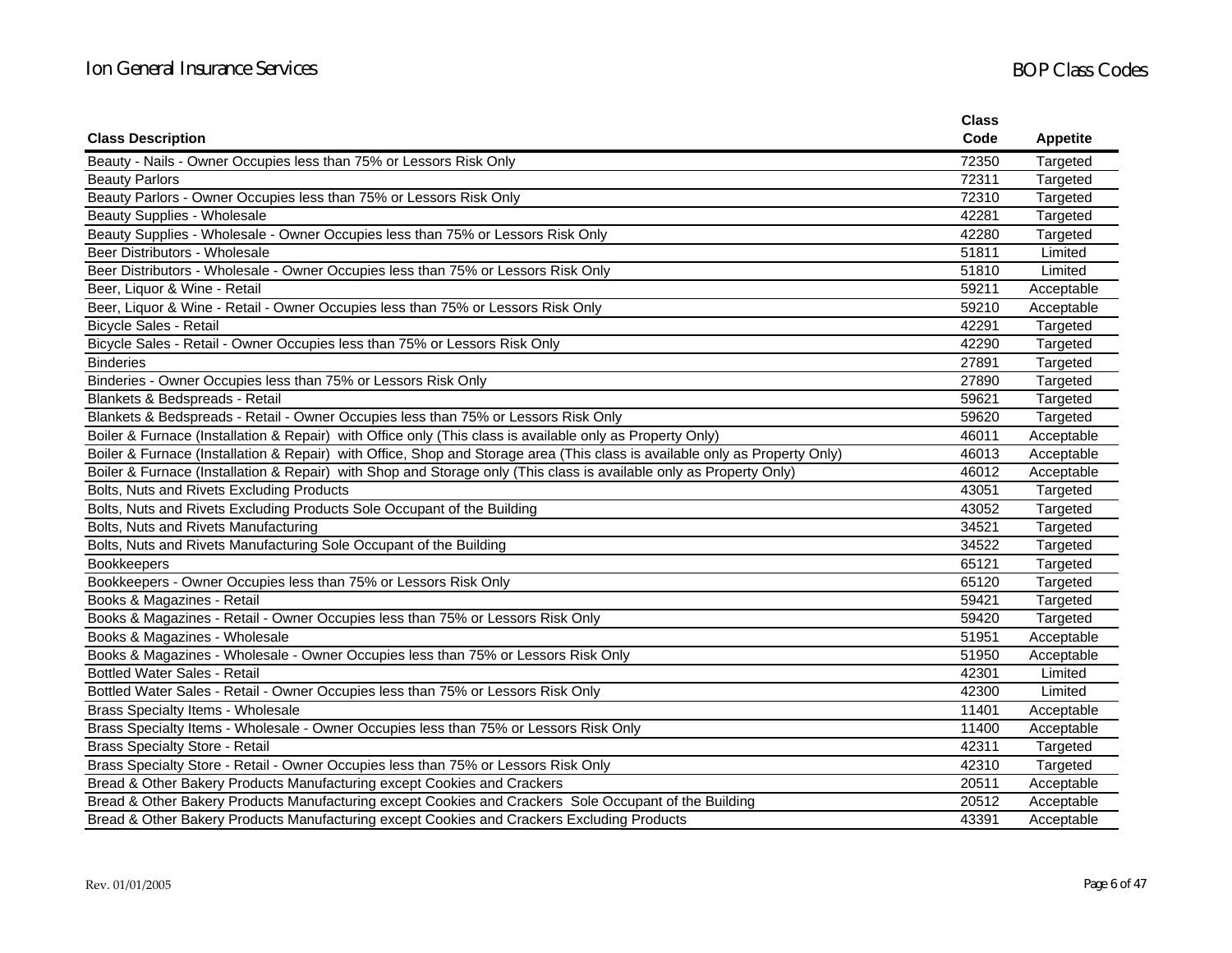| Class Description | Class Code | Appetite |
|---|---|---|
| Beauty - Nails - Owner Occupies less than 75% or Lessors Risk Only | 72350 | Targeted |
| Beauty Parlors | 72311 | Targeted |
| Beauty Parlors - Owner Occupies less than 75% or Lessors Risk Only | 72310 | Targeted |
| Beauty Supplies - Wholesale | 42281 | Targeted |
| Beauty Supplies - Wholesale - Owner Occupies less than 75% or Lessors Risk Only | 42280 | Targeted |
| Beer Distributors - Wholesale | 51811 | Limited |
| Beer Distributors - Wholesale - Owner Occupies less than 75% or Lessors Risk Only | 51810 | Limited |
| Beer, Liquor & Wine - Retail | 59211 | Acceptable |
| Beer, Liquor & Wine - Retail - Owner Occupies less than 75% or Lessors Risk Only | 59210 | Acceptable |
| Bicycle Sales - Retail | 42291 | Targeted |
| Bicycle Sales - Retail - Owner Occupies less than 75% or Lessors Risk Only | 42290 | Targeted |
| Binderies | 27891 | Targeted |
| Binderies - Owner Occupies less than 75% or Lessors Risk Only | 27890 | Targeted |
| Blankets & Bedspreads - Retail | 59621 | Targeted |
| Blankets & Bedspreads - Retail - Owner Occupies less than 75% or Lessors Risk Only | 59620 | Targeted |
| Boiler & Furnace (Installation & Repair) with Office only (This class is available only as Property Only) | 46011 | Acceptable |
| Boiler & Furnace (Installation & Repair) with Office, Shop and Storage area (This class is available only as Property Only) | 46013 | Acceptable |
| Boiler & Furnace (Installation & Repair) with Shop and Storage only (This class is available only as Property Only) | 46012 | Acceptable |
| Bolts, Nuts and Rivets Excluding Products | 43051 | Targeted |
| Bolts, Nuts and Rivets Excluding Products Sole Occupant of the Building | 43052 | Targeted |
| Bolts, Nuts and Rivets Manufacturing | 34521 | Targeted |
| Bolts, Nuts and Rivets Manufacturing Sole Occupant of the Building | 34522 | Targeted |
| Bookkeepers | 65121 | Targeted |
| Bookkeepers - Owner Occupies less than 75% or Lessors Risk Only | 65120 | Targeted |
| Books & Magazines - Retail | 59421 | Targeted |
| Books & Magazines - Retail - Owner Occupies less than 75% or Lessors Risk Only | 59420 | Targeted |
| Books & Magazines - Wholesale | 51951 | Acceptable |
| Books & Magazines - Wholesale - Owner Occupies less than 75% or Lessors Risk Only | 51950 | Acceptable |
| Bottled Water Sales - Retail | 42301 | Limited |
| Bottled Water Sales - Retail - Owner Occupies less than 75% or Lessors Risk Only | 42300 | Limited |
| Brass Specialty Items - Wholesale | 11401 | Acceptable |
| Brass Specialty Items - Wholesale - Owner Occupies less than 75% or Lessors Risk Only | 11400 | Acceptable |
| Brass Specialty Store - Retail | 42311 | Targeted |
| Brass Specialty Store - Retail - Owner Occupies less than 75% or Lessors Risk Only | 42310 | Targeted |
| Bread & Other Bakery Products Manufacturing except Cookies and Crackers | 20511 | Acceptable |
| Bread & Other Bakery Products Manufacturing except Cookies and Crackers Sole Occupant of the Building | 20512 | Acceptable |
| Bread & Other Bakery Products Manufacturing except Cookies and Crackers Excluding Products | 43391 | Acceptable |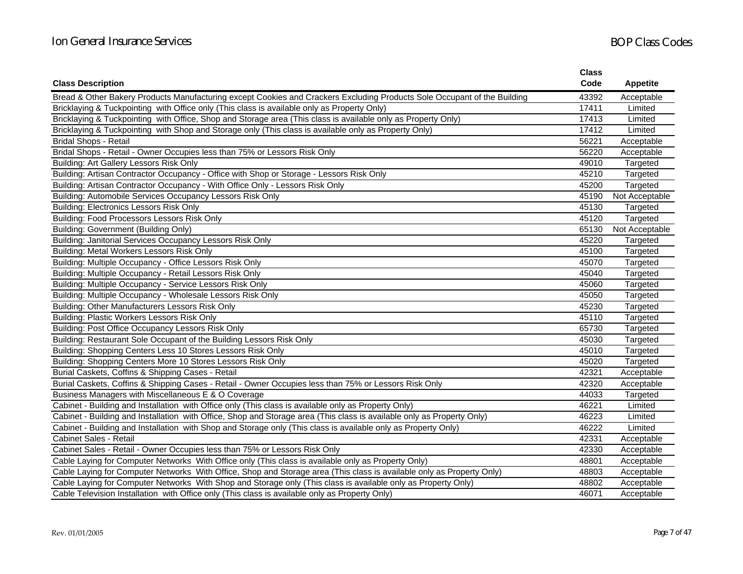| Class Description | Class Code | Appetite |
|---|---|---|
| Bread & Other Bakery Products Manufacturing except Cookies and Crackers Excluding Products Sole Occupant of the Building | 43392 | Acceptable |
| Bricklaying & Tuckpointing with Office only (This class is available only as Property Only) | 17411 | Limited |
| Bricklaying & Tuckpointing with Office, Shop and Storage area (This class is available only as Property Only) | 17413 | Limited |
| Bricklaying & Tuckpointing with Shop and Storage only (This class is available only as Property Only) | 17412 | Limited |
| Bridal Shops - Retail | 56221 | Acceptable |
| Bridal Shops - Retail - Owner Occupies less than 75% or Lessors Risk Only | 56220 | Acceptable |
| Building: Art Gallery Lessors Risk Only | 49010 | Targeted |
| Building: Artisan Contractor Occupancy - Office with Shop or Storage - Lessors Risk Only | 45210 | Targeted |
| Building: Artisan Contractor Occupancy - With Office Only - Lessors Risk Only | 45200 | Targeted |
| Building: Automobile Services Occupancy Lessors Risk Only | 45190 | Not Acceptable |
| Building: Electronics Lessors Risk Only | 45130 | Targeted |
| Building: Food Processors Lessors Risk Only | 45120 | Targeted |
| Building: Government (Building Only) | 65130 | Not Acceptable |
| Building: Janitorial Services Occupancy Lessors Risk Only | 45220 | Targeted |
| Building: Metal Workers Lessors Risk Only | 45100 | Targeted |
| Building: Multiple Occupancy - Office Lessors Risk Only | 45070 | Targeted |
| Building: Multiple Occupancy - Retail Lessors Risk Only | 45040 | Targeted |
| Building: Multiple Occupancy - Service Lessors Risk Only | 45060 | Targeted |
| Building: Multiple Occupancy - Wholesale Lessors Risk Only | 45050 | Targeted |
| Building: Other Manufacturers Lessors Risk Only | 45230 | Targeted |
| Building: Plastic Workers Lessors Risk Only | 45110 | Targeted |
| Building: Post Office Occupancy Lessors Risk Only | 65730 | Targeted |
| Building: Restaurant Sole Occupant of the Building Lessors Risk Only | 45030 | Targeted |
| Building: Shopping Centers Less 10 Stores Lessors Risk Only | 45010 | Targeted |
| Building: Shopping Centers More 10 Stores Lessors Risk Only | 45020 | Targeted |
| Burial Caskets, Coffins & Shipping Cases - Retail | 42321 | Acceptable |
| Burial Caskets, Coffins & Shipping Cases - Retail - Owner Occupies less than 75% or Lessors Risk Only | 42320 | Acceptable |
| Business Managers with Miscellaneous E & O Coverage | 44033 | Targeted |
| Cabinet - Building and Installation with Office only (This class is available only as Property Only) | 46221 | Limited |
| Cabinet - Building and Installation with Office, Shop and Storage area (This class is available only as Property Only) | 46223 | Limited |
| Cabinet - Building and Installation with Shop and Storage only (This class is available only as Property Only) | 46222 | Limited |
| Cabinet Sales - Retail | 42331 | Acceptable |
| Cabinet Sales - Retail - Owner Occupies less than 75% or Lessors Risk Only | 42330 | Acceptable |
| Cable Laying for Computer Networks With Office only (This class is available only as Property Only) | 48801 | Acceptable |
| Cable Laying for Computer Networks With Office, Shop and Storage area (This class is available only as Property Only) | 48803 | Acceptable |
| Cable Laying for Computer Networks With Shop and Storage only (This class is available only as Property Only) | 48802 | Acceptable |
| Cable Television Installation with Office only (This class is available only as Property Only) | 46071 | Acceptable |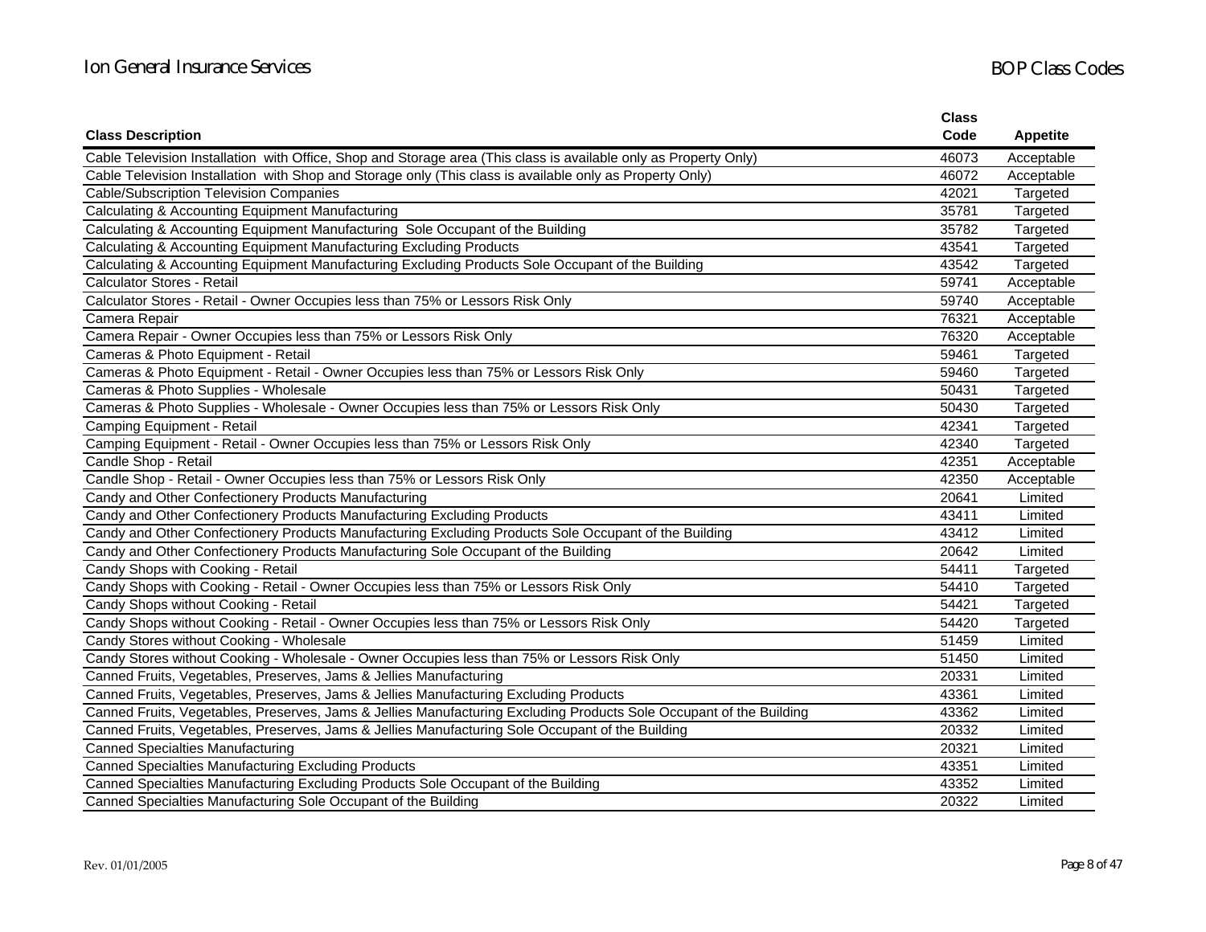| Class Description | Class Code | Appetite |
|---|---|---|
| Cable Television Installation with Office, Shop and Storage area (This class is available only as Property Only) | 46073 | Acceptable |
| Cable Television Installation with Shop and Storage only (This class is available only as Property Only) | 46072 | Acceptable |
| Cable/Subscription Television Companies | 42021 | Targeted |
| Calculating & Accounting Equipment Manufacturing | 35781 | Targeted |
| Calculating & Accounting Equipment Manufacturing Sole Occupant of the Building | 35782 | Targeted |
| Calculating & Accounting Equipment Manufacturing Excluding Products | 43541 | Targeted |
| Calculating & Accounting Equipment Manufacturing Excluding Products Sole Occupant of the Building | 43542 | Targeted |
| Calculator Stores - Retail | 59741 | Acceptable |
| Calculator Stores - Retail - Owner Occupies less than 75% or Lessors Risk Only | 59740 | Acceptable |
| Camera Repair | 76321 | Acceptable |
| Camera Repair - Owner Occupies less than 75% or Lessors Risk Only | 76320 | Acceptable |
| Cameras & Photo Equipment - Retail | 59461 | Targeted |
| Cameras & Photo Equipment - Retail - Owner Occupies less than 75% or Lessors Risk Only | 59460 | Targeted |
| Cameras & Photo Supplies - Wholesale | 50431 | Targeted |
| Cameras & Photo Supplies - Wholesale - Owner Occupies less than 75% or Lessors Risk Only | 50430 | Targeted |
| Camping Equipment - Retail | 42341 | Targeted |
| Camping Equipment - Retail - Owner Occupies less than 75% or Lessors Risk Only | 42340 | Targeted |
| Candle Shop - Retail | 42351 | Acceptable |
| Candle Shop - Retail - Owner Occupies less than 75% or Lessors Risk Only | 42350 | Acceptable |
| Candy and Other Confectionery Products Manufacturing | 20641 | Limited |
| Candy and Other Confectionery Products Manufacturing Excluding Products | 43411 | Limited |
| Candy and Other Confectionery Products Manufacturing Excluding Products Sole Occupant of the Building | 43412 | Limited |
| Candy and Other Confectionery Products Manufacturing Sole Occupant of the Building | 20642 | Limited |
| Candy Shops with Cooking - Retail | 54411 | Targeted |
| Candy Shops with Cooking - Retail - Owner Occupies less than 75% or Lessors Risk Only | 54410 | Targeted |
| Candy Shops without Cooking - Retail | 54421 | Targeted |
| Candy Shops without Cooking - Retail - Owner Occupies less than 75% or Lessors Risk Only | 54420 | Targeted |
| Candy Stores without Cooking - Wholesale | 51459 | Limited |
| Candy Stores without Cooking - Wholesale - Owner Occupies less than 75% or Lessors Risk Only | 51450 | Limited |
| Canned Fruits, Vegetables, Preserves, Jams & Jellies Manufacturing | 20331 | Limited |
| Canned Fruits, Vegetables, Preserves, Jams & Jellies Manufacturing Excluding Products | 43361 | Limited |
| Canned Fruits, Vegetables, Preserves, Jams & Jellies Manufacturing Excluding Products Sole Occupant of the Building | 43362 | Limited |
| Canned Fruits, Vegetables, Preserves, Jams & Jellies Manufacturing Sole Occupant of the Building | 20332 | Limited |
| Canned Specialties Manufacturing | 20321 | Limited |
| Canned Specialties Manufacturing Excluding Products | 43351 | Limited |
| Canned Specialties Manufacturing Excluding Products Sole Occupant of the Building | 43352 | Limited |
| Canned Specialties Manufacturing Sole Occupant of the Building | 20322 | Limited |

Rev. 01/01/2005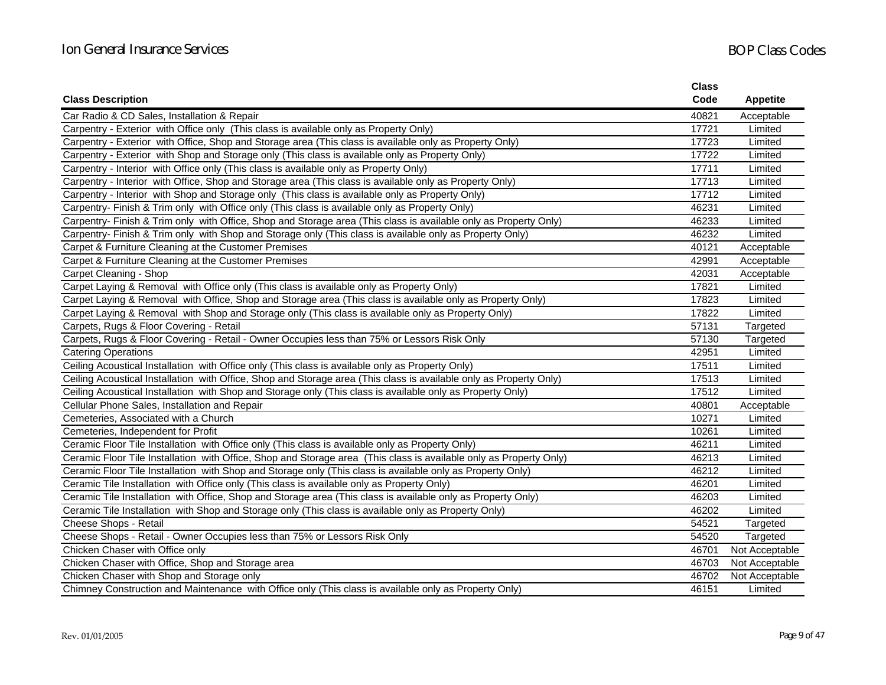| Class Description | Class Code | Appetite |
|---|---|---|
| Car Radio & CD Sales, Installation & Repair | 40821 | Acceptable |
| Carpentry - Exterior with Office only (This class is available only as Property Only) | 17721 | Limited |
| Carpentry - Exterior with Office, Shop and Storage area (This class is available only as Property Only) | 17723 | Limited |
| Carpentry - Exterior with Shop and Storage only (This class is available only as Property Only) | 17722 | Limited |
| Carpentry - Interior with Office only (This class is available only as Property Only) | 17711 | Limited |
| Carpentry - Interior with Office, Shop and Storage area (This class is available only as Property Only) | 17713 | Limited |
| Carpentry - Interior with Shop and Storage only (This class is available only as Property Only) | 17712 | Limited |
| Carpentry- Finish & Trim only with Office only (This class is available only as Property Only) | 46231 | Limited |
| Carpentry- Finish & Trim only with Office, Shop and Storage area (This class is available only as Property Only) | 46233 | Limited |
| Carpentry- Finish & Trim only with Shop and Storage only (This class is available only as Property Only) | 46232 | Limited |
| Carpet & Furniture Cleaning at the Customer Premises | 40121 | Acceptable |
| Carpet & Furniture Cleaning at the Customer Premises | 42991 | Acceptable |
| Carpet Cleaning - Shop | 42031 | Acceptable |
| Carpet Laying & Removal with Office only (This class is available only as Property Only) | 17821 | Limited |
| Carpet Laying & Removal with Office, Shop and Storage area (This class is available only as Property Only) | 17823 | Limited |
| Carpet Laying & Removal with Shop and Storage only (This class is available only as Property Only) | 17822 | Limited |
| Carpets, Rugs & Floor Covering - Retail | 57131 | Targeted |
| Carpets, Rugs & Floor Covering - Retail - Owner Occupies less than 75% or Lessors Risk Only | 57130 | Targeted |
| Catering Operations | 42951 | Limited |
| Ceiling Acoustical Installation with Office only (This class is available only as Property Only) | 17511 | Limited |
| Ceiling Acoustical Installation with Office, Shop and Storage area (This class is available only as Property Only) | 17513 | Limited |
| Ceiling Acoustical Installation with Shop and Storage only (This class is available only as Property Only) | 17512 | Limited |
| Cellular Phone Sales, Installation and Repair | 40801 | Acceptable |
| Cemeteries, Associated with a Church | 10271 | Limited |
| Cemeteries, Independent for Profit | 10261 | Limited |
| Ceramic Floor Tile Installation with Office only (This class is available only as Property Only) | 46211 | Limited |
| Ceramic Floor Tile Installation with Office, Shop and Storage area (This class is available only as Property Only) | 46213 | Limited |
| Ceramic Floor Tile Installation with Shop and Storage only (This class is available only as Property Only) | 46212 | Limited |
| Ceramic Tile Installation with Office only (This class is available only as Property Only) | 46201 | Limited |
| Ceramic Tile Installation with Office, Shop and Storage area (This class is available only as Property Only) | 46203 | Limited |
| Ceramic Tile Installation with Shop and Storage only (This class is available only as Property Only) | 46202 | Limited |
| Cheese Shops - Retail | 54521 | Targeted |
| Cheese Shops - Retail - Owner Occupies less than 75% or Lessors Risk Only | 54520 | Targeted |
| Chicken Chaser with Office only | 46701 | Not Acceptable |
| Chicken Chaser with Office, Shop and Storage area | 46703 | Not Acceptable |
| Chicken Chaser with Shop and Storage only | 46702 | Not Acceptable |
| Chimney Construction and Maintenance with Office only (This class is available only as Property Only) | 46151 | Limited |

Rev. 01/01/2005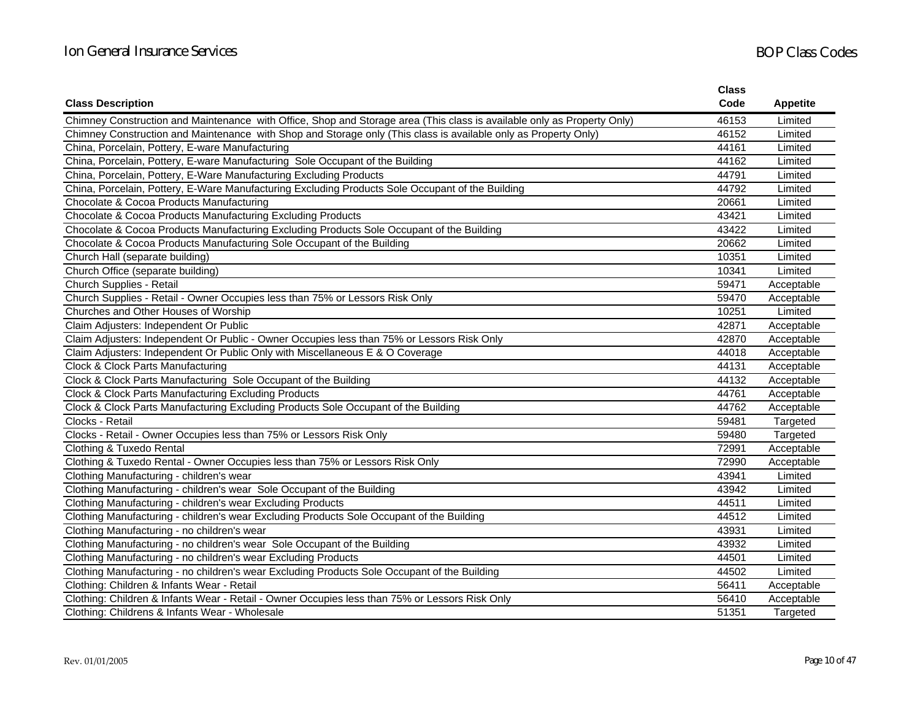| Class Description | Class Code | Appetite |
|---|---|---|
| Chimney Construction and Maintenance with Office, Shop and Storage area (This class is available only as Property Only) | 46153 | Limited |
| Chimney Construction and Maintenance with Shop and Storage only (This class is available only as Property Only) | 46152 | Limited |
| China, Porcelain, Pottery, E-ware Manufacturing | 44161 | Limited |
| China, Porcelain, Pottery, E-ware Manufacturing Sole Occupant of the Building | 44162 | Limited |
| China, Porcelain, Pottery, E-Ware Manufacturing Excluding Products | 44791 | Limited |
| China, Porcelain, Pottery, E-Ware Manufacturing Excluding Products Sole Occupant of the Building | 44792 | Limited |
| Chocolate & Cocoa Products Manufacturing | 20661 | Limited |
| Chocolate & Cocoa Products Manufacturing Excluding Products | 43421 | Limited |
| Chocolate & Cocoa Products Manufacturing Excluding Products Sole Occupant of the Building | 43422 | Limited |
| Chocolate & Cocoa Products Manufacturing Sole Occupant of the Building | 20662 | Limited |
| Church Hall (separate building) | 10351 | Limited |
| Church Office (separate building) | 10341 | Limited |
| Church Supplies - Retail | 59471 | Acceptable |
| Church Supplies - Retail - Owner Occupies less than 75% or Lessors Risk Only | 59470 | Acceptable |
| Churches and Other Houses of Worship | 10251 | Limited |
| Claim Adjusters: Independent Or Public | 42871 | Acceptable |
| Claim Adjusters: Independent Or Public - Owner Occupies less than 75% or Lessors Risk Only | 42870 | Acceptable |
| Claim Adjusters: Independent Or Public Only with Miscellaneous E & O Coverage | 44018 | Acceptable |
| Clock & Clock Parts Manufacturing | 44131 | Acceptable |
| Clock & Clock Parts Manufacturing Sole Occupant of the Building | 44132 | Acceptable |
| Clock & Clock Parts Manufacturing Excluding Products | 44761 | Acceptable |
| Clock & Clock Parts Manufacturing Excluding Products Sole Occupant of the Building | 44762 | Acceptable |
| Clocks - Retail | 59481 | Targeted |
| Clocks - Retail - Owner Occupies less than 75% or Lessors Risk Only | 59480 | Targeted |
| Clothing & Tuxedo Rental | 72991 | Acceptable |
| Clothing & Tuxedo Rental - Owner Occupies less than 75% or Lessors Risk Only | 72990 | Acceptable |
| Clothing Manufacturing - children's wear | 43941 | Limited |
| Clothing Manufacturing - children's wear Sole Occupant of the Building | 43942 | Limited |
| Clothing Manufacturing - children's wear Excluding Products | 44511 | Limited |
| Clothing Manufacturing - children's wear Excluding Products Sole Occupant of the Building | 44512 | Limited |
| Clothing Manufacturing - no children's wear | 43931 | Limited |
| Clothing Manufacturing - no children's wear Sole Occupant of the Building | 43932 | Limited |
| Clothing Manufacturing - no children's wear Excluding Products | 44501 | Limited |
| Clothing Manufacturing - no children's wear Excluding Products Sole Occupant of the Building | 44502 | Limited |
| Clothing: Children & Infants Wear - Retail | 56411 | Acceptable |
| Clothing: Children & Infants Wear - Retail - Owner Occupies less than 75% or Lessors Risk Only | 56410 | Acceptable |
| Clothing: Childrens & Infants Wear - Wholesale | 51351 | Targeted |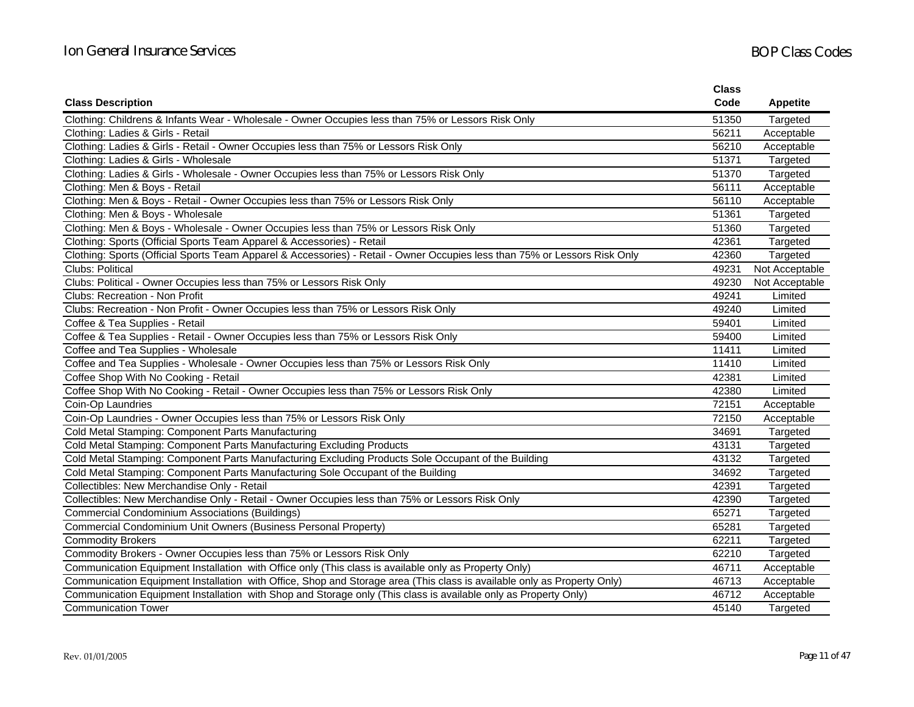| Class Description | Class Code | Appetite |
|---|---|---|
| Clothing: Childrens & Infants Wear - Wholesale - Owner Occupies less than 75% or Lessors Risk Only | 51350 | Targeted |
| Clothing: Ladies & Girls - Retail | 56211 | Acceptable |
| Clothing: Ladies & Girls - Retail - Owner Occupies less than 75% or Lessors Risk Only | 56210 | Acceptable |
| Clothing: Ladies & Girls - Wholesale | 51371 | Targeted |
| Clothing: Ladies & Girls - Wholesale - Owner Occupies less than 75% or Lessors Risk Only | 51370 | Targeted |
| Clothing: Men & Boys - Retail | 56111 | Acceptable |
| Clothing: Men & Boys - Retail - Owner Occupies less than 75% or Lessors Risk Only | 56110 | Acceptable |
| Clothing: Men & Boys - Wholesale | 51361 | Targeted |
| Clothing: Men & Boys - Wholesale - Owner Occupies less than 75% or Lessors Risk Only | 51360 | Targeted |
| Clothing: Sports (Official Sports Team Apparel & Accessories) - Retail | 42361 | Targeted |
| Clothing: Sports (Official Sports Team Apparel & Accessories) - Retail - Owner Occupies less than 75% or Lessors Risk Only | 42360 | Targeted |
| Clubs: Political | 49231 | Not Acceptable |
| Clubs: Political - Owner Occupies less than 75% or Lessors Risk Only | 49230 | Not Acceptable |
| Clubs: Recreation - Non Profit | 49241 | Limited |
| Clubs: Recreation - Non Profit - Owner Occupies less than 75% or Lessors Risk Only | 49240 | Limited |
| Coffee & Tea Supplies - Retail | 59401 | Limited |
| Coffee & Tea Supplies - Retail - Owner Occupies less than 75% or Lessors Risk Only | 59400 | Limited |
| Coffee and Tea Supplies - Wholesale | 11411 | Limited |
| Coffee and Tea Supplies - Wholesale - Owner Occupies less than 75% or Lessors Risk Only | 11410 | Limited |
| Coffee Shop With No Cooking - Retail | 42381 | Limited |
| Coffee Shop With No Cooking - Retail - Owner Occupies less than 75% or Lessors Risk Only | 42380 | Limited |
| Coin-Op Laundries | 72151 | Acceptable |
| Coin-Op Laundries - Owner Occupies less than 75% or Lessors Risk Only | 72150 | Acceptable |
| Cold Metal Stamping: Component Parts Manufacturing | 34691 | Targeted |
| Cold Metal Stamping: Component Parts Manufacturing Excluding Products | 43131 | Targeted |
| Cold Metal Stamping: Component Parts Manufacturing Excluding Products Sole Occupant of the Building | 43132 | Targeted |
| Cold Metal Stamping: Component Parts Manufacturing Sole Occupant of the Building | 34692 | Targeted |
| Collectibles: New Merchandise Only - Retail | 42391 | Targeted |
| Collectibles: New Merchandise Only - Retail - Owner Occupies less than 75% or Lessors Risk Only | 42390 | Targeted |
| Commercial Condominium Associations (Buildings) | 65271 | Targeted |
| Commercial Condominium Unit Owners (Business Personal Property) | 65281 | Targeted |
| Commodity Brokers | 62211 | Targeted |
| Commodity Brokers - Owner Occupies less than 75% or Lessors Risk Only | 62210 | Targeted |
| Communication Equipment Installation with Office only (This class is available only as Property Only) | 46711 | Acceptable |
| Communication Equipment Installation with Office, Shop and Storage area (This class is available only as Property Only) | 46713 | Acceptable |
| Communication Equipment Installation with Shop and Storage only (This class is available only as Property Only) | 46712 | Acceptable |
| Communication Tower | 45140 | Targeted |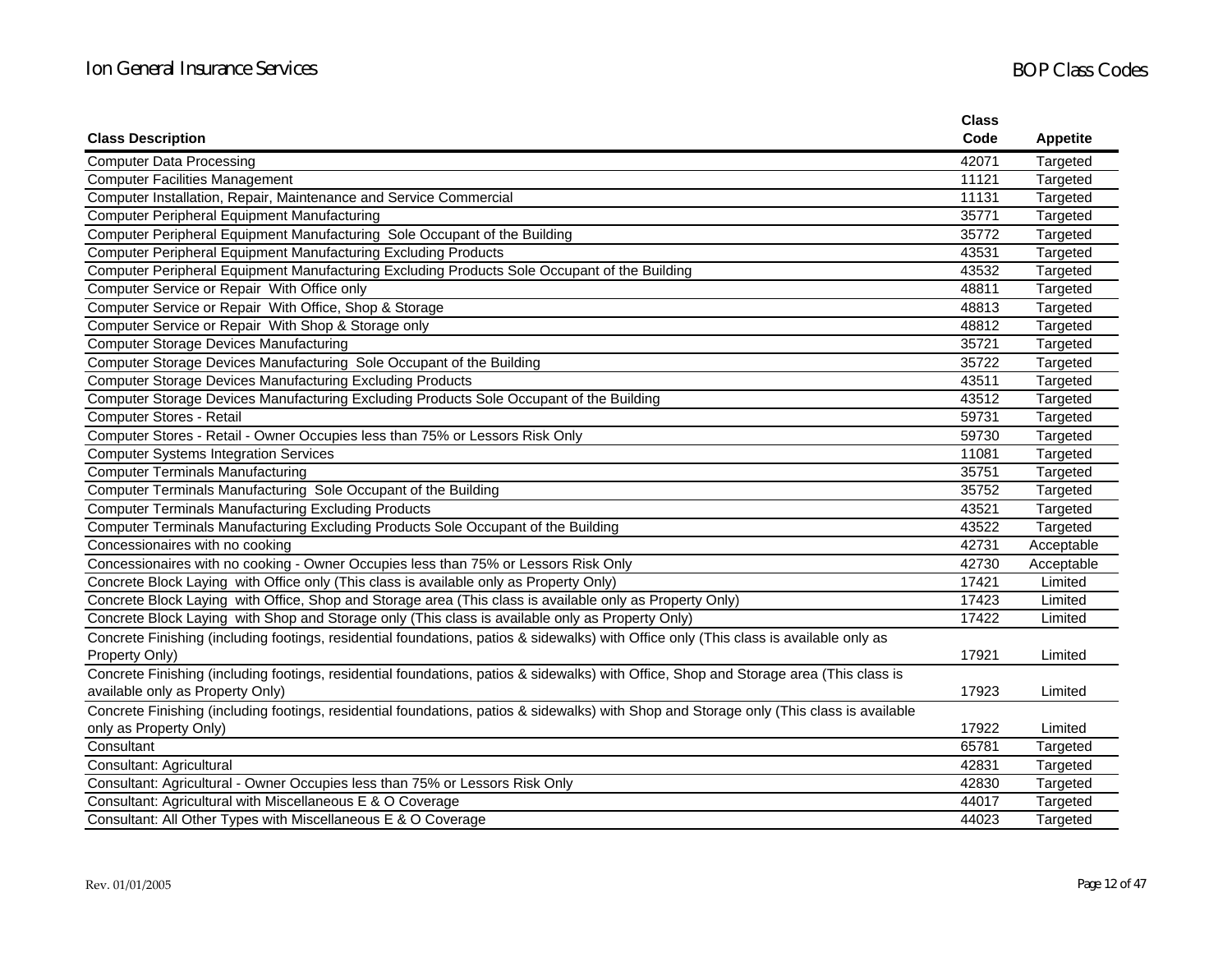| Class Description | Class Code | Appetite |
|---|---|---|
| Computer Data Processing | 42071 | Targeted |
| Computer Facilities Management | 11121 | Targeted |
| Computer Installation, Repair, Maintenance and Service Commercial | 11131 | Targeted |
| Computer Peripheral Equipment Manufacturing | 35771 | Targeted |
| Computer Peripheral Equipment Manufacturing  Sole Occupant of the Building | 35772 | Targeted |
| Computer Peripheral Equipment Manufacturing Excluding Products | 43531 | Targeted |
| Computer Peripheral Equipment Manufacturing Excluding Products Sole Occupant of the Building | 43532 | Targeted |
| Computer Service or Repair  With Office only | 48811 | Targeted |
| Computer Service or Repair  With Office, Shop & Storage | 48813 | Targeted |
| Computer Service or Repair  With Shop & Storage only | 48812 | Targeted |
| Computer Storage Devices Manufacturing | 35721 | Targeted |
| Computer Storage Devices Manufacturing  Sole Occupant of the Building | 35722 | Targeted |
| Computer Storage Devices Manufacturing Excluding Products | 43511 | Targeted |
| Computer Storage Devices Manufacturing Excluding Products Sole Occupant of the Building | 43512 | Targeted |
| Computer Stores - Retail | 59731 | Targeted |
| Computer Stores - Retail - Owner Occupies less than 75% or Lessors Risk Only | 59730 | Targeted |
| Computer Systems Integration Services | 11081 | Targeted |
| Computer Terminals Manufacturing | 35751 | Targeted |
| Computer Terminals Manufacturing  Sole Occupant of the Building | 35752 | Targeted |
| Computer Terminals Manufacturing Excluding Products | 43521 | Targeted |
| Computer Terminals Manufacturing Excluding Products Sole Occupant of the Building | 43522 | Targeted |
| Concessionaires with no cooking | 42731 | Acceptable |
| Concessionaires with no cooking - Owner Occupies less than 75% or Lessors Risk Only | 42730 | Acceptable |
| Concrete Block Laying  with Office only (This class is available only as Property Only) | 17421 | Limited |
| Concrete Block Laying  with Office, Shop and Storage area (This class is available only as Property Only) | 17423 | Limited |
| Concrete Block Laying  with Shop and Storage only (This class is available only as Property Only) | 17422 | Limited |
| Concrete Finishing (including footings, residential foundations, patios & sidewalks) with Office only (This class is available only as Property Only) | 17921 | Limited |
| Concrete Finishing (including footings, residential foundations, patios & sidewalks) with Office, Shop and Storage area (This class is available only as Property Only) | 17923 | Limited |
| Concrete Finishing (including footings, residential foundations, patios & sidewalks) with Shop and Storage only (This class is available only as Property Only) | 17922 | Limited |
| Consultant | 65781 | Targeted |
| Consultant: Agricultural | 42831 | Targeted |
| Consultant: Agricultural - Owner Occupies less than 75% or Lessors Risk Only | 42830 | Targeted |
| Consultant: Agricultural with Miscellaneous E & O Coverage | 44017 | Targeted |
| Consultant: All Other Types with Miscellaneous E & O Coverage | 44023 | Targeted |

Rev. 01/01/2005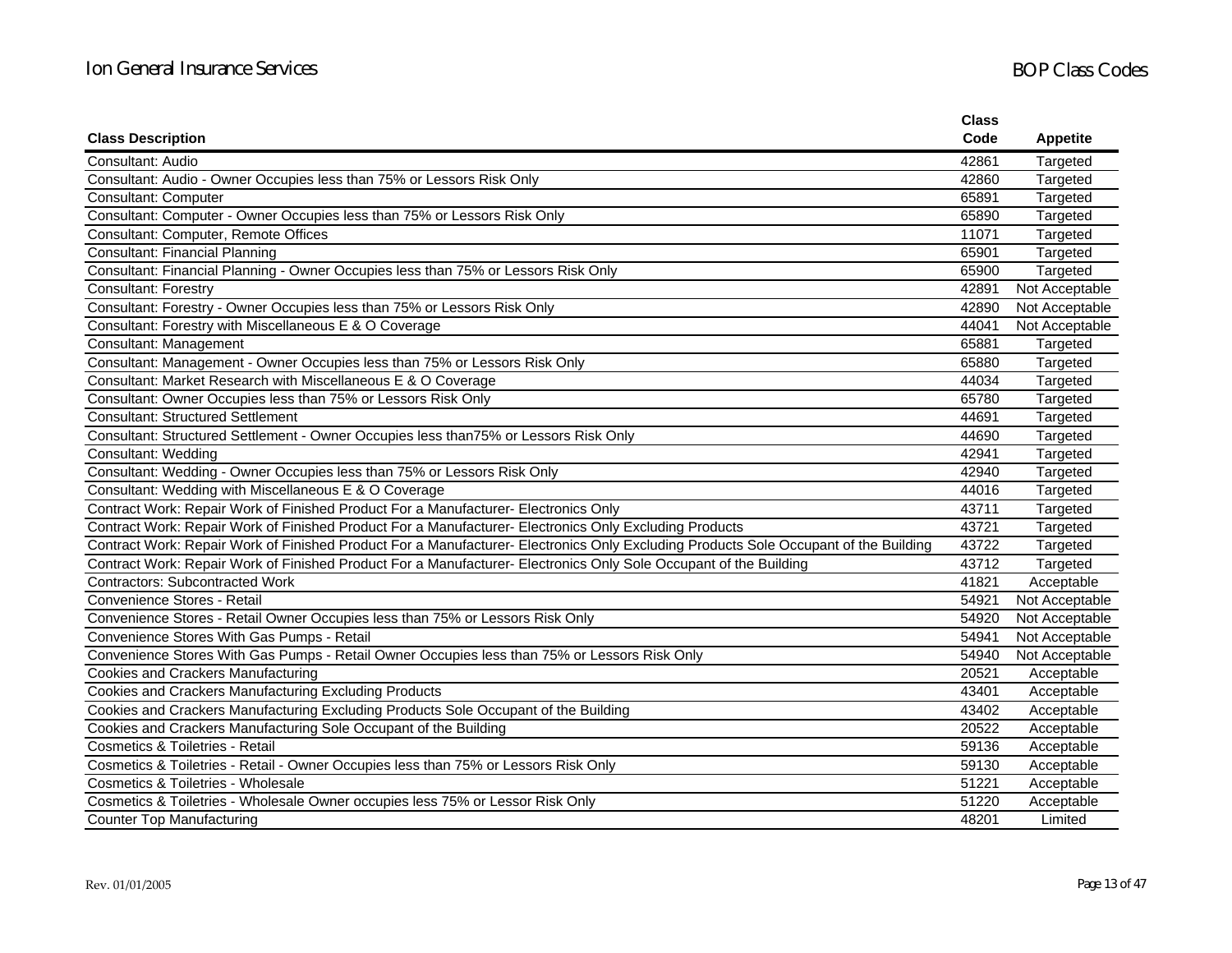| Class Description | Class Code | Appetite |
|---|---|---|
| Consultant: Audio | 42861 | Targeted |
| Consultant: Audio - Owner Occupies less than 75% or Lessors Risk Only | 42860 | Targeted |
| Consultant: Computer | 65891 | Targeted |
| Consultant: Computer - Owner Occupies less than 75% or Lessors Risk Only | 65890 | Targeted |
| Consultant: Computer, Remote Offices | 11071 | Targeted |
| Consultant: Financial Planning | 65901 | Targeted |
| Consultant: Financial Planning - Owner Occupies less than 75% or Lessors Risk Only | 65900 | Targeted |
| Consultant: Forestry | 42891 | Not Acceptable |
| Consultant: Forestry - Owner Occupies less than 75% or Lessors Risk Only | 42890 | Not Acceptable |
| Consultant: Forestry with Miscellaneous E & O Coverage | 44041 | Not Acceptable |
| Consultant: Management | 65881 | Targeted |
| Consultant: Management - Owner Occupies less than 75% or Lessors Risk Only | 65880 | Targeted |
| Consultant: Market Research with Miscellaneous E & O Coverage | 44034 | Targeted |
| Consultant: Owner Occupies less than 75% or Lessors Risk Only | 65780 | Targeted |
| Consultant: Structured Settlement | 44691 | Targeted |
| Consultant: Structured Settlement - Owner Occupies less than75% or Lessors Risk Only | 44690 | Targeted |
| Consultant: Wedding | 42941 | Targeted |
| Consultant: Wedding - Owner Occupies less than 75% or Lessors Risk Only | 42940 | Targeted |
| Consultant: Wedding with Miscellaneous E & O Coverage | 44016 | Targeted |
| Contract Work: Repair Work of Finished Product For a Manufacturer- Electronics Only | 43711 | Targeted |
| Contract Work: Repair Work of Finished Product For a Manufacturer- Electronics Only Excluding Products | 43721 | Targeted |
| Contract Work: Repair Work of Finished Product For a Manufacturer- Electronics Only Excluding Products Sole Occupant of the Building | 43722 | Targeted |
| Contract Work: Repair Work of Finished Product For a Manufacturer- Electronics Only Sole Occupant of the Building | 43712 | Targeted |
| Contractors: Subcontracted Work | 41821 | Acceptable |
| Convenience Stores - Retail | 54921 | Not Acceptable |
| Convenience Stores - Retail Owner Occupies less than 75% or Lessors Risk Only | 54920 | Not Acceptable |
| Convenience Stores With Gas Pumps - Retail | 54941 | Not Acceptable |
| Convenience Stores With Gas Pumps - Retail Owner Occupies less than 75% or Lessors Risk Only | 54940 | Not Acceptable |
| Cookies and Crackers Manufacturing | 20521 | Acceptable |
| Cookies and Crackers Manufacturing Excluding Products | 43401 | Acceptable |
| Cookies and Crackers Manufacturing Excluding Products Sole Occupant of the Building | 43402 | Acceptable |
| Cookies and Crackers Manufacturing Sole Occupant of the Building | 20522 | Acceptable |
| Cosmetics & Toiletries - Retail | 59136 | Acceptable |
| Cosmetics & Toiletries - Retail - Owner Occupies less than 75% or Lessors Risk Only | 59130 | Acceptable |
| Cosmetics & Toiletries - Wholesale | 51221 | Acceptable |
| Cosmetics & Toiletries - Wholesale Owner occupies less 75% or Lessor Risk Only | 51220 | Acceptable |
| Counter Top Manufacturing | 48201 | Limited |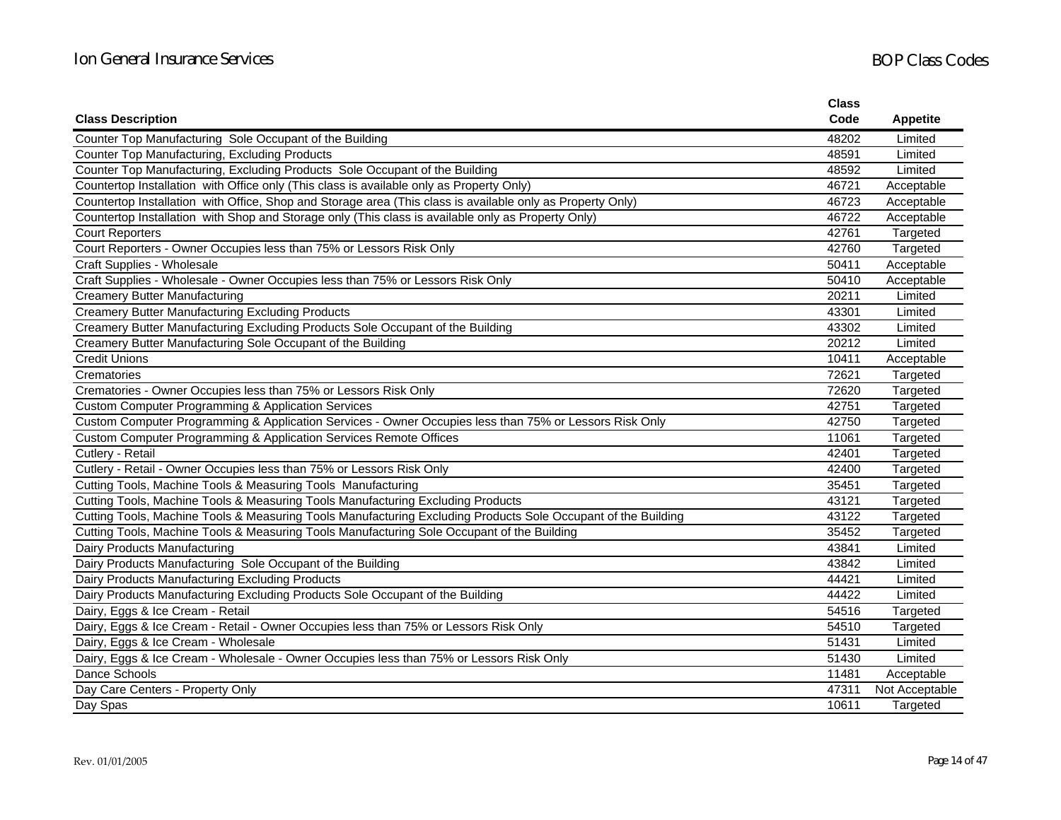| Class Description | Class Code | Appetite |
|---|---|---|
| Counter Top Manufacturing  Sole Occupant of the Building | 48202 | Limited |
| Counter Top Manufacturing, Excluding Products | 48591 | Limited |
| Counter Top Manufacturing, Excluding Products  Sole Occupant of the Building | 48592 | Limited |
| Countertop Installation  with Office only (This class is available only as Property Only) | 46721 | Acceptable |
| Countertop Installation  with Office, Shop and Storage area (This class is available only as Property Only) | 46723 | Acceptable |
| Countertop Installation  with Shop and Storage only (This class is available only as Property Only) | 46722 | Acceptable |
| Court Reporters | 42761 | Targeted |
| Court Reporters - Owner Occupies less than 75% or Lessors Risk Only | 42760 | Targeted |
| Craft Supplies - Wholesale | 50411 | Acceptable |
| Craft Supplies - Wholesale - Owner Occupies less than 75% or Lessors Risk Only | 50410 | Acceptable |
| Creamery Butter Manufacturing | 20211 | Limited |
| Creamery Butter Manufacturing Excluding Products | 43301 | Limited |
| Creamery Butter Manufacturing Excluding Products Sole Occupant of the Building | 43302 | Limited |
| Creamery Butter Manufacturing Sole Occupant of the Building | 20212 | Limited |
| Credit Unions | 10411 | Acceptable |
| Crematories | 72621 | Targeted |
| Crematories - Owner Occupies less than 75% or Lessors Risk Only | 72620 | Targeted |
| Custom Computer Programming & Application Services | 42751 | Targeted |
| Custom Computer Programming & Application Services - Owner Occupies less than 75% or Lessors Risk Only | 42750 | Targeted |
| Custom Computer Programming & Application Services Remote Offices | 11061 | Targeted |
| Cutlery - Retail | 42401 | Targeted |
| Cutlery - Retail - Owner Occupies less than 75% or Lessors Risk Only | 42400 | Targeted |
| Cutting Tools, Machine Tools & Measuring Tools  Manufacturing | 35451 | Targeted |
| Cutting Tools, Machine Tools & Measuring Tools Manufacturing Excluding Products | 43121 | Targeted |
| Cutting Tools, Machine Tools & Measuring Tools Manufacturing Excluding Products Sole Occupant of the Building | 43122 | Targeted |
| Cutting Tools, Machine Tools & Measuring Tools Manufacturing Sole Occupant of the Building | 35452 | Targeted |
| Dairy Products Manufacturing | 43841 | Limited |
| Dairy Products Manufacturing  Sole Occupant of the Building | 43842 | Limited |
| Dairy Products Manufacturing Excluding Products | 44421 | Limited |
| Dairy Products Manufacturing Excluding Products Sole Occupant of the Building | 44422 | Limited |
| Dairy, Eggs & Ice Cream - Retail | 54516 | Targeted |
| Dairy, Eggs & Ice Cream - Retail - Owner Occupies less than 75% or Lessors Risk Only | 54510 | Targeted |
| Dairy, Eggs & Ice Cream - Wholesale | 51431 | Limited |
| Dairy, Eggs & Ice Cream - Wholesale - Owner Occupies less than 75% or Lessors Risk Only | 51430 | Limited |
| Dance Schools | 11481 | Acceptable |
| Day Care Centers - Property Only | 47311 | Not Acceptable |
| Day Spas | 10611 | Targeted |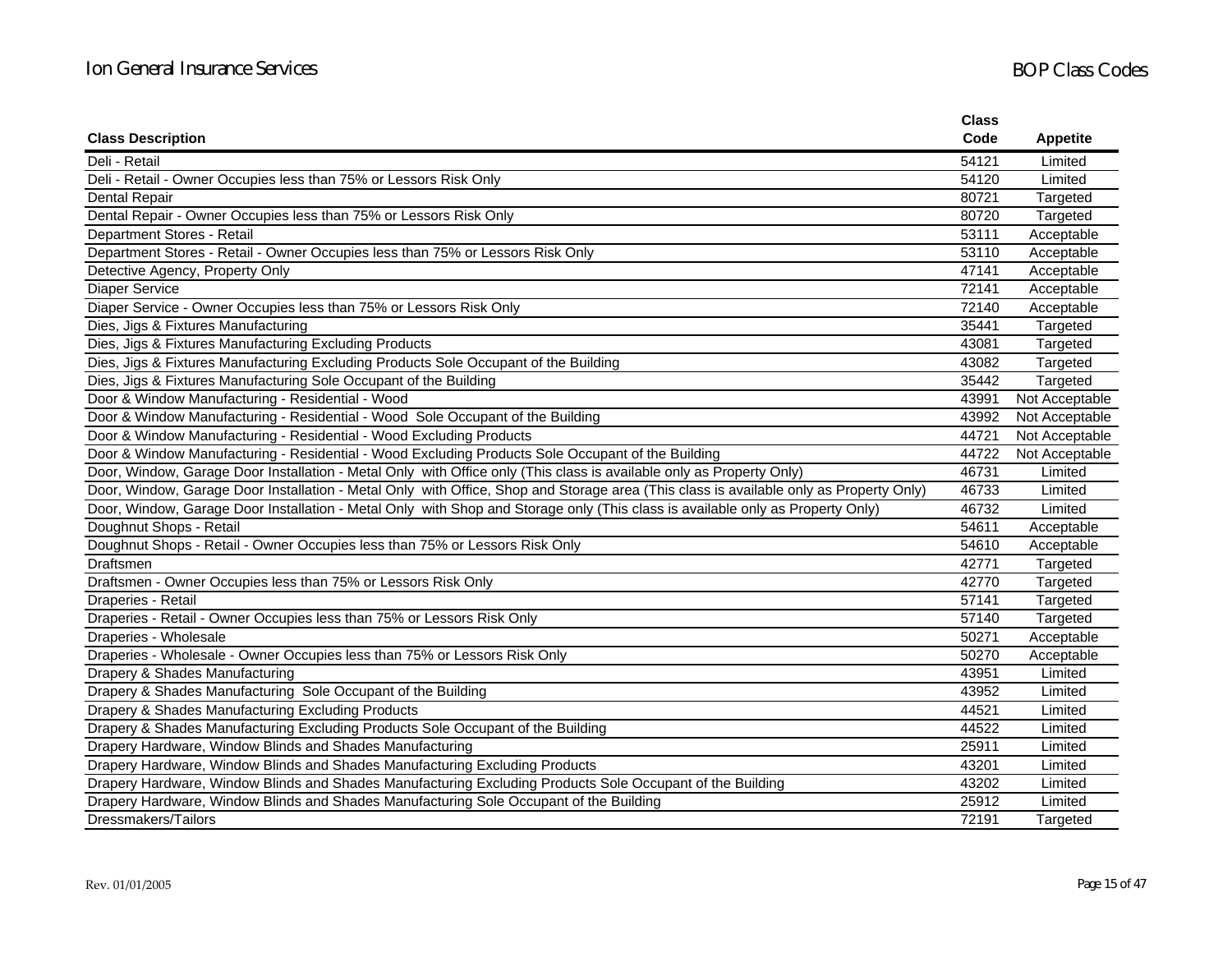| Class Description | Class Code | Appetite |
|---|---|---|
| Deli - Retail | 54121 | Limited |
| Deli - Retail - Owner Occupies less than 75% or Lessors Risk Only | 54120 | Limited |
| Dental Repair | 80721 | Targeted |
| Dental Repair - Owner Occupies less than 75% or Lessors Risk Only | 80720 | Targeted |
| Department Stores - Retail | 53111 | Acceptable |
| Department Stores - Retail - Owner Occupies less than 75% or Lessors Risk Only | 53110 | Acceptable |
| Detective Agency, Property Only | 47141 | Acceptable |
| Diaper Service | 72141 | Acceptable |
| Diaper Service - Owner Occupies less than 75% or Lessors Risk Only | 72140 | Acceptable |
| Dies, Jigs & Fixtures Manufacturing | 35441 | Targeted |
| Dies, Jigs & Fixtures Manufacturing Excluding Products | 43081 | Targeted |
| Dies, Jigs & Fixtures Manufacturing Excluding Products Sole Occupant of the Building | 43082 | Targeted |
| Dies, Jigs & Fixtures Manufacturing Sole Occupant of the Building | 35442 | Targeted |
| Door & Window Manufacturing - Residential - Wood | 43991 | Not Acceptable |
| Door & Window Manufacturing - Residential - Wood Sole Occupant of the Building | 43992 | Not Acceptable |
| Door & Window Manufacturing - Residential - Wood Excluding Products | 44721 | Not Acceptable |
| Door & Window Manufacturing - Residential - Wood Excluding Products Sole Occupant of the Building | 44722 | Not Acceptable |
| Door, Window, Garage Door Installation - Metal Only with Office only (This class is available only as Property Only) | 46731 | Limited |
| Door, Window, Garage Door Installation - Metal Only with Office, Shop and Storage area (This class is available only as Property Only) | 46733 | Limited |
| Door, Window, Garage Door Installation - Metal Only with Shop and Storage only (This class is available only as Property Only) | 46732 | Limited |
| Doughnut Shops - Retail | 54611 | Acceptable |
| Doughnut Shops - Retail - Owner Occupies less than 75% or Lessors Risk Only | 54610 | Acceptable |
| Draftsmen | 42771 | Targeted |
| Draftsmen - Owner Occupies less than 75% or Lessors Risk Only | 42770 | Targeted |
| Draperies - Retail | 57141 | Targeted |
| Draperies - Retail - Owner Occupies less than 75% or Lessors Risk Only | 57140 | Targeted |
| Draperies - Wholesale | 50271 | Acceptable |
| Draperies - Wholesale - Owner Occupies less than 75% or Lessors Risk Only | 50270 | Acceptable |
| Drapery & Shades Manufacturing | 43951 | Limited |
| Drapery & Shades Manufacturing Sole Occupant of the Building | 43952 | Limited |
| Drapery & Shades Manufacturing Excluding Products | 44521 | Limited |
| Drapery & Shades Manufacturing Excluding Products Sole Occupant of the Building | 44522 | Limited |
| Drapery Hardware, Window Blinds and Shades Manufacturing | 25911 | Limited |
| Drapery Hardware, Window Blinds and Shades Manufacturing Excluding Products | 43201 | Limited |
| Drapery Hardware, Window Blinds and Shades Manufacturing Excluding Products Sole Occupant of the Building | 43202 | Limited |
| Drapery Hardware, Window Blinds and Shades Manufacturing Sole Occupant of the Building | 25912 | Limited |
| Dressmakers/Tailors | 72191 | Targeted |

Rev. 01/01/2005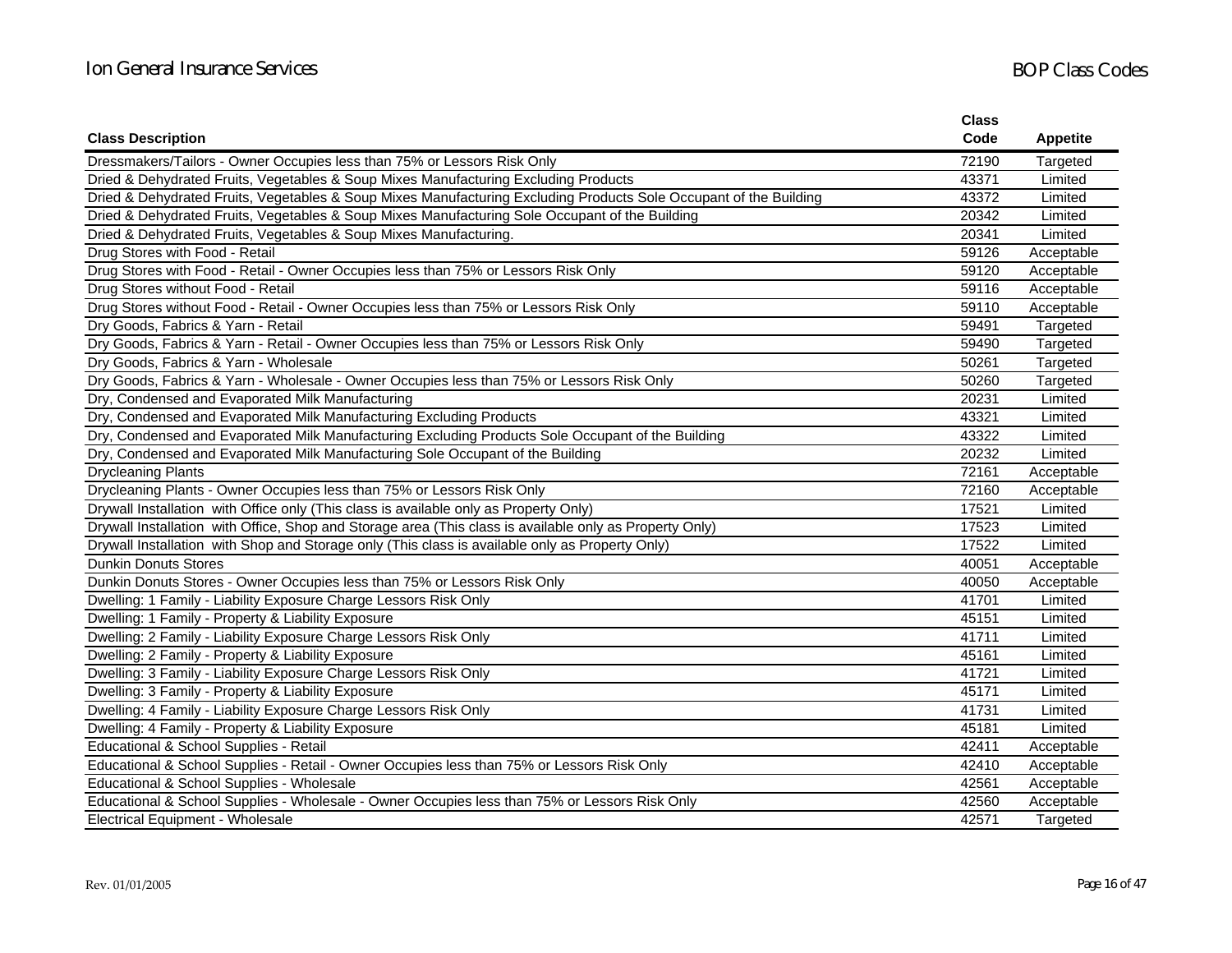| Class Description | Class Code | Appetite |
|---|---|---|
| Dressmakers/Tailors - Owner Occupies less than 75% or Lessors Risk Only | 72190 | Targeted |
| Dried & Dehydrated Fruits, Vegetables & Soup Mixes Manufacturing Excluding Products | 43371 | Limited |
| Dried & Dehydrated Fruits, Vegetables & Soup Mixes Manufacturing Excluding Products Sole Occupant of the Building | 43372 | Limited |
| Dried & Dehydrated Fruits, Vegetables & Soup Mixes Manufacturing Sole Occupant of the Building | 20342 | Limited |
| Dried & Dehydrated Fruits, Vegetables & Soup Mixes Manufacturing. | 20341 | Limited |
| Drug Stores with Food - Retail | 59126 | Acceptable |
| Drug Stores with Food - Retail - Owner Occupies less than 75% or Lessors Risk Only | 59120 | Acceptable |
| Drug Stores without Food - Retail | 59116 | Acceptable |
| Drug Stores without Food - Retail - Owner Occupies less than 75% or Lessors Risk Only | 59110 | Acceptable |
| Dry Goods, Fabrics & Yarn - Retail | 59491 | Targeted |
| Dry Goods, Fabrics & Yarn - Retail - Owner Occupies less than 75% or Lessors Risk Only | 59490 | Targeted |
| Dry Goods, Fabrics & Yarn - Wholesale | 50261 | Targeted |
| Dry Goods, Fabrics & Yarn - Wholesale - Owner Occupies less than 75% or Lessors Risk Only | 50260 | Targeted |
| Dry, Condensed and Evaporated Milk Manufacturing | 20231 | Limited |
| Dry, Condensed and Evaporated Milk Manufacturing Excluding Products | 43321 | Limited |
| Dry, Condensed and Evaporated Milk Manufacturing Excluding Products Sole Occupant of the Building | 43322 | Limited |
| Dry, Condensed and Evaporated Milk Manufacturing Sole Occupant of the Building | 20232 | Limited |
| Drycleaning Plants | 72161 | Acceptable |
| Drycleaning Plants - Owner Occupies less than 75% or Lessors Risk Only | 72160 | Acceptable |
| Drywall Installation with Office only (This class is available only as Property Only) | 17521 | Limited |
| Drywall Installation with Office, Shop and Storage area (This class is available only as Property Only) | 17523 | Limited |
| Drywall Installation with Shop and Storage only (This class is available only as Property Only) | 17522 | Limited |
| Dunkin Donuts Stores | 40051 | Acceptable |
| Dunkin Donuts Stores - Owner Occupies less than 75% or Lessors Risk Only | 40050 | Acceptable |
| Dwelling: 1 Family - Liability Exposure Charge Lessors Risk Only | 41701 | Limited |
| Dwelling: 1 Family - Property & Liability Exposure | 45151 | Limited |
| Dwelling: 2 Family - Liability Exposure Charge Lessors Risk Only | 41711 | Limited |
| Dwelling: 2 Family - Property & Liability Exposure | 45161 | Limited |
| Dwelling: 3 Family - Liability Exposure Charge Lessors Risk Only | 41721 | Limited |
| Dwelling: 3 Family - Property & Liability Exposure | 45171 | Limited |
| Dwelling: 4 Family - Liability Exposure Charge Lessors Risk Only | 41731 | Limited |
| Dwelling: 4 Family - Property & Liability Exposure | 45181 | Limited |
| Educational & School Supplies - Retail | 42411 | Acceptable |
| Educational & School Supplies - Retail - Owner Occupies less than 75% or Lessors Risk Only | 42410 | Acceptable |
| Educational & School Supplies - Wholesale | 42561 | Acceptable |
| Educational & School Supplies - Wholesale - Owner Occupies less than 75% or Lessors Risk Only | 42560 | Acceptable |
| Electrical Equipment - Wholesale | 42571 | Targeted |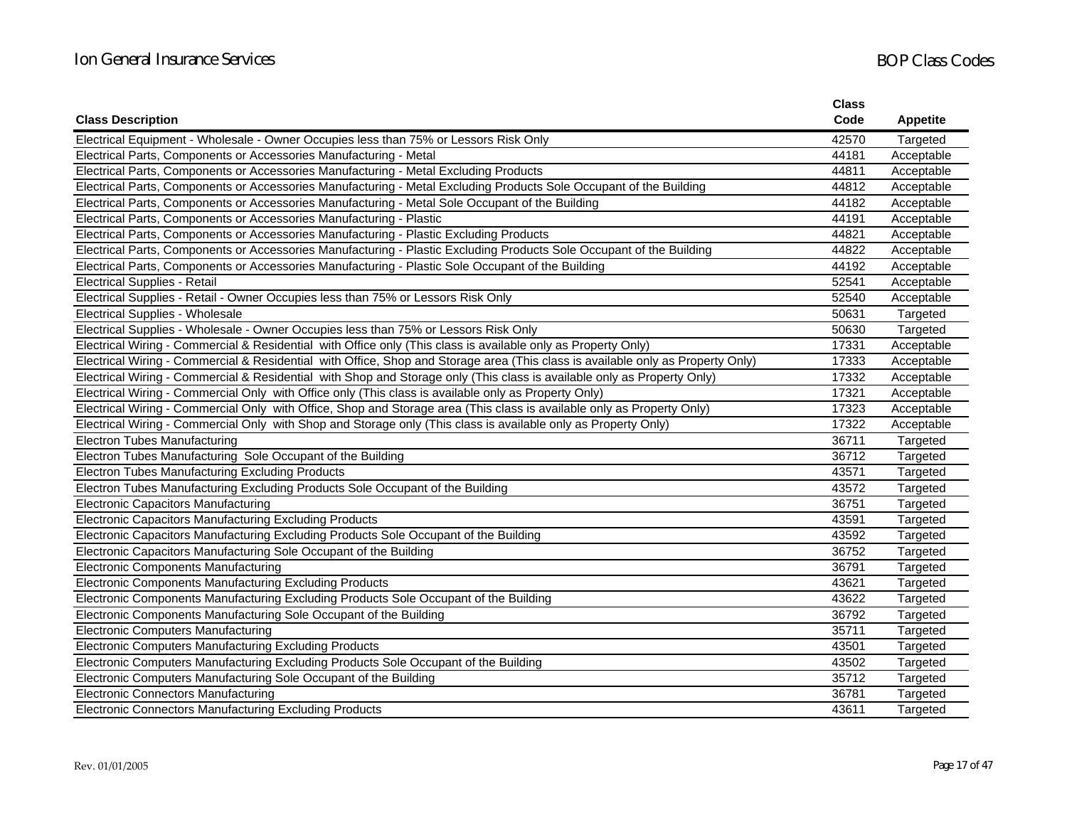| Class Description | Class Code | Appetite |
|---|---|---|
| Electrical Equipment - Wholesale - Owner Occupies less than 75% or Lessors Risk Only | 42570 | Targeted |
| Electrical Parts, Components or Accessories Manufacturing - Metal | 44181 | Acceptable |
| Electrical Parts, Components or Accessories Manufacturing - Metal Excluding Products | 44811 | Acceptable |
| Electrical Parts, Components or Accessories Manufacturing - Metal Excluding Products Sole Occupant of the Building | 44812 | Acceptable |
| Electrical Parts, Components or Accessories Manufacturing - Metal Sole Occupant of the Building | 44182 | Acceptable |
| Electrical Parts, Components or Accessories Manufacturing - Plastic | 44191 | Acceptable |
| Electrical Parts, Components or Accessories Manufacturing - Plastic Excluding Products | 44821 | Acceptable |
| Electrical Parts, Components or Accessories Manufacturing - Plastic Excluding Products Sole Occupant of the Building | 44822 | Acceptable |
| Electrical Parts, Components or Accessories Manufacturing - Plastic Sole Occupant of the Building | 44192 | Acceptable |
| Electrical Supplies - Retail | 52541 | Acceptable |
| Electrical Supplies - Retail - Owner Occupies less than 75% or Lessors Risk Only | 52540 | Acceptable |
| Electrical Supplies - Wholesale | 50631 | Targeted |
| Electrical Supplies - Wholesale - Owner Occupies less than 75% or Lessors Risk Only | 50630 | Targeted |
| Electrical Wiring - Commercial & Residential with Office only (This class is available only as Property Only) | 17331 | Acceptable |
| Electrical Wiring - Commercial & Residential with Office, Shop and Storage area (This class is available only as Property Only) | 17333 | Acceptable |
| Electrical Wiring - Commercial & Residential with Shop and Storage only (This class is available only as Property Only) | 17332 | Acceptable |
| Electrical Wiring - Commercial Only with Office only (This class is available only as Property Only) | 17321 | Acceptable |
| Electrical Wiring - Commercial Only with Office, Shop and Storage area (This class is available only as Property Only) | 17323 | Acceptable |
| Electrical Wiring - Commercial Only with Shop and Storage only (This class is available only as Property Only) | 17322 | Acceptable |
| Electron Tubes Manufacturing | 36711 | Targeted |
| Electron Tubes Manufacturing Sole Occupant of the Building | 36712 | Targeted |
| Electron Tubes Manufacturing Excluding Products | 43571 | Targeted |
| Electron Tubes Manufacturing Excluding Products Sole Occupant of the Building | 43572 | Targeted |
| Electronic Capacitors Manufacturing | 36751 | Targeted |
| Electronic Capacitors Manufacturing Excluding Products | 43591 | Targeted |
| Electronic Capacitors Manufacturing Excluding Products Sole Occupant of the Building | 43592 | Targeted |
| Electronic Capacitors Manufacturing Sole Occupant of the Building | 36752 | Targeted |
| Electronic Components Manufacturing | 36791 | Targeted |
| Electronic Components Manufacturing Excluding Products | 43621 | Targeted |
| Electronic Components Manufacturing Excluding Products Sole Occupant of the Building | 43622 | Targeted |
| Electronic Components Manufacturing Sole Occupant of the Building | 36792 | Targeted |
| Electronic Computers Manufacturing | 35711 | Targeted |
| Electronic Computers Manufacturing Excluding Products | 43501 | Targeted |
| Electronic Computers Manufacturing Excluding Products Sole Occupant of the Building | 43502 | Targeted |
| Electronic Computers Manufacturing Sole Occupant of the Building | 35712 | Targeted |
| Electronic Connectors Manufacturing | 36781 | Targeted |
| Electronic Connectors Manufacturing Excluding Products | 43611 | Targeted |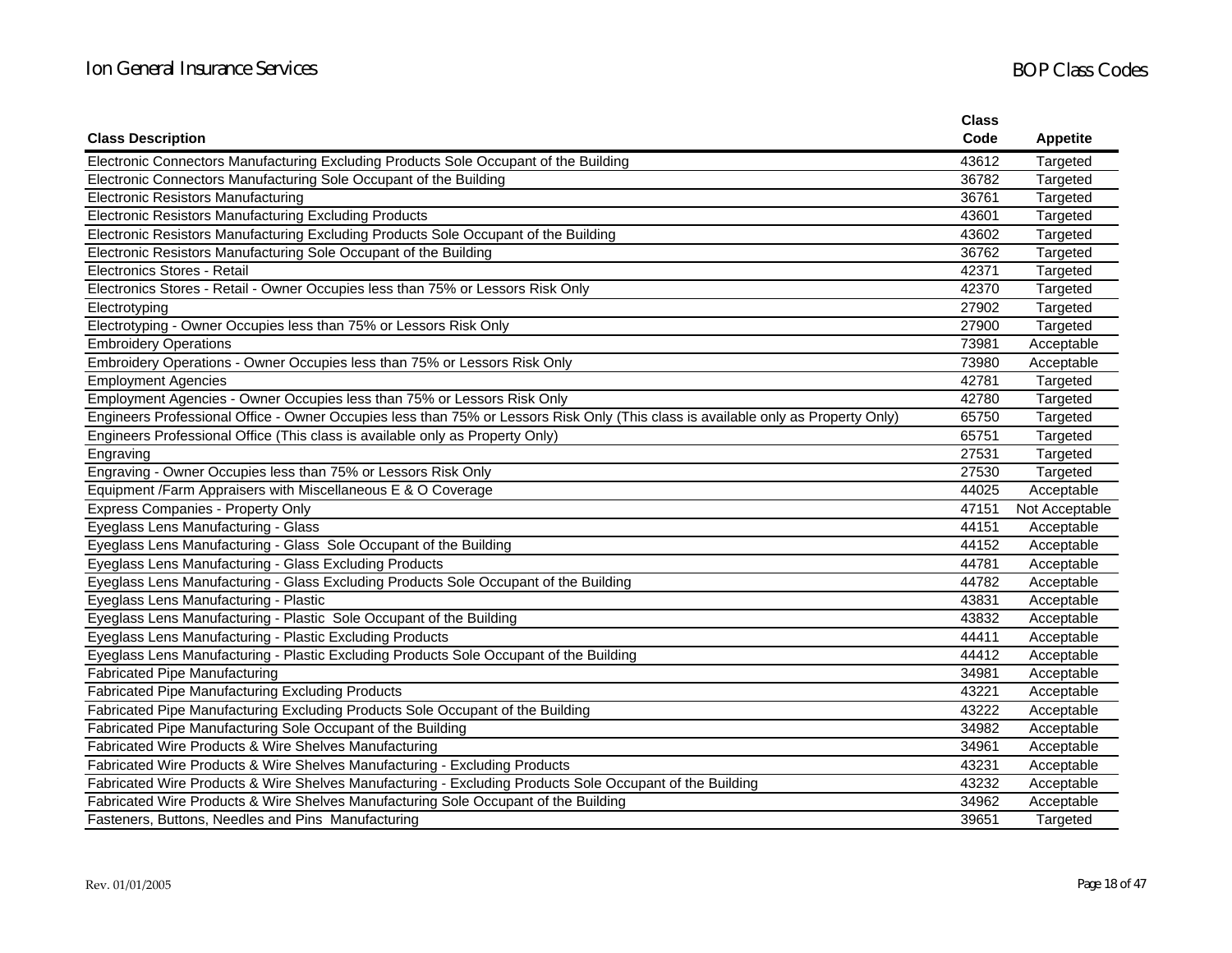| Class Description | Class Code | Appetite |
|---|---|---|
| Electronic Connectors Manufacturing Excluding Products Sole Occupant of the Building | 43612 | Targeted |
| Electronic Connectors Manufacturing Sole Occupant of the Building | 36782 | Targeted |
| Electronic Resistors Manufacturing | 36761 | Targeted |
| Electronic Resistors Manufacturing Excluding Products | 43601 | Targeted |
| Electronic Resistors Manufacturing Excluding Products Sole Occupant of the Building | 43602 | Targeted |
| Electronic Resistors Manufacturing Sole Occupant of the Building | 36762 | Targeted |
| Electronics Stores - Retail | 42371 | Targeted |
| Electronics Stores - Retail - Owner Occupies less than 75% or Lessors Risk Only | 42370 | Targeted |
| Electrotyping | 27902 | Targeted |
| Electrotyping - Owner Occupies less than 75% or Lessors Risk Only | 27900 | Targeted |
| Embroidery Operations | 73981 | Acceptable |
| Embroidery Operations - Owner Occupies less than 75% or Lessors Risk Only | 73980 | Acceptable |
| Employment Agencies | 42781 | Targeted |
| Employment Agencies - Owner Occupies less than 75% or Lessors Risk Only | 42780 | Targeted |
| Engineers Professional Office - Owner Occupies less than 75% or Lessors Risk Only (This class is available only as Property Only) | 65750 | Targeted |
| Engineers Professional Office (This class is available only as Property Only) | 65751 | Targeted |
| Engraving | 27531 | Targeted |
| Engraving - Owner Occupies less than 75% or Lessors Risk Only | 27530 | Targeted |
| Equipment /Farm Appraisers with Miscellaneous E & O Coverage | 44025 | Acceptable |
| Express Companies - Property Only | 47151 | Not Acceptable |
| Eyeglass Lens Manufacturing - Glass | 44151 | Acceptable |
| Eyeglass Lens Manufacturing - Glass Sole Occupant of the Building | 44152 | Acceptable |
| Eyeglass Lens Manufacturing - Glass Excluding Products | 44781 | Acceptable |
| Eyeglass Lens Manufacturing - Glass Excluding Products Sole Occupant of the Building | 44782 | Acceptable |
| Eyeglass Lens Manufacturing - Plastic | 43831 | Acceptable |
| Eyeglass Lens Manufacturing - Plastic Sole Occupant of the Building | 43832 | Acceptable |
| Eyeglass Lens Manufacturing - Plastic Excluding Products | 44411 | Acceptable |
| Eyeglass Lens Manufacturing - Plastic Excluding Products Sole Occupant of the Building | 44412 | Acceptable |
| Fabricated Pipe Manufacturing | 34981 | Acceptable |
| Fabricated Pipe Manufacturing Excluding Products | 43221 | Acceptable |
| Fabricated Pipe Manufacturing Excluding Products Sole Occupant of the Building | 43222 | Acceptable |
| Fabricated Pipe Manufacturing Sole Occupant of the Building | 34982 | Acceptable |
| Fabricated Wire Products & Wire Shelves Manufacturing | 34961 | Acceptable |
| Fabricated Wire Products & Wire Shelves Manufacturing - Excluding Products | 43231 | Acceptable |
| Fabricated Wire Products & Wire Shelves Manufacturing - Excluding Products Sole Occupant of the Building | 43232 | Acceptable |
| Fabricated Wire Products & Wire Shelves Manufacturing Sole Occupant of the Building | 34962 | Acceptable |
| Fasteners, Buttons, Needles and Pins Manufacturing | 39651 | Targeted |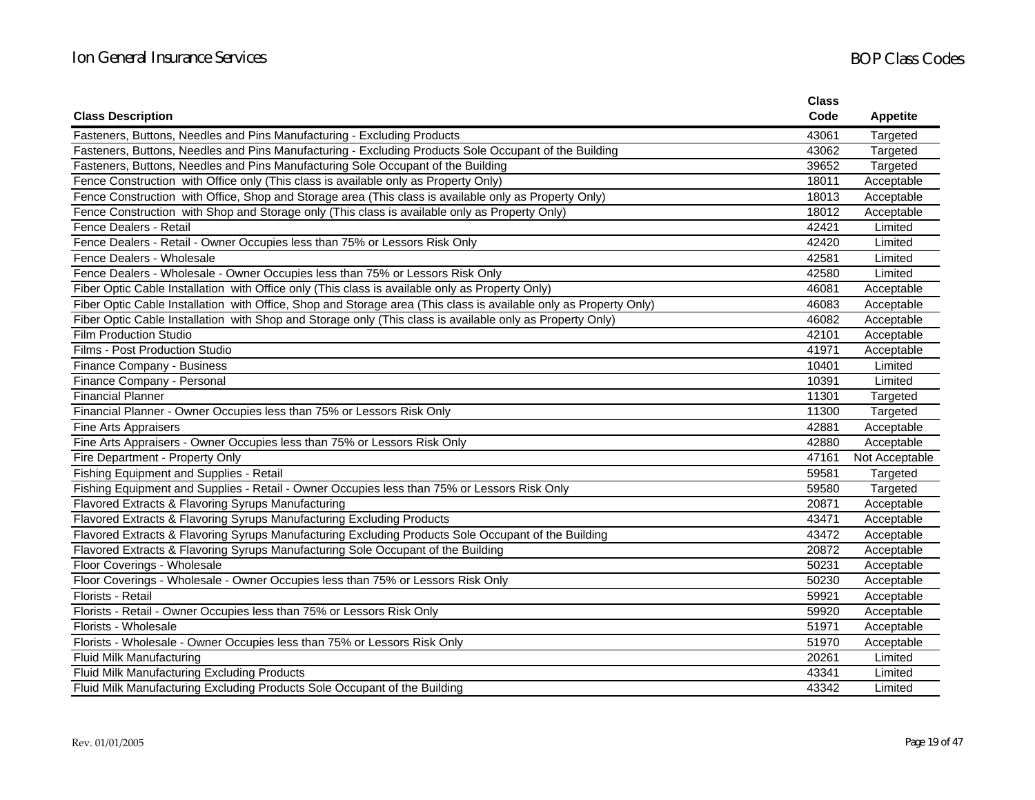| Class Description | Class Code | Appetite |
|---|---|---|
| Fasteners, Buttons, Needles and Pins Manufacturing - Excluding Products | 43061 | Targeted |
| Fasteners, Buttons, Needles and Pins Manufacturing - Excluding Products Sole Occupant of the Building | 43062 | Targeted |
| Fasteners, Buttons, Needles and Pins Manufacturing Sole Occupant of the Building | 39652 | Targeted |
| Fence Construction with Office only (This class is available only as Property Only) | 18011 | Acceptable |
| Fence Construction with Office, Shop and Storage area (This class is available only as Property Only) | 18013 | Acceptable |
| Fence Construction with Shop and Storage only (This class is available only as Property Only) | 18012 | Acceptable |
| Fence Dealers - Retail | 42421 | Limited |
| Fence Dealers - Retail - Owner Occupies less than 75% or Lessors Risk Only | 42420 | Limited |
| Fence Dealers - Wholesale | 42581 | Limited |
| Fence Dealers - Wholesale - Owner Occupies less than 75% or Lessors Risk Only | 42580 | Limited |
| Fiber Optic Cable Installation with Office only (This class is available only as Property Only) | 46081 | Acceptable |
| Fiber Optic Cable Installation with Office, Shop and Storage area (This class is available only as Property Only) | 46083 | Acceptable |
| Fiber Optic Cable Installation with Shop and Storage only (This class is available only as Property Only) | 46082 | Acceptable |
| Film Production Studio | 42101 | Acceptable |
| Films - Post Production Studio | 41971 | Acceptable |
| Finance Company - Business | 10401 | Limited |
| Finance Company - Personal | 10391 | Limited |
| Financial Planner | 11301 | Targeted |
| Financial Planner - Owner Occupies less than 75% or Lessors Risk Only | 11300 | Targeted |
| Fine Arts Appraisers | 42881 | Acceptable |
| Fine Arts Appraisers - Owner Occupies less than 75% or Lessors Risk Only | 42880 | Acceptable |
| Fire Department - Property Only | 47161 | Not Acceptable |
| Fishing Equipment and Supplies - Retail | 59581 | Targeted |
| Fishing Equipment and Supplies - Retail - Owner Occupies less than 75% or Lessors Risk Only | 59580 | Targeted |
| Flavored Extracts & Flavoring Syrups Manufacturing | 20871 | Acceptable |
| Flavored Extracts & Flavoring Syrups Manufacturing Excluding Products | 43471 | Acceptable |
| Flavored Extracts & Flavoring Syrups Manufacturing Excluding Products Sole Occupant of the Building | 43472 | Acceptable |
| Flavored Extracts & Flavoring Syrups Manufacturing Sole Occupant of the Building | 20872 | Acceptable |
| Floor Coverings - Wholesale | 50231 | Acceptable |
| Floor Coverings - Wholesale - Owner Occupies less than 75% or Lessors Risk Only | 50230 | Acceptable |
| Florists - Retail | 59921 | Acceptable |
| Florists - Retail - Owner Occupies less than 75% or Lessors Risk Only | 59920 | Acceptable |
| Florists - Wholesale | 51971 | Acceptable |
| Florists - Wholesale - Owner Occupies less than 75% or Lessors Risk Only | 51970 | Acceptable |
| Fluid Milk Manufacturing | 20261 | Limited |
| Fluid Milk Manufacturing Excluding Products | 43341 | Limited |
| Fluid Milk Manufacturing Excluding Products Sole Occupant of the Building | 43342 | Limited |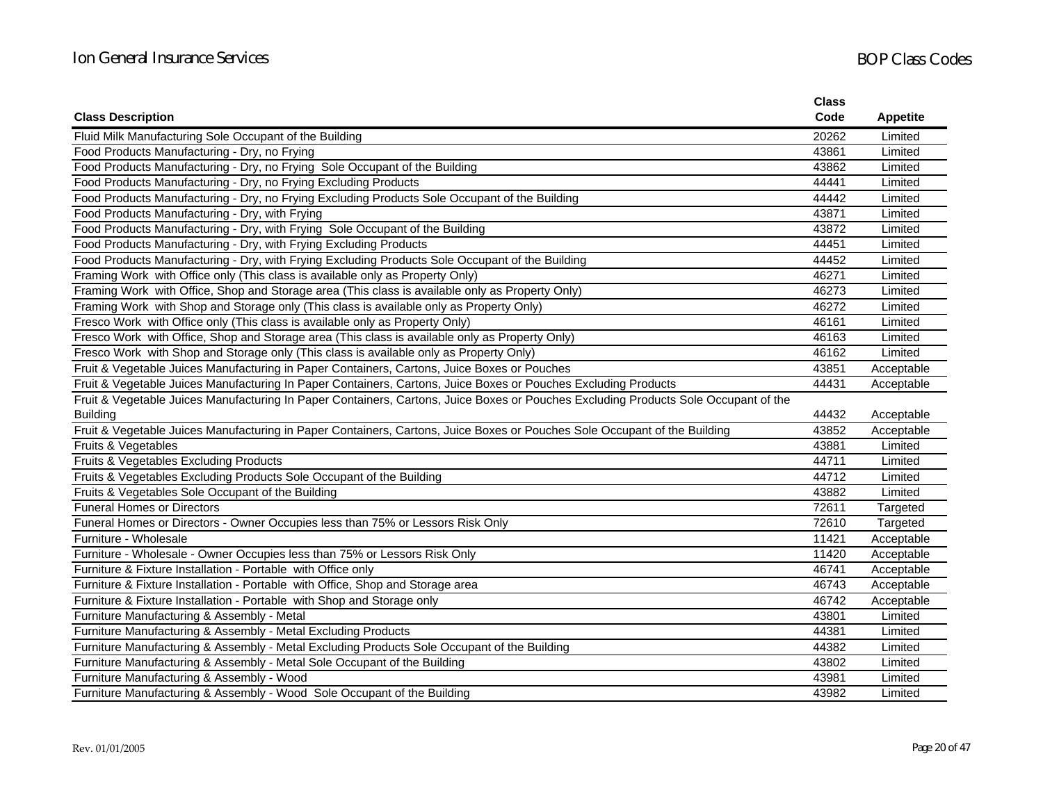| Class Description | Class Code | Appetite |
|---|---|---|
| Fluid Milk Manufacturing Sole Occupant of the Building | 20262 | Limited |
| Food Products Manufacturing - Dry, no Frying | 43861 | Limited |
| Food Products Manufacturing - Dry, no Frying  Sole Occupant of the Building | 43862 | Limited |
| Food Products Manufacturing - Dry, no Frying Excluding Products | 44441 | Limited |
| Food Products Manufacturing - Dry, no Frying Excluding Products Sole Occupant of the Building | 44442 | Limited |
| Food Products Manufacturing - Dry, with Frying | 43871 | Limited |
| Food Products Manufacturing - Dry, with Frying  Sole Occupant of the Building | 43872 | Limited |
| Food Products Manufacturing - Dry, with Frying Excluding Products | 44451 | Limited |
| Food Products Manufacturing - Dry, with Frying Excluding Products Sole Occupant of the Building | 44452 | Limited |
| Framing Work  with Office only (This class is available only as Property Only) | 46271 | Limited |
| Framing Work  with Office, Shop and Storage area (This class is available only as Property Only) | 46273 | Limited |
| Framing Work  with Shop and Storage only (This class is available only as Property Only) | 46272 | Limited |
| Fresco Work  with Office only (This class is available only as Property Only) | 46161 | Limited |
| Fresco Work  with Office, Shop and Storage area (This class is available only as Property Only) | 46163 | Limited |
| Fresco Work  with Shop and Storage only (This class is available only as Property Only) | 46162 | Limited |
| Fruit & Vegetable Juices Manufacturing in Paper Containers, Cartons, Juice Boxes or Pouches | 43851 | Acceptable |
| Fruit & Vegetable Juices Manufacturing In Paper Containers, Cartons, Juice Boxes or Pouches Excluding Products | 44431 | Acceptable |
| Fruit & Vegetable Juices Manufacturing In Paper Containers, Cartons, Juice Boxes or Pouches Excluding Products Sole Occupant of the Building | 44432 | Acceptable |
| Fruit & Vegetable Juices Manufacturing in Paper Containers, Cartons, Juice Boxes or Pouches Sole Occupant of the Building | 43852 | Acceptable |
| Fruits & Vegetables | 43881 | Limited |
| Fruits & Vegetables Excluding Products | 44711 | Limited |
| Fruits & Vegetables Excluding Products Sole Occupant of the Building | 44712 | Limited |
| Fruits & Vegetables Sole Occupant of the Building | 43882 | Limited |
| Funeral Homes or Directors | 72611 | Targeted |
| Funeral Homes or Directors - Owner Occupies less than 75% or Lessors Risk Only | 72610 | Targeted |
| Furniture - Wholesale | 11421 | Acceptable |
| Furniture - Wholesale - Owner Occupies less than 75% or Lessors Risk Only | 11420 | Acceptable |
| Furniture & Fixture Installation - Portable  with Office only | 46741 | Acceptable |
| Furniture & Fixture Installation - Portable  with Office, Shop and Storage area | 46743 | Acceptable |
| Furniture & Fixture Installation - Portable  with Shop and Storage only | 46742 | Acceptable |
| Furniture Manufacturing & Assembly - Metal | 43801 | Limited |
| Furniture Manufacturing & Assembly - Metal Excluding Products | 44381 | Limited |
| Furniture Manufacturing & Assembly - Metal Excluding Products Sole Occupant of the Building | 44382 | Limited |
| Furniture Manufacturing & Assembly - Metal Sole Occupant of the Building | 43802 | Limited |
| Furniture Manufacturing & Assembly - Wood | 43981 | Limited |
| Furniture Manufacturing & Assembly - Wood  Sole Occupant of the Building | 43982 | Limited |

Rev. 01/01/2005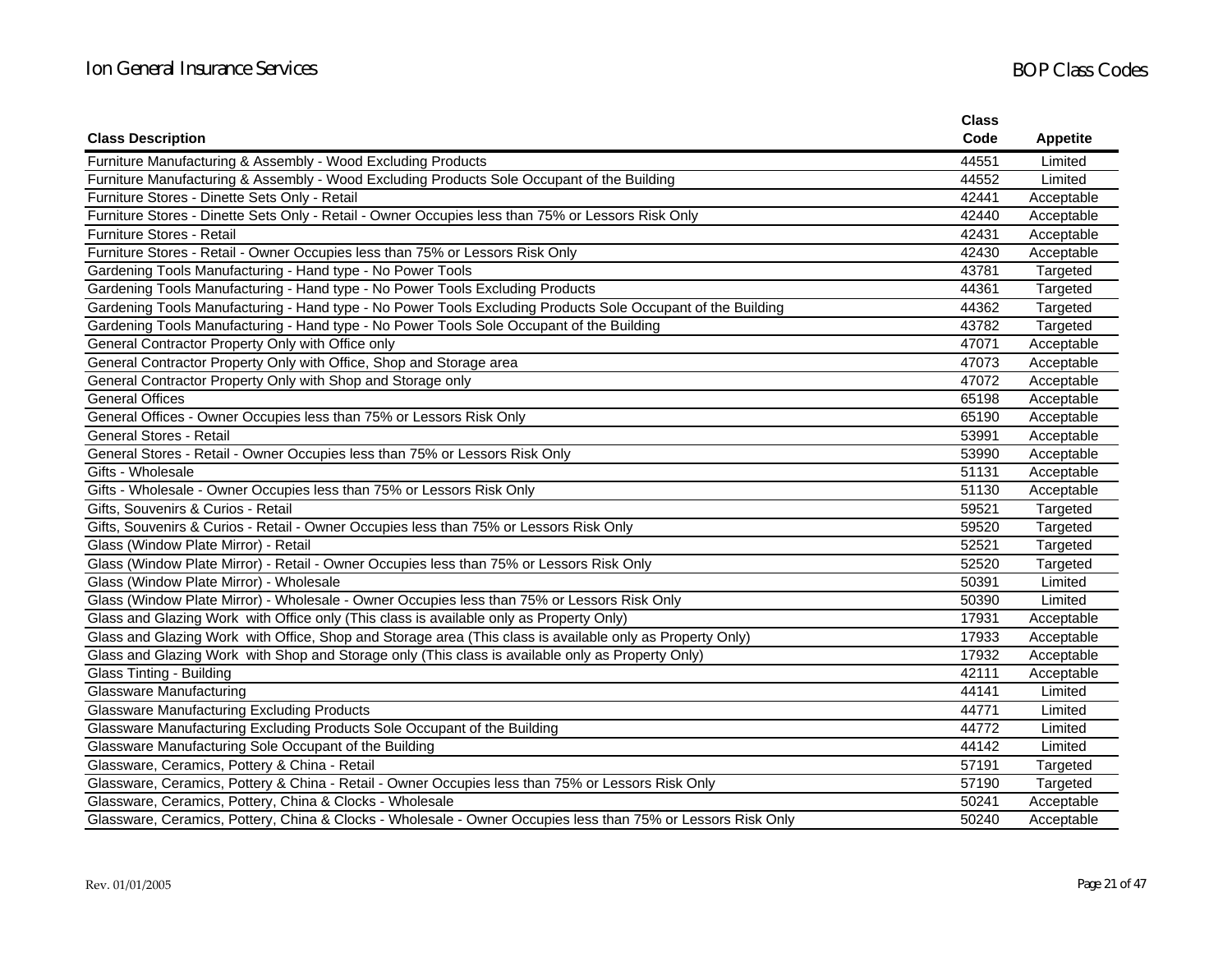| Class Description | Class Code | Appetite |
|---|---|---|
| Furniture Manufacturing & Assembly - Wood Excluding Products | 44551 | Limited |
| Furniture Manufacturing & Assembly - Wood Excluding Products Sole Occupant of the Building | 44552 | Limited |
| Furniture Stores - Dinette Sets Only - Retail | 42441 | Acceptable |
| Furniture Stores - Dinette Sets Only - Retail - Owner Occupies less than 75% or Lessors Risk Only | 42440 | Acceptable |
| Furniture Stores - Retail | 42431 | Acceptable |
| Furniture Stores - Retail - Owner Occupies less than 75% or Lessors Risk Only | 42430 | Acceptable |
| Gardening Tools Manufacturing - Hand type - No Power Tools | 43781 | Targeted |
| Gardening Tools Manufacturing - Hand type - No Power Tools Excluding Products | 44361 | Targeted |
| Gardening Tools Manufacturing - Hand type - No Power Tools Excluding Products Sole Occupant of the Building | 44362 | Targeted |
| Gardening Tools Manufacturing - Hand type - No Power Tools Sole Occupant of the Building | 43782 | Targeted |
| General Contractor Property Only with Office only | 47071 | Acceptable |
| General Contractor Property Only with Office, Shop and Storage area | 47073 | Acceptable |
| General Contractor Property Only with Shop and Storage only | 47072 | Acceptable |
| General Offices | 65198 | Acceptable |
| General Offices - Owner Occupies less than 75% or Lessors Risk Only | 65190 | Acceptable |
| General Stores - Retail | 53991 | Acceptable |
| General Stores - Retail - Owner Occupies less than 75% or Lessors Risk Only | 53990 | Acceptable |
| Gifts - Wholesale | 51131 | Acceptable |
| Gifts - Wholesale - Owner Occupies less than 75% or Lessors Risk Only | 51130 | Acceptable |
| Gifts, Souvenirs & Curios - Retail | 59521 | Targeted |
| Gifts, Souvenirs & Curios - Retail - Owner Occupies less than 75% or Lessors Risk Only | 59520 | Targeted |
| Glass (Window Plate Mirror) - Retail | 52521 | Targeted |
| Glass (Window Plate Mirror) - Retail - Owner Occupies less than 75% or Lessors Risk Only | 52520 | Targeted |
| Glass (Window Plate Mirror) - Wholesale | 50391 | Limited |
| Glass (Window Plate Mirror) - Wholesale - Owner Occupies less than 75% or Lessors Risk Only | 50390 | Limited |
| Glass and Glazing Work with Office only (This class is available only as Property Only) | 17931 | Acceptable |
| Glass and Glazing Work with Office, Shop and Storage area (This class is available only as Property Only) | 17933 | Acceptable |
| Glass and Glazing Work with Shop and Storage only (This class is available only as Property Only) | 17932 | Acceptable |
| Glass Tinting - Building | 42111 | Acceptable |
| Glassware Manufacturing | 44141 | Limited |
| Glassware Manufacturing Excluding Products | 44771 | Limited |
| Glassware Manufacturing Excluding Products Sole Occupant of the Building | 44772 | Limited |
| Glassware Manufacturing Sole Occupant of the Building | 44142 | Limited |
| Glassware, Ceramics, Pottery & China - Retail | 57191 | Targeted |
| Glassware, Ceramics, Pottery & China - Retail - Owner Occupies less than 75% or Lessors Risk Only | 57190 | Targeted |
| Glassware, Ceramics, Pottery, China & Clocks - Wholesale | 50241 | Acceptable |
| Glassware, Ceramics, Pottery, China & Clocks - Wholesale - Owner Occupies less than 75% or Lessors Risk Only | 50240 | Acceptable |

Rev. 01/01/2005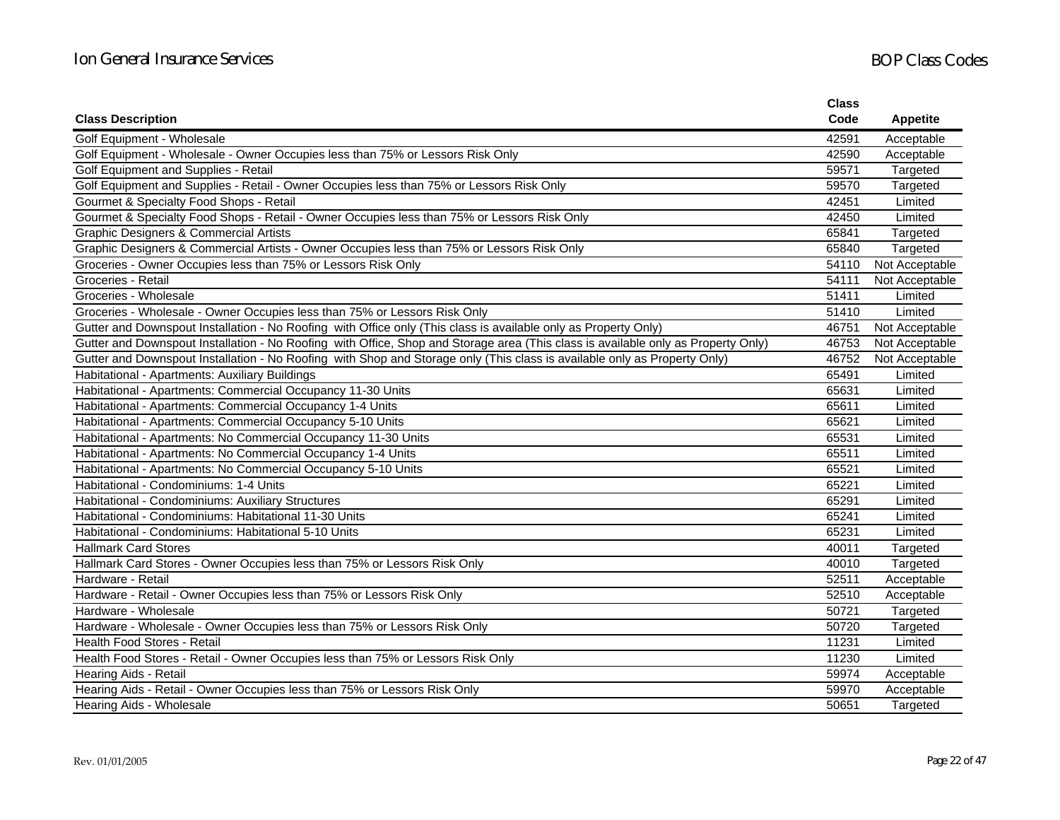| Class Description | Class Code | Appetite |
|---|---|---|
| Golf Equipment - Wholesale | 42591 | Acceptable |
| Golf Equipment - Wholesale - Owner Occupies less than 75% or Lessors Risk Only | 42590 | Acceptable |
| Golf Equipment and Supplies - Retail | 59571 | Targeted |
| Golf Equipment and Supplies - Retail - Owner Occupies less than 75% or Lessors Risk Only | 59570 | Targeted |
| Gourmet & Specialty Food Shops - Retail | 42451 | Limited |
| Gourmet & Specialty Food Shops - Retail - Owner Occupies less than 75% or Lessors Risk Only | 42450 | Limited |
| Graphic Designers & Commercial Artists | 65841 | Targeted |
| Graphic Designers & Commercial Artists - Owner Occupies less than 75% or Lessors Risk Only | 65840 | Targeted |
| Groceries - Owner Occupies less than 75% or Lessors Risk Only | 54110 | Not Acceptable |
| Groceries - Retail | 54111 | Not Acceptable |
| Groceries - Wholesale | 51411 | Limited |
| Groceries - Wholesale - Owner Occupies less than 75% or Lessors Risk Only | 51410 | Limited |
| Gutter and Downspout Installation - No Roofing with Office only (This class is available only as Property Only) | 46751 | Not Acceptable |
| Gutter and Downspout Installation - No Roofing with Office, Shop and Storage area (This class is available only as Property Only) | 46753 | Not Acceptable |
| Gutter and Downspout Installation - No Roofing with Shop and Storage only (This class is available only as Property Only) | 46752 | Not Acceptable |
| Habitational - Apartments: Auxiliary Buildings | 65491 | Limited |
| Habitational - Apartments: Commercial Occupancy 11-30 Units | 65631 | Limited |
| Habitational - Apartments: Commercial Occupancy 1-4 Units | 65611 | Limited |
| Habitational - Apartments: Commercial Occupancy 5-10 Units | 65621 | Limited |
| Habitational - Apartments: No Commercial Occupancy 11-30 Units | 65531 | Limited |
| Habitational - Apartments: No Commercial Occupancy 1-4 Units | 65511 | Limited |
| Habitational - Apartments: No Commercial Occupancy 5-10 Units | 65521 | Limited |
| Habitational - Condominiums: 1-4 Units | 65221 | Limited |
| Habitational - Condominiums: Auxiliary Structures | 65291 | Limited |
| Habitational - Condominiums: Habitational 11-30 Units | 65241 | Limited |
| Habitational - Condominiums: Habitational 5-10 Units | 65231 | Limited |
| Hallmark Card Stores | 40011 | Targeted |
| Hallmark Card Stores - Owner Occupies less than 75% or Lessors Risk Only | 40010 | Targeted |
| Hardware - Retail | 52511 | Acceptable |
| Hardware - Retail - Owner Occupies less than 75% or Lessors Risk Only | 52510 | Acceptable |
| Hardware - Wholesale | 50721 | Targeted |
| Hardware - Wholesale - Owner Occupies less than 75% or Lessors Risk Only | 50720 | Targeted |
| Health Food Stores - Retail | 11231 | Limited |
| Health Food Stores - Retail - Owner Occupies less than 75% or Lessors Risk Only | 11230 | Limited |
| Hearing Aids - Retail | 59974 | Acceptable |
| Hearing Aids - Retail - Owner Occupies less than 75% or Lessors Risk Only | 59970 | Acceptable |
| Hearing Aids - Wholesale | 50651 | Targeted |

Rev. 01/01/2005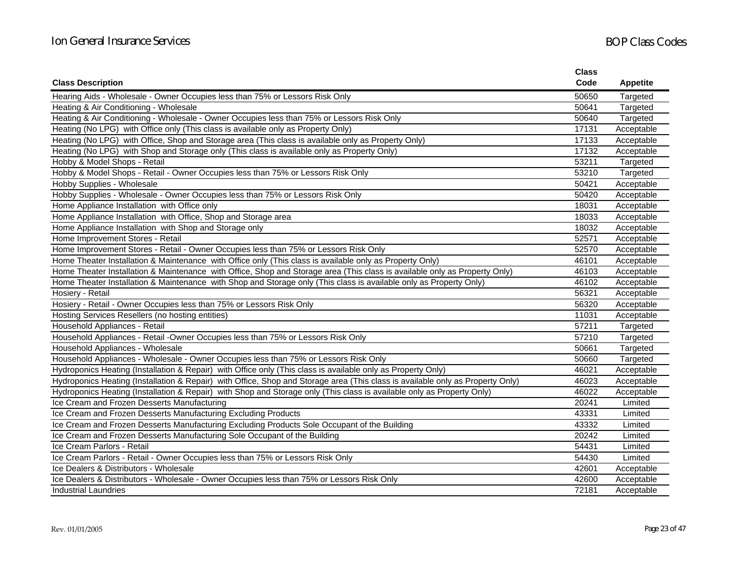| Class Description | Class Code | Appetite |
|---|---|---|
| Hearing Aids - Wholesale - Owner Occupies less than 75% or Lessors Risk Only | 50650 | Targeted |
| Heating & Air Conditioning - Wholesale | 50641 | Targeted |
| Heating & Air Conditioning - Wholesale - Owner Occupies less than 75% or Lessors Risk Only | 50640 | Targeted |
| Heating (No LPG) with Office only (This class is available only as Property Only) | 17131 | Acceptable |
| Heating (No LPG) with Office, Shop and Storage area (This class is available only as Property Only) | 17133 | Acceptable |
| Heating (No LPG) with Shop and Storage only (This class is available only as Property Only) | 17132 | Acceptable |
| Hobby & Model Shops - Retail | 53211 | Targeted |
| Hobby & Model Shops - Retail - Owner Occupies less than 75% or Lessors Risk Only | 53210 | Targeted |
| Hobby Supplies - Wholesale | 50421 | Acceptable |
| Hobby Supplies - Wholesale - Owner Occupies less than 75% or Lessors Risk Only | 50420 | Acceptable |
| Home Appliance Installation with Office only | 18031 | Acceptable |
| Home Appliance Installation with Office, Shop and Storage area | 18033 | Acceptable |
| Home Appliance Installation with Shop and Storage only | 18032 | Acceptable |
| Home Improvement Stores - Retail | 52571 | Acceptable |
| Home Improvement Stores - Retail - Owner Occupies less than 75% or Lessors Risk Only | 52570 | Acceptable |
| Home Theater Installation & Maintenance with Office only (This class is available only as Property Only) | 46101 | Acceptable |
| Home Theater Installation & Maintenance with Office, Shop and Storage area (This class is available only as Property Only) | 46103 | Acceptable |
| Home Theater Installation & Maintenance with Shop and Storage only (This class is available only as Property Only) | 46102 | Acceptable |
| Hosiery - Retail | 56321 | Acceptable |
| Hosiery - Retail - Owner Occupies less than 75% or Lessors Risk Only | 56320 | Acceptable |
| Hosting Services Resellers (no hosting entities) | 11031 | Acceptable |
| Household Appliances - Retail | 57211 | Targeted |
| Household Appliances - Retail -Owner Occupies less than 75% or Lessors Risk Only | 57210 | Targeted |
| Household Appliances - Wholesale | 50661 | Targeted |
| Household Appliances - Wholesale - Owner Occupies less than 75% or Lessors Risk Only | 50660 | Targeted |
| Hydroponics Heating (Installation & Repair) with Office only (This class is available only as Property Only) | 46021 | Acceptable |
| Hydroponics Heating (Installation & Repair) with Office, Shop and Storage area (This class is available only as Property Only) | 46023 | Acceptable |
| Hydroponics Heating (Installation & Repair) with Shop and Storage only (This class is available only as Property Only) | 46022 | Acceptable |
| Ice Cream and Frozen Desserts Manufacturing | 20241 | Limited |
| Ice Cream and Frozen Desserts Manufacturing Excluding Products | 43331 | Limited |
| Ice Cream and Frozen Desserts Manufacturing Excluding Products Sole Occupant of the Building | 43332 | Limited |
| Ice Cream and Frozen Desserts Manufacturing Sole Occupant of the Building | 20242 | Limited |
| Ice Cream Parlors - Retail | 54431 | Limited |
| Ice Cream Parlors - Retail - Owner Occupies less than 75% or Lessors Risk Only | 54430 | Limited |
| Ice Dealers & Distributors - Wholesale | 42601 | Acceptable |
| Ice Dealers & Distributors - Wholesale - Owner Occupies less than 75% or Lessors Risk Only | 42600 | Acceptable |
| Industrial Laundries | 72181 | Acceptable |

Rev. 01/01/2005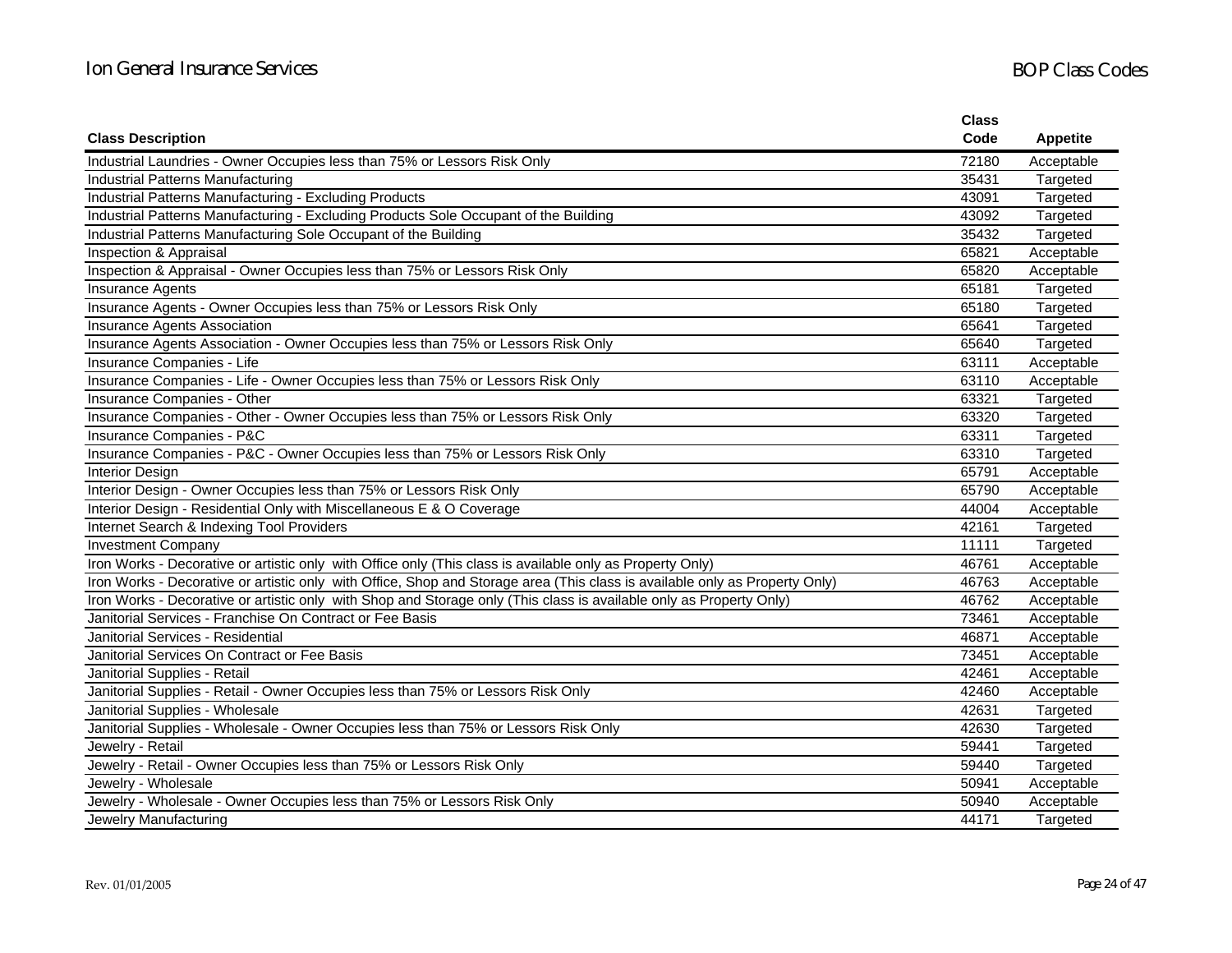| Class Description | Class Code | Appetite |
|---|---|---|
| Industrial Laundries - Owner Occupies less than 75% or Lessors Risk Only | 72180 | Acceptable |
| Industrial Patterns Manufacturing | 35431 | Targeted |
| Industrial Patterns Manufacturing - Excluding Products | 43091 | Targeted |
| Industrial Patterns Manufacturing - Excluding Products Sole Occupant of the Building | 43092 | Targeted |
| Industrial Patterns Manufacturing Sole Occupant of the Building | 35432 | Targeted |
| Inspection & Appraisal | 65821 | Acceptable |
| Inspection & Appraisal - Owner Occupies less than 75% or Lessors Risk Only | 65820 | Acceptable |
| Insurance Agents | 65181 | Targeted |
| Insurance Agents - Owner Occupies less than 75% or Lessors Risk Only | 65180 | Targeted |
| Insurance Agents Association | 65641 | Targeted |
| Insurance Agents Association - Owner Occupies less than 75% or Lessors Risk Only | 65640 | Targeted |
| Insurance Companies - Life | 63111 | Acceptable |
| Insurance Companies - Life - Owner Occupies less than 75% or Lessors Risk Only | 63110 | Acceptable |
| Insurance Companies - Other | 63321 | Targeted |
| Insurance Companies - Other - Owner Occupies less than 75% or Lessors Risk Only | 63320 | Targeted |
| Insurance Companies - P&C | 63311 | Targeted |
| Insurance Companies - P&C - Owner Occupies less than 75% or Lessors Risk Only | 63310 | Targeted |
| Interior Design | 65791 | Acceptable |
| Interior Design - Owner Occupies less than 75% or Lessors Risk Only | 65790 | Acceptable |
| Interior Design - Residential Only with Miscellaneous E & O Coverage | 44004 | Acceptable |
| Internet Search & Indexing Tool Providers | 42161 | Targeted |
| Investment Company | 11111 | Targeted |
| Iron Works - Decorative or artistic only with Office only (This class is available only as Property Only) | 46761 | Acceptable |
| Iron Works - Decorative or artistic only with Office, Shop and Storage area (This class is available only as Property Only) | 46763 | Acceptable |
| Iron Works - Decorative or artistic only with Shop and Storage only (This class is available only as Property Only) | 46762 | Acceptable |
| Janitorial Services - Franchise On Contract or Fee Basis | 73461 | Acceptable |
| Janitorial Services - Residential | 46871 | Acceptable |
| Janitorial Services On Contract or Fee Basis | 73451 | Acceptable |
| Janitorial Supplies - Retail | 42461 | Acceptable |
| Janitorial Supplies - Retail - Owner Occupies less than 75% or Lessors Risk Only | 42460 | Acceptable |
| Janitorial Supplies - Wholesale | 42631 | Targeted |
| Janitorial Supplies - Wholesale - Owner Occupies less than 75% or Lessors Risk Only | 42630 | Targeted |
| Jewelry - Retail | 59441 | Targeted |
| Jewelry - Retail - Owner Occupies less than 75% or Lessors Risk Only | 59440 | Targeted |
| Jewelry - Wholesale | 50941 | Acceptable |
| Jewelry - Wholesale - Owner Occupies less than 75% or Lessors Risk Only | 50940 | Acceptable |
| Jewelry Manufacturing | 44171 | Targeted |

Rev. 01/01/2005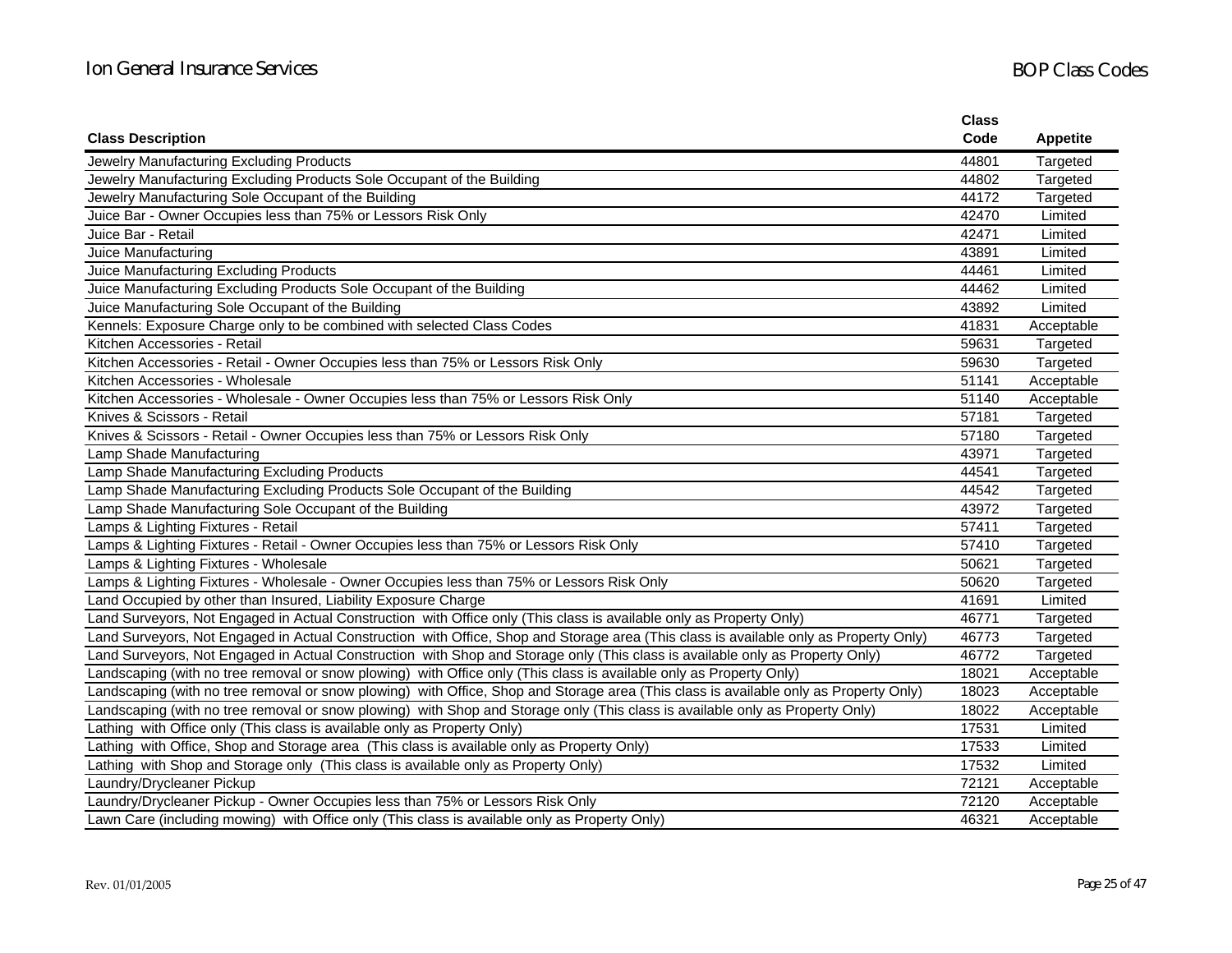| Class Description | Class Code | Appetite |
|---|---|---|
| Jewelry Manufacturing Excluding Products | 44801 | Targeted |
| Jewelry Manufacturing Excluding Products Sole Occupant of the Building | 44802 | Targeted |
| Jewelry Manufacturing Sole Occupant of the Building | 44172 | Targeted |
| Juice Bar - Owner Occupies less than 75% or Lessors Risk Only | 42470 | Limited |
| Juice Bar - Retail | 42471 | Limited |
| Juice Manufacturing | 43891 | Limited |
| Juice Manufacturing Excluding Products | 44461 | Limited |
| Juice Manufacturing Excluding Products Sole Occupant of the Building | 44462 | Limited |
| Juice Manufacturing Sole Occupant of the Building | 43892 | Limited |
| Kennels: Exposure Charge only to be combined with selected Class Codes | 41831 | Acceptable |
| Kitchen Accessories - Retail | 59631 | Targeted |
| Kitchen Accessories - Retail - Owner Occupies less than 75% or Lessors Risk Only | 59630 | Targeted |
| Kitchen Accessories - Wholesale | 51141 | Acceptable |
| Kitchen Accessories - Wholesale - Owner Occupies less than 75% or Lessors Risk Only | 51140 | Acceptable |
| Knives & Scissors - Retail | 57181 | Targeted |
| Knives & Scissors - Retail - Owner Occupies less than 75% or Lessors Risk Only | 57180 | Targeted |
| Lamp Shade Manufacturing | 43971 | Targeted |
| Lamp Shade Manufacturing Excluding Products | 44541 | Targeted |
| Lamp Shade Manufacturing Excluding Products Sole Occupant of the Building | 44542 | Targeted |
| Lamp Shade Manufacturing Sole Occupant of the Building | 43972 | Targeted |
| Lamps & Lighting Fixtures - Retail | 57411 | Targeted |
| Lamps & Lighting Fixtures - Retail - Owner Occupies less than 75% or Lessors Risk Only | 57410 | Targeted |
| Lamps & Lighting Fixtures - Wholesale | 50621 | Targeted |
| Lamps & Lighting Fixtures - Wholesale - Owner Occupies less than 75% or Lessors Risk Only | 50620 | Targeted |
| Land Occupied by other than Insured, Liability Exposure Charge | 41691 | Limited |
| Land Surveyors, Not Engaged in Actual Construction with Office only (This class is available only as Property Only) | 46771 | Targeted |
| Land Surveyors, Not Engaged in Actual Construction with Office, Shop and Storage area (This class is available only as Property Only) | 46773 | Targeted |
| Land Surveyors, Not Engaged in Actual Construction with Shop and Storage only (This class is available only as Property Only) | 46772 | Targeted |
| Landscaping (with no tree removal or snow plowing) with Office only (This class is available only as Property Only) | 18021 | Acceptable |
| Landscaping (with no tree removal or snow plowing) with Office, Shop and Storage area (This class is available only as Property Only) | 18023 | Acceptable |
| Landscaping (with no tree removal or snow plowing) with Shop and Storage only (This class is available only as Property Only) | 18022 | Acceptable |
| Lathing with Office only (This class is available only as Property Only) | 17531 | Limited |
| Lathing with Office, Shop and Storage area (This class is available only as Property Only) | 17533 | Limited |
| Lathing with Shop and Storage only (This class is available only as Property Only) | 17532 | Limited |
| Laundry/Drycleaner Pickup | 72121 | Acceptable |
| Laundry/Drycleaner Pickup - Owner Occupies less than 75% or Lessors Risk Only | 72120 | Acceptable |
| Lawn Care (including mowing) with Office only (This class is available only as Property Only) | 46321 | Acceptable |

Rev. 01/01/2005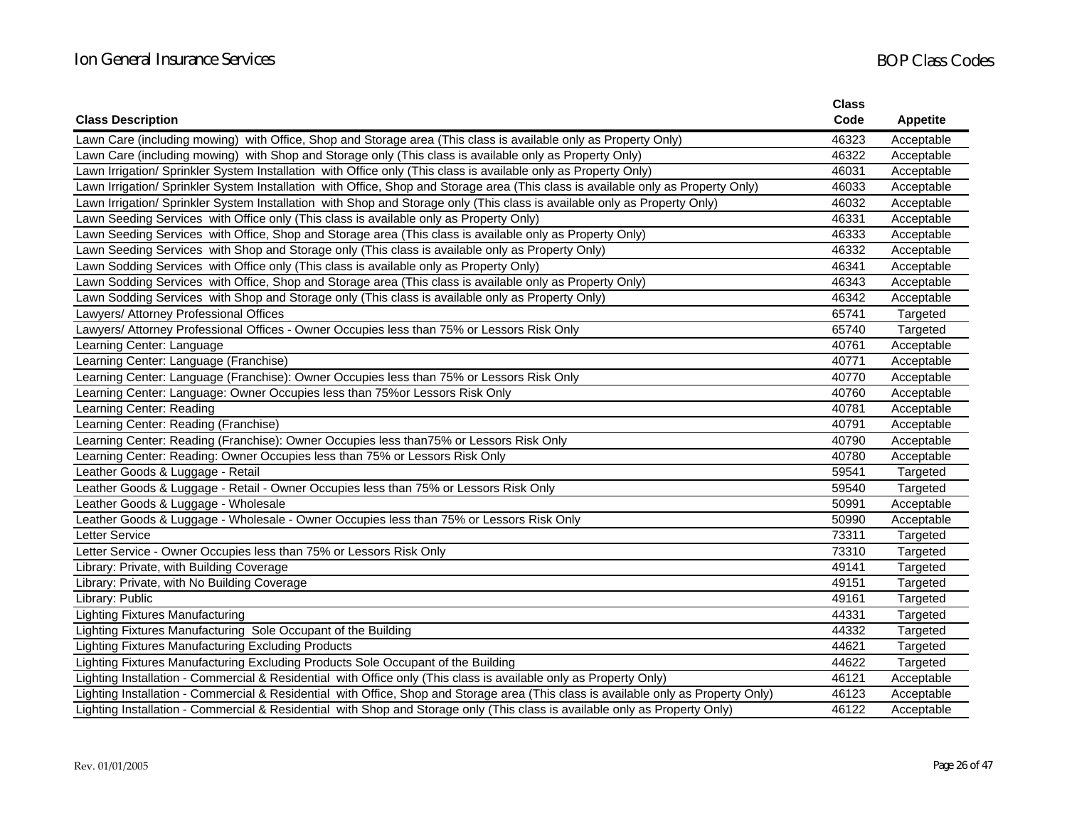| Class Description | Class Code | Appetite |
|---|---|---|
| Lawn Care (including mowing)  with Office, Shop and Storage area (This class is available only as Property Only) | 46323 | Acceptable |
| Lawn Care (including mowing)  with Shop and Storage only (This class is available only as Property Only) | 46322 | Acceptable |
| Lawn Irrigation/ Sprinkler System Installation  with Office only (This class is available only as Property Only) | 46031 | Acceptable |
| Lawn Irrigation/ Sprinkler System Installation  with Office, Shop and Storage area (This class is available only as Property Only) | 46033 | Acceptable |
| Lawn Irrigation/ Sprinkler System Installation  with Shop and Storage only (This class is available only as Property Only) | 46032 | Acceptable |
| Lawn Seeding Services  with Office only (This class is available only as Property Only) | 46331 | Acceptable |
| Lawn Seeding Services  with Office, Shop and Storage area (This class is available only as Property Only) | 46333 | Acceptable |
| Lawn Seeding Services  with Shop and Storage only (This class is available only as Property Only) | 46332 | Acceptable |
| Lawn Sodding Services  with Office only (This class is available only as Property Only) | 46341 | Acceptable |
| Lawn Sodding Services  with Office, Shop and Storage area (This class is available only as Property Only) | 46343 | Acceptable |
| Lawn Sodding Services  with Shop and Storage only (This class is available only as Property Only) | 46342 | Acceptable |
| Lawyers/ Attorney Professional Offices | 65741 | Targeted |
| Lawyers/ Attorney Professional Offices - Owner Occupies less than 75% or Lessors Risk Only | 65740 | Targeted |
| Learning Center: Language | 40761 | Acceptable |
| Learning Center: Language (Franchise) | 40771 | Acceptable |
| Learning Center: Language (Franchise): Owner Occupies less than 75% or Lessors Risk Only | 40770 | Acceptable |
| Learning Center: Language: Owner Occupies less than 75%or Lessors Risk Only | 40760 | Acceptable |
| Learning Center: Reading | 40781 | Acceptable |
| Learning Center: Reading (Franchise) | 40791 | Acceptable |
| Learning Center: Reading (Franchise): Owner Occupies less than75% or Lessors Risk Only | 40790 | Acceptable |
| Learning Center: Reading: Owner Occupies less than 75% or Lessors Risk Only | 40780 | Acceptable |
| Leather Goods & Luggage - Retail | 59541 | Targeted |
| Leather Goods & Luggage - Retail - Owner Occupies less than 75% or Lessors Risk Only | 59540 | Targeted |
| Leather Goods & Luggage - Wholesale | 50991 | Acceptable |
| Leather Goods & Luggage - Wholesale - Owner Occupies less than 75% or Lessors Risk Only | 50990 | Acceptable |
| Letter Service | 73311 | Targeted |
| Letter Service - Owner Occupies less than 75% or Lessors Risk Only | 73310 | Targeted |
| Library: Private, with Building Coverage | 49141 | Targeted |
| Library: Private, with No Building Coverage | 49151 | Targeted |
| Library: Public | 49161 | Targeted |
| Lighting Fixtures Manufacturing | 44331 | Targeted |
| Lighting Fixtures Manufacturing  Sole Occupant of the Building | 44332 | Targeted |
| Lighting Fixtures Manufacturing Excluding Products | 44621 | Targeted |
| Lighting Fixtures Manufacturing Excluding Products Sole Occupant of the Building | 44622 | Targeted |
| Lighting Installation - Commercial & Residential  with Office only (This class is available only as Property Only) | 46121 | Acceptable |
| Lighting Installation - Commercial & Residential  with Office, Shop and Storage area (This class is available only as Property Only) | 46123 | Acceptable |
| Lighting Installation - Commercial & Residential  with Shop and Storage only (This class is available only as Property Only) | 46122 | Acceptable |

Rev. 01/01/2005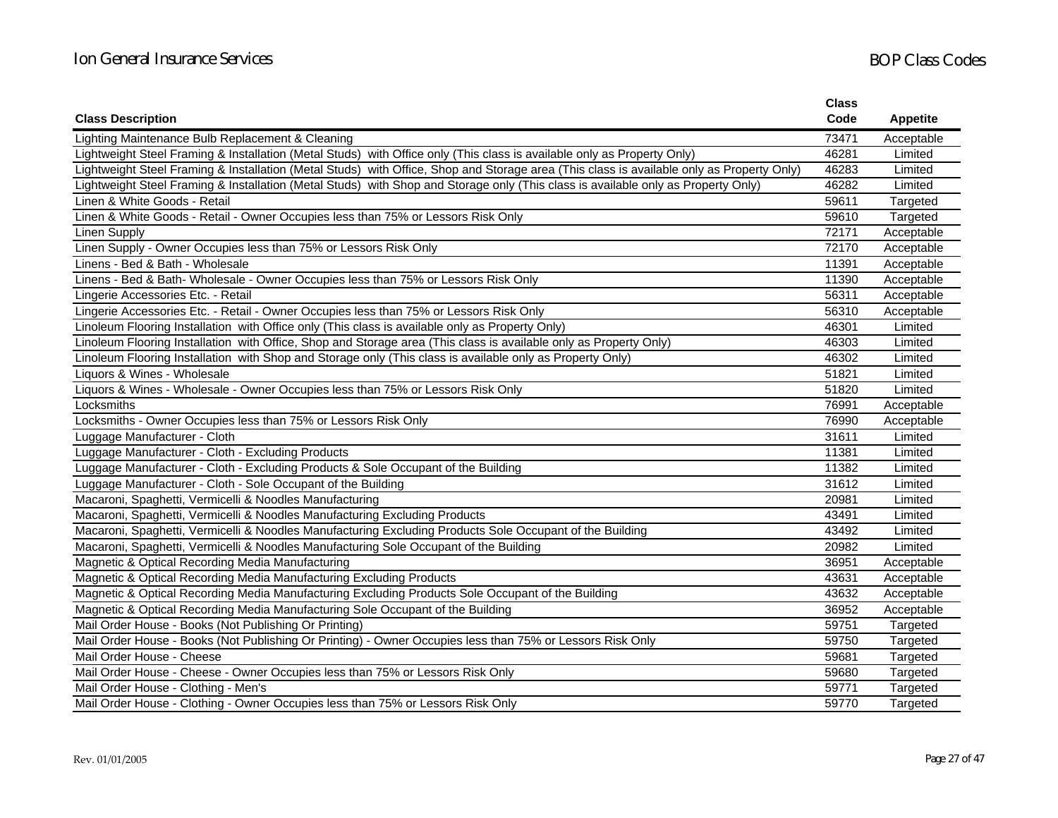| Class Description | Class Code | Appetite |
|---|---|---|
| Lighting Maintenance Bulb Replacement & Cleaning | 73471 | Acceptable |
| Lightweight Steel Framing & Installation (Metal Studs) with Office only (This class is available only as Property Only) | 46281 | Limited |
| Lightweight Steel Framing & Installation (Metal Studs) with Office, Shop and Storage area (This class is available only as Property Only) | 46283 | Limited |
| Lightweight Steel Framing & Installation (Metal Studs) with Shop and Storage only (This class is available only as Property Only) | 46282 | Limited |
| Linen & White Goods - Retail | 59611 | Targeted |
| Linen & White Goods - Retail - Owner Occupies less than 75% or Lessors Risk Only | 59610 | Targeted |
| Linen Supply | 72171 | Acceptable |
| Linen Supply - Owner Occupies less than 75% or Lessors Risk Only | 72170 | Acceptable |
| Linens - Bed & Bath - Wholesale | 11391 | Acceptable |
| Linens - Bed & Bath- Wholesale - Owner Occupies less than 75% or Lessors Risk Only | 11390 | Acceptable |
| Lingerie Accessories Etc. - Retail | 56311 | Acceptable |
| Lingerie Accessories Etc. - Retail - Owner Occupies less than 75% or Lessors Risk Only | 56310 | Acceptable |
| Linoleum Flooring Installation with Office only (This class is available only as Property Only) | 46301 | Limited |
| Linoleum Flooring Installation with Office, Shop and Storage area (This class is available only as Property Only) | 46303 | Limited |
| Linoleum Flooring Installation with Shop and Storage only (This class is available only as Property Only) | 46302 | Limited |
| Liquors & Wines - Wholesale | 51821 | Limited |
| Liquors & Wines - Wholesale - Owner Occupies less than 75% or Lessors Risk Only | 51820 | Limited |
| Locksmiths | 76991 | Acceptable |
| Locksmiths - Owner Occupies less than 75% or Lessors Risk Only | 76990 | Acceptable |
| Luggage Manufacturer - Cloth | 31611 | Limited |
| Luggage Manufacturer - Cloth - Excluding Products | 11381 | Limited |
| Luggage Manufacturer - Cloth - Excluding Products & Sole Occupant of the Building | 11382 | Limited |
| Luggage Manufacturer - Cloth - Sole Occupant of the Building | 31612 | Limited |
| Macaroni, Spaghetti, Vermicelli & Noodles Manufacturing | 20981 | Limited |
| Macaroni, Spaghetti, Vermicelli & Noodles Manufacturing Excluding Products | 43491 | Limited |
| Macaroni, Spaghetti, Vermicelli & Noodles Manufacturing Excluding Products Sole Occupant of the Building | 43492 | Limited |
| Macaroni, Spaghetti, Vermicelli & Noodles Manufacturing Sole Occupant of the Building | 20982 | Limited |
| Magnetic & Optical Recording Media Manufacturing | 36951 | Acceptable |
| Magnetic & Optical Recording Media Manufacturing Excluding Products | 43631 | Acceptable |
| Magnetic & Optical Recording Media Manufacturing Excluding Products Sole Occupant of the Building | 43632 | Acceptable |
| Magnetic & Optical Recording Media Manufacturing Sole Occupant of the Building | 36952 | Acceptable |
| Mail Order House - Books (Not Publishing Or Printing) | 59751 | Targeted |
| Mail Order House - Books (Not Publishing Or Printing) - Owner Occupies less than 75% or Lessors Risk Only | 59750 | Targeted |
| Mail Order House - Cheese | 59681 | Targeted |
| Mail Order House - Cheese - Owner Occupies less than 75% or Lessors Risk Only | 59680 | Targeted |
| Mail Order House - Clothing - Men's | 59771 | Targeted |
| Mail Order House - Clothing - Owner Occupies less than 75% or Lessors Risk Only | 59770 | Targeted |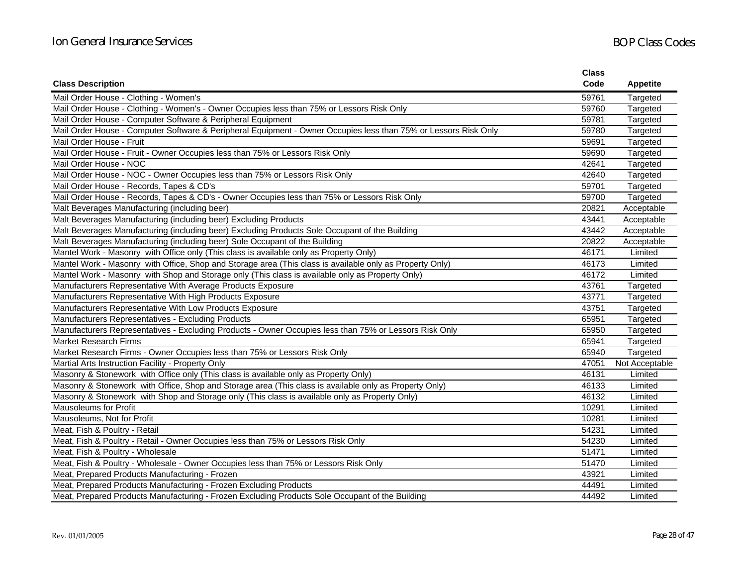| Class Description | Class Code | Appetite |
|---|---|---|
| Mail Order House - Clothing - Women's | 59761 | Targeted |
| Mail Order House - Clothing - Women's - Owner Occupies less than 75% or Lessors Risk Only | 59760 | Targeted |
| Mail Order House - Computer Software & Peripheral Equipment | 59781 | Targeted |
| Mail Order House - Computer Software & Peripheral Equipment - Owner Occupies less than 75% or Lessors Risk Only | 59780 | Targeted |
| Mail Order House - Fruit | 59691 | Targeted |
| Mail Order House - Fruit - Owner Occupies less than 75% or Lessors Risk Only | 59690 | Targeted |
| Mail Order House - NOC | 42641 | Targeted |
| Mail Order House - NOC - Owner Occupies less than 75% or Lessors Risk Only | 42640 | Targeted |
| Mail Order House - Records, Tapes & CD's | 59701 | Targeted |
| Mail Order House - Records, Tapes & CD's - Owner Occupies less than 75% or Lessors Risk Only | 59700 | Targeted |
| Malt Beverages Manufacturing (including beer) | 20821 | Acceptable |
| Malt Beverages Manufacturing (including beer) Excluding Products | 43441 | Acceptable |
| Malt Beverages Manufacturing (including beer) Excluding Products Sole Occupant of the Building | 43442 | Acceptable |
| Malt Beverages Manufacturing (including beer) Sole Occupant of the Building | 20822 | Acceptable |
| Mantel Work - Masonry with Office only (This class is available only as Property Only) | 46171 | Limited |
| Mantel Work - Masonry with Office, Shop and Storage area (This class is available only as Property Only) | 46173 | Limited |
| Mantel Work - Masonry with Shop and Storage only (This class is available only as Property Only) | 46172 | Limited |
| Manufacturers Representative With Average Products Exposure | 43761 | Targeted |
| Manufacturers Representative With High Products Exposure | 43771 | Targeted |
| Manufacturers Representative With Low Products Exposure | 43751 | Targeted |
| Manufacturers Representatives - Excluding Products | 65951 | Targeted |
| Manufacturers Representatives - Excluding Products - Owner Occupies less than 75% or Lessors Risk Only | 65950 | Targeted |
| Market Research Firms | 65941 | Targeted |
| Market Research Firms - Owner Occupies less than 75% or Lessors Risk Only | 65940 | Targeted |
| Martial Arts Instruction Facility - Property Only | 47051 | Not Acceptable |
| Masonry & Stonework with Office only (This class is available only as Property Only) | 46131 | Limited |
| Masonry & Stonework with Office, Shop and Storage area (This class is available only as Property Only) | 46133 | Limited |
| Masonry & Stonework with Shop and Storage only (This class is available only as Property Only) | 46132 | Limited |
| Mausoleums for Profit | 10291 | Limited |
| Mausoleums, Not for Profit | 10281 | Limited |
| Meat, Fish & Poultry - Retail | 54231 | Limited |
| Meat, Fish & Poultry - Retail - Owner Occupies less than 75% or Lessors Risk Only | 54230 | Limited |
| Meat, Fish & Poultry - Wholesale | 51471 | Limited |
| Meat, Fish & Poultry - Wholesale - Owner Occupies less than 75% or Lessors Risk Only | 51470 | Limited |
| Meat, Prepared Products Manufacturing - Frozen | 43921 | Limited |
| Meat, Prepared Products Manufacturing - Frozen Excluding Products | 44491 | Limited |
| Meat, Prepared Products Manufacturing - Frozen Excluding Products Sole Occupant of the Building | 44492 | Limited |

Rev. 01/01/2005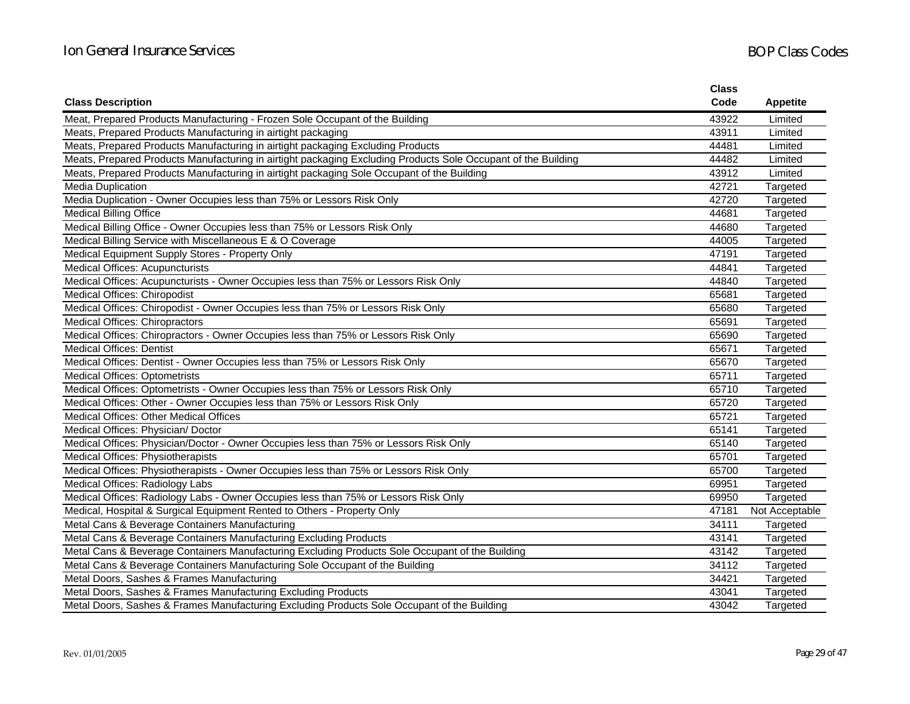| Class Description | Class Code | Appetite |
|---|---|---|
| Meat, Prepared Products Manufacturing - Frozen Sole Occupant of the Building | 43922 | Limited |
| Meats, Prepared Products Manufacturing in airtight packaging | 43911 | Limited |
| Meats, Prepared Products Manufacturing in airtight packaging Excluding Products | 44481 | Limited |
| Meats, Prepared Products Manufacturing in airtight packaging Excluding Products Sole Occupant of the Building | 44482 | Limited |
| Meats, Prepared Products Manufacturing in airtight packaging Sole Occupant of the Building | 43912 | Limited |
| Media Duplication | 42721 | Targeted |
| Media Duplication - Owner Occupies less than 75% or Lessors Risk Only | 42720 | Targeted |
| Medical Billing Office | 44681 | Targeted |
| Medical Billing Office - Owner Occupies less than 75% or Lessors Risk Only | 44680 | Targeted |
| Medical Billing Service with Miscellaneous E & O Coverage | 44005 | Targeted |
| Medical Equipment Supply Stores - Property Only | 47191 | Targeted |
| Medical Offices: Acupuncturists | 44841 | Targeted |
| Medical Offices: Acupuncturists - Owner Occupies less than 75% or Lessors Risk Only | 44840 | Targeted |
| Medical Offices: Chiropodist | 65681 | Targeted |
| Medical Offices: Chiropodist - Owner Occupies less than 75% or Lessors Risk Only | 65680 | Targeted |
| Medical Offices: Chiropractors | 65691 | Targeted |
| Medical Offices: Chiropractors - Owner Occupies less than 75% or Lessors Risk Only | 65690 | Targeted |
| Medical Offices: Dentist | 65671 | Targeted |
| Medical Offices: Dentist - Owner Occupies less than 75% or Lessors Risk Only | 65670 | Targeted |
| Medical Offices: Optometrists | 65711 | Targeted |
| Medical Offices: Optometrists - Owner Occupies less than 75% or Lessors Risk Only | 65710 | Targeted |
| Medical Offices: Other - Owner Occupies less than 75% or Lessors Risk Only | 65720 | Targeted |
| Medical Offices: Other Medical Offices | 65721 | Targeted |
| Medical Offices: Physician/ Doctor | 65141 | Targeted |
| Medical Offices: Physician/Doctor - Owner Occupies less than 75% or Lessors Risk Only | 65140 | Targeted |
| Medical Offices: Physiotherapists | 65701 | Targeted |
| Medical Offices: Physiotherapists - Owner Occupies less than 75% or Lessors Risk Only | 65700 | Targeted |
| Medical Offices: Radiology Labs | 69951 | Targeted |
| Medical Offices: Radiology Labs - Owner Occupies less than 75% or Lessors Risk Only | 69950 | Targeted |
| Medical, Hospital & Surgical Equipment Rented to Others - Property Only | 47181 | Not Acceptable |
| Metal Cans & Beverage Containers Manufacturing | 34111 | Targeted |
| Metal Cans & Beverage Containers Manufacturing Excluding Products | 43141 | Targeted |
| Metal Cans & Beverage Containers Manufacturing Excluding Products Sole Occupant of the Building | 43142 | Targeted |
| Metal Cans & Beverage Containers Manufacturing Sole Occupant of the Building | 34112 | Targeted |
| Metal Doors, Sashes & Frames Manufacturing | 34421 | Targeted |
| Metal Doors, Sashes & Frames Manufacturing Excluding Products | 43041 | Targeted |
| Metal Doors, Sashes & Frames Manufacturing Excluding Products Sole Occupant of the Building | 43042 | Targeted |

Rev. 01/01/2005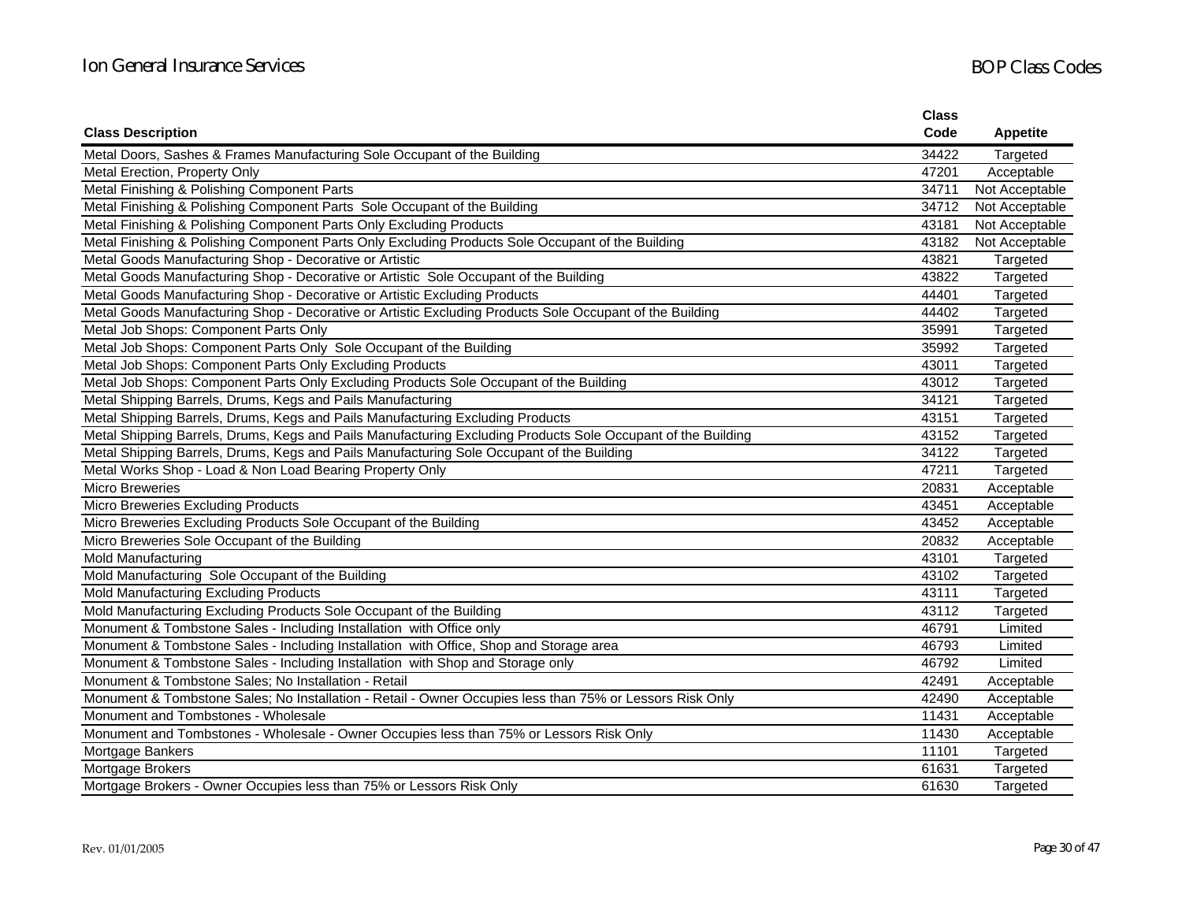| Class Description | Class Code | Appetite |
|---|---|---|
| Metal Doors, Sashes & Frames Manufacturing Sole Occupant of the Building | 34422 | Targeted |
| Metal Erection, Property Only | 47201 | Acceptable |
| Metal Finishing & Polishing Component Parts | 34711 | Not Acceptable |
| Metal Finishing & Polishing Component Parts Sole Occupant of the Building | 34712 | Not Acceptable |
| Metal Finishing & Polishing Component Parts Only Excluding Products | 43181 | Not Acceptable |
| Metal Finishing & Polishing Component Parts Only Excluding Products Sole Occupant of the Building | 43182 | Not Acceptable |
| Metal Goods Manufacturing Shop - Decorative or Artistic | 43821 | Targeted |
| Metal Goods Manufacturing Shop - Decorative or Artistic Sole Occupant of the Building | 43822 | Targeted |
| Metal Goods Manufacturing Shop - Decorative or Artistic Excluding Products | 44401 | Targeted |
| Metal Goods Manufacturing Shop - Decorative or Artistic Excluding Products Sole Occupant of the Building | 44402 | Targeted |
| Metal Job Shops: Component Parts Only | 35991 | Targeted |
| Metal Job Shops: Component Parts Only Sole Occupant of the Building | 35992 | Targeted |
| Metal Job Shops: Component Parts Only Excluding Products | 43011 | Targeted |
| Metal Job Shops: Component Parts Only Excluding Products Sole Occupant of the Building | 43012 | Targeted |
| Metal Shipping Barrels, Drums, Kegs and Pails Manufacturing | 34121 | Targeted |
| Metal Shipping Barrels, Drums, Kegs and Pails Manufacturing Excluding Products | 43151 | Targeted |
| Metal Shipping Barrels, Drums, Kegs and Pails Manufacturing Excluding Products Sole Occupant of the Building | 43152 | Targeted |
| Metal Shipping Barrels, Drums, Kegs and Pails Manufacturing Sole Occupant of the Building | 34122 | Targeted |
| Metal Works Shop - Load & Non Load Bearing Property Only | 47211 | Targeted |
| Micro Breweries | 20831 | Acceptable |
| Micro Breweries Excluding Products | 43451 | Acceptable |
| Micro Breweries Excluding Products Sole Occupant of the Building | 43452 | Acceptable |
| Micro Breweries Sole Occupant of the Building | 20832 | Acceptable |
| Mold Manufacturing | 43101 | Targeted |
| Mold Manufacturing Sole Occupant of the Building | 43102 | Targeted |
| Mold Manufacturing Excluding Products | 43111 | Targeted |
| Mold Manufacturing Excluding Products Sole Occupant of the Building | 43112 | Targeted |
| Monument & Tombstone Sales - Including Installation with Office only | 46791 | Limited |
| Monument & Tombstone Sales - Including Installation with Office, Shop and Storage area | 46793 | Limited |
| Monument & Tombstone Sales - Including Installation with Shop and Storage only | 46792 | Limited |
| Monument & Tombstone Sales; No Installation - Retail | 42491 | Acceptable |
| Monument & Tombstone Sales; No Installation - Retail - Owner Occupies less than 75% or Lessors Risk Only | 42490 | Acceptable |
| Monument and Tombstones - Wholesale | 11431 | Acceptable |
| Monument and Tombstones - Wholesale - Owner Occupies less than 75% or Lessors Risk Only | 11430 | Acceptable |
| Mortgage Bankers | 11101 | Targeted |
| Mortgage Brokers | 61631 | Targeted |
| Mortgage Brokers - Owner Occupies less than 75% or Lessors Risk Only | 61630 | Targeted |

Rev. 01/01/2005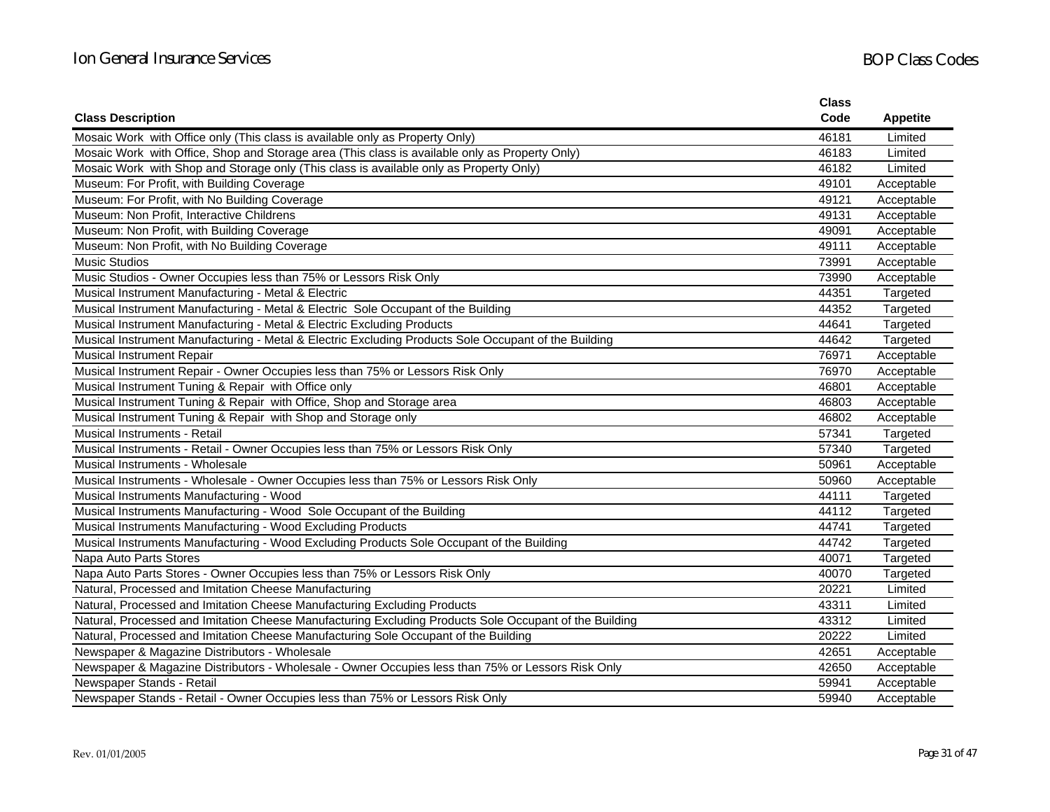| Class Description | Class Code | Appetite |
|---|---|---|
| Mosaic Work with Office only (This class is available only as Property Only) | 46181 | Limited |
| Mosaic Work with Office, Shop and Storage area (This class is available only as Property Only) | 46183 | Limited |
| Mosaic Work with Shop and Storage only (This class is available only as Property Only) | 46182 | Limited |
| Museum: For Profit, with Building Coverage | 49101 | Acceptable |
| Museum: For Profit, with No Building Coverage | 49121 | Acceptable |
| Museum: Non Profit, Interactive Childrens | 49131 | Acceptable |
| Museum: Non Profit, with Building Coverage | 49091 | Acceptable |
| Museum: Non Profit, with No Building Coverage | 49111 | Acceptable |
| Music Studios | 73991 | Acceptable |
| Music Studios - Owner Occupies less than 75% or Lessors Risk Only | 73990 | Acceptable |
| Musical Instrument Manufacturing - Metal & Electric | 44351 | Targeted |
| Musical Instrument Manufacturing - Metal & Electric Sole Occupant of the Building | 44352 | Targeted |
| Musical Instrument Manufacturing - Metal & Electric Excluding Products | 44641 | Targeted |
| Musical Instrument Manufacturing - Metal & Electric Excluding Products Sole Occupant of the Building | 44642 | Targeted |
| Musical Instrument Repair | 76971 | Acceptable |
| Musical Instrument Repair - Owner Occupies less than 75% or Lessors Risk Only | 76970 | Acceptable |
| Musical Instrument Tuning & Repair with Office only | 46801 | Acceptable |
| Musical Instrument Tuning & Repair with Office, Shop and Storage area | 46803 | Acceptable |
| Musical Instrument Tuning & Repair with Shop and Storage only | 46802 | Acceptable |
| Musical Instruments - Retail | 57341 | Targeted |
| Musical Instruments - Retail - Owner Occupies less than 75% or Lessors Risk Only | 57340 | Targeted |
| Musical Instruments - Wholesale | 50961 | Acceptable |
| Musical Instruments - Wholesale - Owner Occupies less than 75% or Lessors Risk Only | 50960 | Acceptable |
| Musical Instruments Manufacturing - Wood | 44111 | Targeted |
| Musical Instruments Manufacturing - Wood Sole Occupant of the Building | 44112 | Targeted |
| Musical Instruments Manufacturing - Wood Excluding Products | 44741 | Targeted |
| Musical Instruments Manufacturing - Wood Excluding Products Sole Occupant of the Building | 44742 | Targeted |
| Napa Auto Parts Stores | 40071 | Targeted |
| Napa Auto Parts Stores - Owner Occupies less than 75% or Lessors Risk Only | 40070 | Targeted |
| Natural, Processed and Imitation Cheese Manufacturing | 20221 | Limited |
| Natural, Processed and Imitation Cheese Manufacturing Excluding Products | 43311 | Limited |
| Natural, Processed and Imitation Cheese Manufacturing Excluding Products Sole Occupant of the Building | 43312 | Limited |
| Natural, Processed and Imitation Cheese Manufacturing Sole Occupant of the Building | 20222 | Limited |
| Newspaper & Magazine Distributors - Wholesale | 42651 | Acceptable |
| Newspaper & Magazine Distributors - Wholesale - Owner Occupies less than 75% or Lessors Risk Only | 42650 | Acceptable |
| Newspaper Stands - Retail | 59941 | Acceptable |
| Newspaper Stands - Retail - Owner Occupies less than 75% or Lessors Risk Only | 59940 | Acceptable |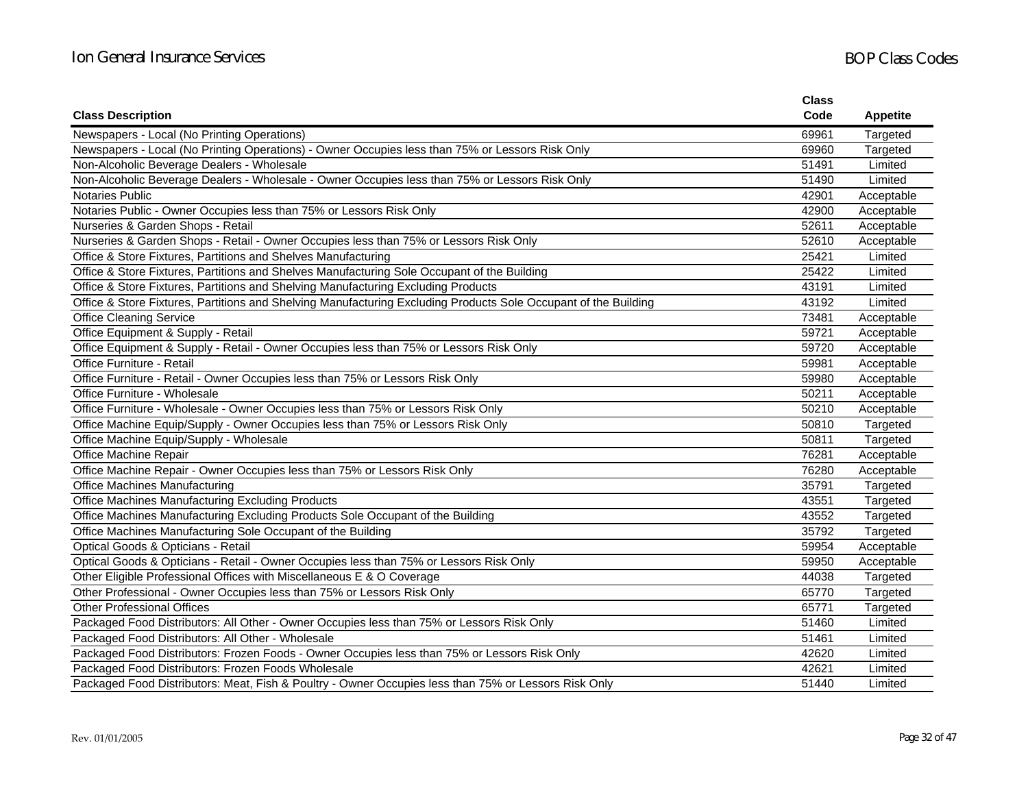| Class Description | Class Code | Appetite |
|---|---|---|
| Newspapers - Local (No Printing Operations) | 69961 | Targeted |
| Newspapers - Local (No Printing Operations) - Owner Occupies less than 75% or Lessors Risk Only | 69960 | Targeted |
| Non-Alcoholic Beverage Dealers - Wholesale | 51491 | Limited |
| Non-Alcoholic Beverage Dealers - Wholesale - Owner Occupies less than 75% or Lessors Risk Only | 51490 | Limited |
| Notaries Public | 42901 | Acceptable |
| Notaries Public - Owner Occupies less than 75% or Lessors Risk Only | 42900 | Acceptable |
| Nurseries & Garden Shops - Retail | 52611 | Acceptable |
| Nurseries & Garden Shops - Retail - Owner Occupies less than 75% or Lessors Risk Only | 52610 | Acceptable |
| Office & Store Fixtures, Partitions and Shelves Manufacturing | 25421 | Limited |
| Office & Store Fixtures, Partitions and Shelves Manufacturing Sole Occupant of the Building | 25422 | Limited |
| Office & Store Fixtures, Partitions and Shelving Manufacturing Excluding Products | 43191 | Limited |
| Office & Store Fixtures, Partitions and Shelving Manufacturing Excluding Products Sole Occupant of the Building | 43192 | Limited |
| Office Cleaning Service | 73481 | Acceptable |
| Office Equipment & Supply - Retail | 59721 | Acceptable |
| Office Equipment & Supply - Retail - Owner Occupies less than 75% or Lessors Risk Only | 59720 | Acceptable |
| Office Furniture - Retail | 59981 | Acceptable |
| Office Furniture - Retail - Owner Occupies less than 75% or Lessors Risk Only | 59980 | Acceptable |
| Office Furniture - Wholesale | 50211 | Acceptable |
| Office Furniture - Wholesale - Owner Occupies less than 75% or Lessors Risk Only | 50210 | Acceptable |
| Office Machine Equip/Supply - Owner Occupies less than 75% or Lessors Risk Only | 50810 | Targeted |
| Office Machine Equip/Supply - Wholesale | 50811 | Targeted |
| Office Machine Repair | 76281 | Acceptable |
| Office Machine Repair - Owner Occupies less than 75% or Lessors Risk Only | 76280 | Acceptable |
| Office Machines Manufacturing | 35791 | Targeted |
| Office Machines Manufacturing Excluding Products | 43551 | Targeted |
| Office Machines Manufacturing Excluding Products Sole Occupant of the Building | 43552 | Targeted |
| Office Machines Manufacturing Sole Occupant of the Building | 35792 | Targeted |
| Optical Goods & Opticians - Retail | 59954 | Acceptable |
| Optical Goods & Opticians - Retail - Owner Occupies less than 75% or Lessors Risk Only | 59950 | Acceptable |
| Other Eligible Professional Offices with Miscellaneous E & O Coverage | 44038 | Targeted |
| Other Professional - Owner Occupies less than 75% or Lessors Risk Only | 65770 | Targeted |
| Other Professional Offices | 65771 | Targeted |
| Packaged Food Distributors: All Other - Owner Occupies less than 75% or Lessors Risk Only | 51460 | Limited |
| Packaged Food Distributors: All Other - Wholesale | 51461 | Limited |
| Packaged Food Distributors: Frozen Foods - Owner Occupies less than 75% or Lessors Risk Only | 42620 | Limited |
| Packaged Food Distributors: Frozen Foods Wholesale | 42621 | Limited |
| Packaged Food Distributors: Meat, Fish & Poultry - Owner Occupies less than 75% or Lessors Risk Only | 51440 | Limited |

Rev. 01/01/2005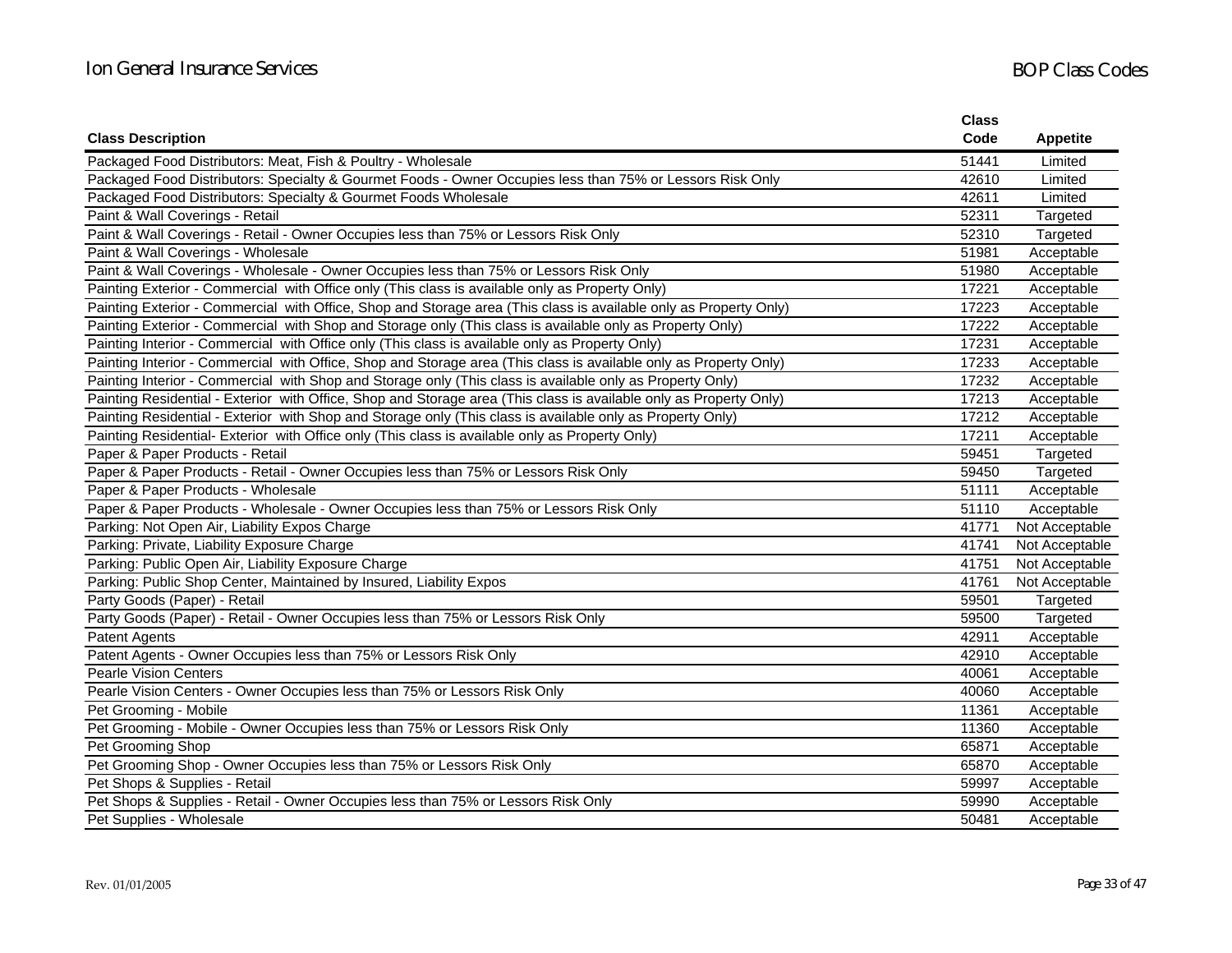| Class Description | Class Code | Appetite |
|---|---|---|
| Packaged Food Distributors: Meat, Fish & Poultry - Wholesale | 51441 | Limited |
| Packaged Food Distributors: Specialty & Gourmet Foods - Owner Occupies less than 75% or Lessors Risk Only | 42610 | Limited |
| Packaged Food Distributors: Specialty & Gourmet Foods Wholesale | 42611 | Limited |
| Paint & Wall Coverings - Retail | 52311 | Targeted |
| Paint & Wall Coverings - Retail - Owner Occupies less than 75% or Lessors Risk Only | 52310 | Targeted |
| Paint & Wall Coverings - Wholesale | 51981 | Acceptable |
| Paint & Wall Coverings - Wholesale - Owner Occupies less than 75% or Lessors Risk Only | 51980 | Acceptable |
| Painting Exterior - Commercial with Office only (This class is available only as Property Only) | 17221 | Acceptable |
| Painting Exterior - Commercial with Office, Shop and Storage area (This class is available only as Property Only) | 17223 | Acceptable |
| Painting Exterior - Commercial with Shop and Storage only (This class is available only as Property Only) | 17222 | Acceptable |
| Painting Interior - Commercial with Office only (This class is available only as Property Only) | 17231 | Acceptable |
| Painting Interior - Commercial with Office, Shop and Storage area (This class is available only as Property Only) | 17233 | Acceptable |
| Painting Interior - Commercial with Shop and Storage only (This class is available only as Property Only) | 17232 | Acceptable |
| Painting Residential - Exterior with Office, Shop and Storage area (This class is available only as Property Only) | 17213 | Acceptable |
| Painting Residential - Exterior with Shop and Storage only (This class is available only as Property Only) | 17212 | Acceptable |
| Painting Residential- Exterior with Office only (This class is available only as Property Only) | 17211 | Acceptable |
| Paper & Paper Products - Retail | 59451 | Targeted |
| Paper & Paper Products - Retail - Owner Occupies less than 75% or Lessors Risk Only | 59450 | Targeted |
| Paper & Paper Products - Wholesale | 51111 | Acceptable |
| Paper & Paper Products - Wholesale - Owner Occupies less than 75% or Lessors Risk Only | 51110 | Acceptable |
| Parking: Not Open Air, Liability Expos Charge | 41771 | Not Acceptable |
| Parking: Private, Liability Exposure Charge | 41741 | Not Acceptable |
| Parking: Public Open Air, Liability Exposure Charge | 41751 | Not Acceptable |
| Parking: Public Shop Center, Maintained by Insured, Liability Expos | 41761 | Not Acceptable |
| Party Goods (Paper) - Retail | 59501 | Targeted |
| Party Goods (Paper) - Retail - Owner Occupies less than 75% or Lessors Risk Only | 59500 | Targeted |
| Patent Agents | 42911 | Acceptable |
| Patent Agents - Owner Occupies less than 75% or Lessors Risk Only | 42910 | Acceptable |
| Pearle Vision Centers | 40061 | Acceptable |
| Pearle Vision Centers - Owner Occupies less than 75% or Lessors Risk Only | 40060 | Acceptable |
| Pet Grooming - Mobile | 11361 | Acceptable |
| Pet Grooming - Mobile - Owner Occupies less than 75% or Lessors Risk Only | 11360 | Acceptable |
| Pet Grooming Shop | 65871 | Acceptable |
| Pet Grooming Shop - Owner Occupies less than 75% or Lessors Risk Only | 65870 | Acceptable |
| Pet Shops & Supplies - Retail | 59997 | Acceptable |
| Pet Shops & Supplies - Retail - Owner Occupies less than 75% or Lessors Risk Only | 59990 | Acceptable |
| Pet Supplies - Wholesale | 50481 | Acceptable |

Rev. 01/01/2005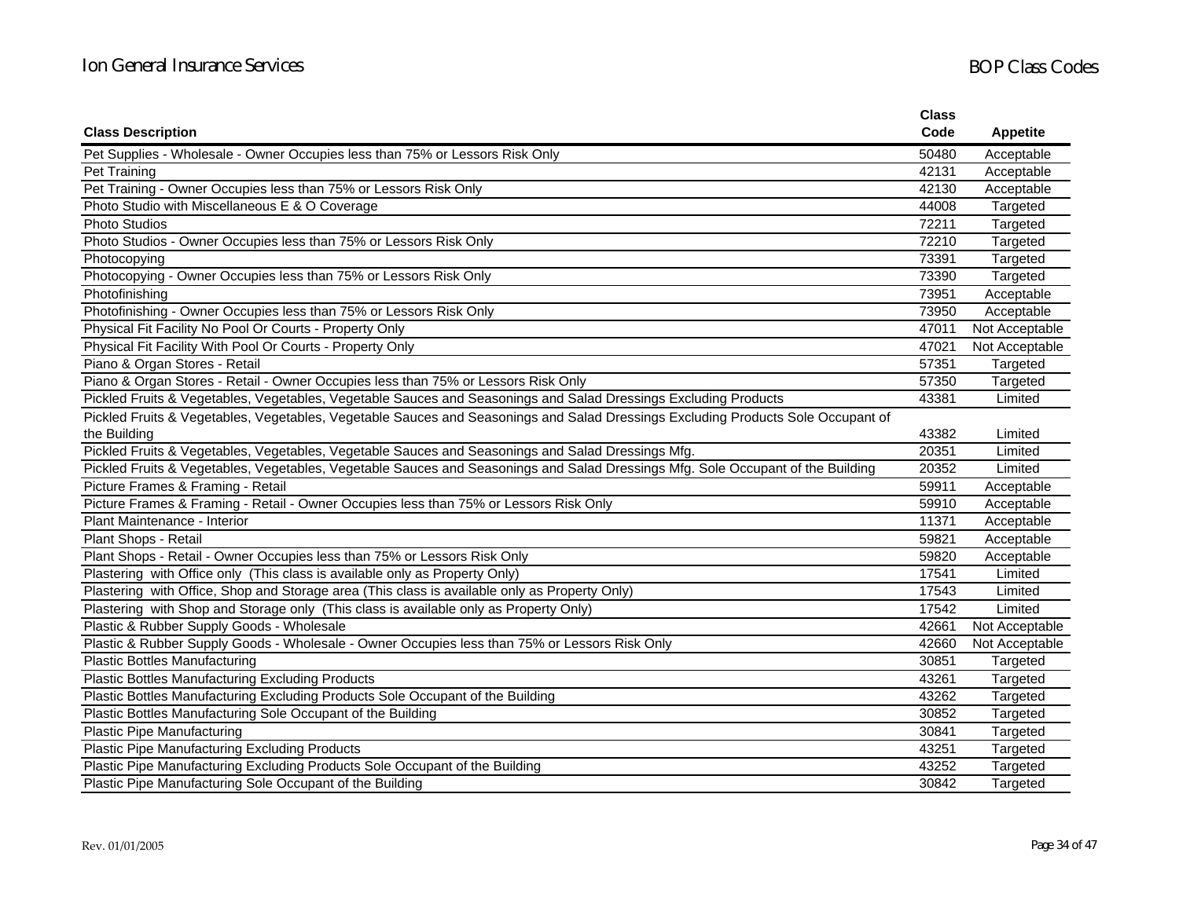| Class Description | Class Code | Appetite |
|---|---|---|
| Pet Supplies - Wholesale - Owner Occupies less than 75% or Lessors Risk Only | 50480 | Acceptable |
| Pet Training | 42131 | Acceptable |
| Pet Training - Owner Occupies less than 75% or Lessors Risk Only | 42130 | Acceptable |
| Photo Studio with Miscellaneous E & O Coverage | 44008 | Targeted |
| Photo Studios | 72211 | Targeted |
| Photo Studios - Owner Occupies less than 75% or Lessors Risk Only | 72210 | Targeted |
| Photocopying | 73391 | Targeted |
| Photocopying - Owner Occupies less than 75% or Lessors Risk Only | 73390 | Targeted |
| Photofinishing | 73951 | Acceptable |
| Photofinishing - Owner Occupies less than 75% or Lessors Risk Only | 73950 | Acceptable |
| Physical Fit Facility No Pool Or Courts - Property Only | 47011 | Not Acceptable |
| Physical Fit Facility With Pool Or Courts - Property Only | 47021 | Not Acceptable |
| Piano & Organ Stores - Retail | 57351 | Targeted |
| Piano & Organ Stores - Retail - Owner Occupies less than 75% or Lessors Risk Only | 57350 | Targeted |
| Pickled Fruits & Vegetables, Vegetables, Vegetable Sauces and Seasonings and Salad Dressings Excluding Products | 43381 | Limited |
| Pickled Fruits & Vegetables, Vegetables, Vegetable Sauces and Seasonings and Salad Dressings Excluding Products Sole Occupant of the Building | 43382 | Limited |
| Pickled Fruits & Vegetables, Vegetables, Vegetable Sauces and Seasonings and Salad Dressings Mfg. | 20351 | Limited |
| Pickled Fruits & Vegetables, Vegetables, Vegetable Sauces and Seasonings and Salad Dressings Mfg. Sole Occupant of the Building | 20352 | Limited |
| Picture Frames & Framing - Retail | 59911 | Acceptable |
| Picture Frames & Framing - Retail - Owner Occupies less than 75% or Lessors Risk Only | 59910 | Acceptable |
| Plant Maintenance - Interior | 11371 | Acceptable |
| Plant Shops - Retail | 59821 | Acceptable |
| Plant Shops - Retail - Owner Occupies less than 75% or Lessors Risk Only | 59820 | Acceptable |
| Plastering with Office only (This class is available only as Property Only) | 17541 | Limited |
| Plastering with Office, Shop and Storage area (This class is available only as Property Only) | 17543 | Limited |
| Plastering with Shop and Storage only (This class is available only as Property Only) | 17542 | Limited |
| Plastic & Rubber Supply Goods - Wholesale | 42661 | Not Acceptable |
| Plastic & Rubber Supply Goods - Wholesale - Owner Occupies less than 75% or Lessors Risk Only | 42660 | Not Acceptable |
| Plastic Bottles Manufacturing | 30851 | Targeted |
| Plastic Bottles Manufacturing Excluding Products | 43261 | Targeted |
| Plastic Bottles Manufacturing Excluding Products Sole Occupant of the Building | 43262 | Targeted |
| Plastic Bottles Manufacturing Sole Occupant of the Building | 30852 | Targeted |
| Plastic Pipe Manufacturing | 30841 | Targeted |
| Plastic Pipe Manufacturing Excluding Products | 43251 | Targeted |
| Plastic Pipe Manufacturing Excluding Products Sole Occupant of the Building | 43252 | Targeted |
| Plastic Pipe Manufacturing Sole Occupant of the Building | 30842 | Targeted |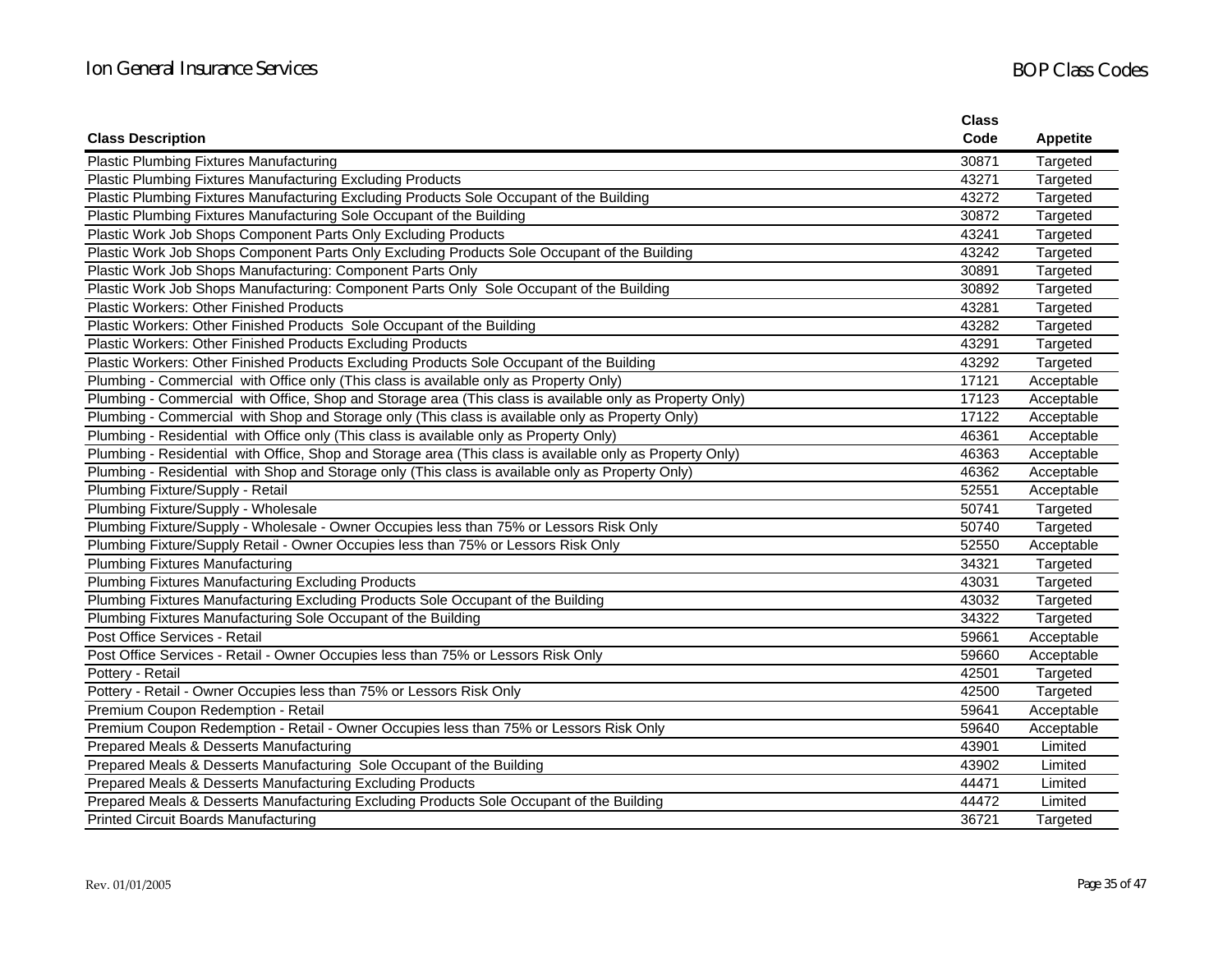| Class Description | Class Code | Appetite |
|---|---|---|
| Plastic Plumbing Fixtures Manufacturing | 30871 | Targeted |
| Plastic Plumbing Fixtures Manufacturing Excluding Products | 43271 | Targeted |
| Plastic Plumbing Fixtures Manufacturing Excluding Products Sole Occupant of the Building | 43272 | Targeted |
| Plastic Plumbing Fixtures Manufacturing Sole Occupant of the Building | 30872 | Targeted |
| Plastic Work Job Shops Component Parts Only Excluding Products | 43241 | Targeted |
| Plastic Work Job Shops Component Parts Only Excluding Products Sole Occupant of the Building | 43242 | Targeted |
| Plastic Work Job Shops Manufacturing: Component Parts Only | 30891 | Targeted |
| Plastic Work Job Shops Manufacturing: Component Parts Only Sole Occupant of the Building | 30892 | Targeted |
| Plastic Workers: Other Finished Products | 43281 | Targeted |
| Plastic Workers: Other Finished Products Sole Occupant of the Building | 43282 | Targeted |
| Plastic Workers: Other Finished Products Excluding Products | 43291 | Targeted |
| Plastic Workers: Other Finished Products Excluding Products Sole Occupant of the Building | 43292 | Targeted |
| Plumbing - Commercial with Office only (This class is available only as Property Only) | 17121 | Acceptable |
| Plumbing - Commercial with Office, Shop and Storage area (This class is available only as Property Only) | 17123 | Acceptable |
| Plumbing - Commercial with Shop and Storage only (This class is available only as Property Only) | 17122 | Acceptable |
| Plumbing - Residential with Office only (This class is available only as Property Only) | 46361 | Acceptable |
| Plumbing - Residential with Office, Shop and Storage area (This class is available only as Property Only) | 46363 | Acceptable |
| Plumbing - Residential with Shop and Storage only (This class is available only as Property Only) | 46362 | Acceptable |
| Plumbing Fixture/Supply - Retail | 52551 | Acceptable |
| Plumbing Fixture/Supply - Wholesale | 50741 | Targeted |
| Plumbing Fixture/Supply - Wholesale - Owner Occupies less than 75% or Lessors Risk Only | 50740 | Targeted |
| Plumbing Fixture/Supply Retail - Owner Occupies less than 75% or Lessors Risk Only | 52550 | Acceptable |
| Plumbing Fixtures Manufacturing | 34321 | Targeted |
| Plumbing Fixtures Manufacturing Excluding Products | 43031 | Targeted |
| Plumbing Fixtures Manufacturing Excluding Products Sole Occupant of the Building | 43032 | Targeted |
| Plumbing Fixtures Manufacturing Sole Occupant of the Building | 34322 | Targeted |
| Post Office Services - Retail | 59661 | Acceptable |
| Post Office Services - Retail - Owner Occupies less than 75% or Lessors Risk Only | 59660 | Acceptable |
| Pottery - Retail | 42501 | Targeted |
| Pottery - Retail - Owner Occupies less than 75% or Lessors Risk Only | 42500 | Targeted |
| Premium Coupon Redemption - Retail | 59641 | Acceptable |
| Premium Coupon Redemption - Retail - Owner Occupies less than 75% or Lessors Risk Only | 59640 | Acceptable |
| Prepared Meals & Desserts Manufacturing | 43901 | Limited |
| Prepared Meals & Desserts Manufacturing Sole Occupant of the Building | 43902 | Limited |
| Prepared Meals & Desserts Manufacturing Excluding Products | 44471 | Limited |
| Prepared Meals & Desserts Manufacturing Excluding Products Sole Occupant of the Building | 44472 | Limited |
| Printed Circuit Boards Manufacturing | 36721 | Targeted |

Rev. 01/01/2005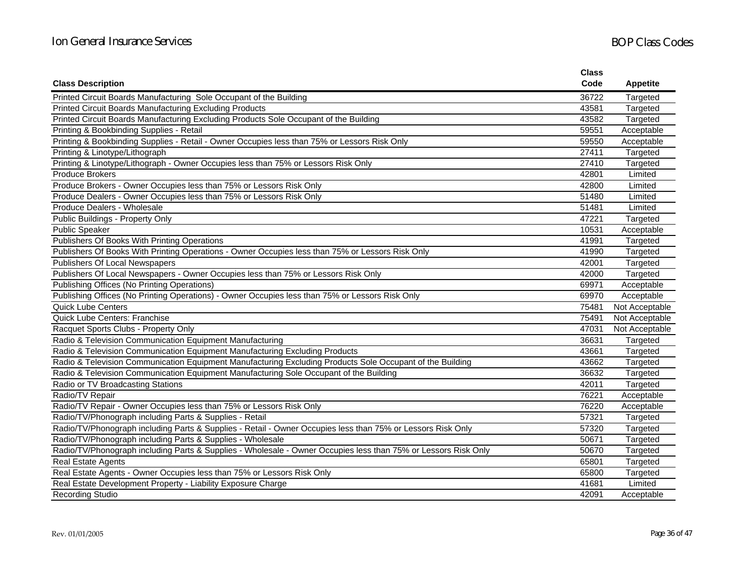| Class Description | Class Code | Appetite |
|---|---|---|
| Printed Circuit Boards Manufacturing  Sole Occupant of the Building | 36722 | Targeted |
| Printed Circuit Boards Manufacturing Excluding Products | 43581 | Targeted |
| Printed Circuit Boards Manufacturing Excluding Products Sole Occupant of the Building | 43582 | Targeted |
| Printing & Bookbinding Supplies - Retail | 59551 | Acceptable |
| Printing & Bookbinding Supplies - Retail - Owner Occupies less than 75% or Lessors Risk Only | 59550 | Acceptable |
| Printing & Linotype/Lithograph | 27411 | Targeted |
| Printing & Linotype/Lithograph - Owner Occupies less than 75% or Lessors Risk Only | 27410 | Targeted |
| Produce Brokers | 42801 | Limited |
| Produce Brokers - Owner Occupies less than 75% or Lessors Risk Only | 42800 | Limited |
| Produce Dealers - Owner Occupies less than 75% or Lessors Risk Only | 51480 | Limited |
| Produce Dealers - Wholesale | 51481 | Limited |
| Public Buildings - Property Only | 47221 | Targeted |
| Public Speaker | 10531 | Acceptable |
| Publishers Of Books With Printing Operations | 41991 | Targeted |
| Publishers Of Books With Printing Operations - Owner Occupies less than 75% or Lessors Risk Only | 41990 | Targeted |
| Publishers Of Local Newspapers | 42001 | Targeted |
| Publishers Of Local Newspapers - Owner Occupies less than 75% or Lessors Risk Only | 42000 | Targeted |
| Publishing Offices (No Printing Operations) | 69971 | Acceptable |
| Publishing Offices (No Printing Operations) - Owner Occupies less than 75% or Lessors Risk Only | 69970 | Acceptable |
| Quick Lube Centers | 75481 | Not Acceptable |
| Quick Lube Centers: Franchise | 75491 | Not Acceptable |
| Racquet Sports Clubs - Property Only | 47031 | Not Acceptable |
| Radio & Television Communication Equipment Manufacturing | 36631 | Targeted |
| Radio & Television Communication Equipment Manufacturing Excluding Products | 43661 | Targeted |
| Radio & Television Communication Equipment Manufacturing Excluding Products Sole Occupant of the Building | 43662 | Targeted |
| Radio & Television Communication Equipment Manufacturing Sole Occupant of the Building | 36632 | Targeted |
| Radio or TV Broadcasting Stations | 42011 | Targeted |
| Radio/TV Repair | 76221 | Acceptable |
| Radio/TV Repair - Owner Occupies less than 75% or Lessors Risk Only | 76220 | Acceptable |
| Radio/TV/Phonograph including Parts & Supplies - Retail | 57321 | Targeted |
| Radio/TV/Phonograph including Parts & Supplies - Retail - Owner Occupies less than 75% or Lessors Risk Only | 57320 | Targeted |
| Radio/TV/Phonograph including Parts & Supplies - Wholesale | 50671 | Targeted |
| Radio/TV/Phonograph including Parts & Supplies - Wholesale - Owner Occupies less than 75% or Lessors Risk Only | 50670 | Targeted |
| Real Estate Agents | 65801 | Targeted |
| Real Estate Agents - Owner Occupies less than 75% or Lessors Risk Only | 65800 | Targeted |
| Real Estate Development Property - Liability Exposure Charge | 41681 | Limited |
| Recording Studio | 42091 | Acceptable |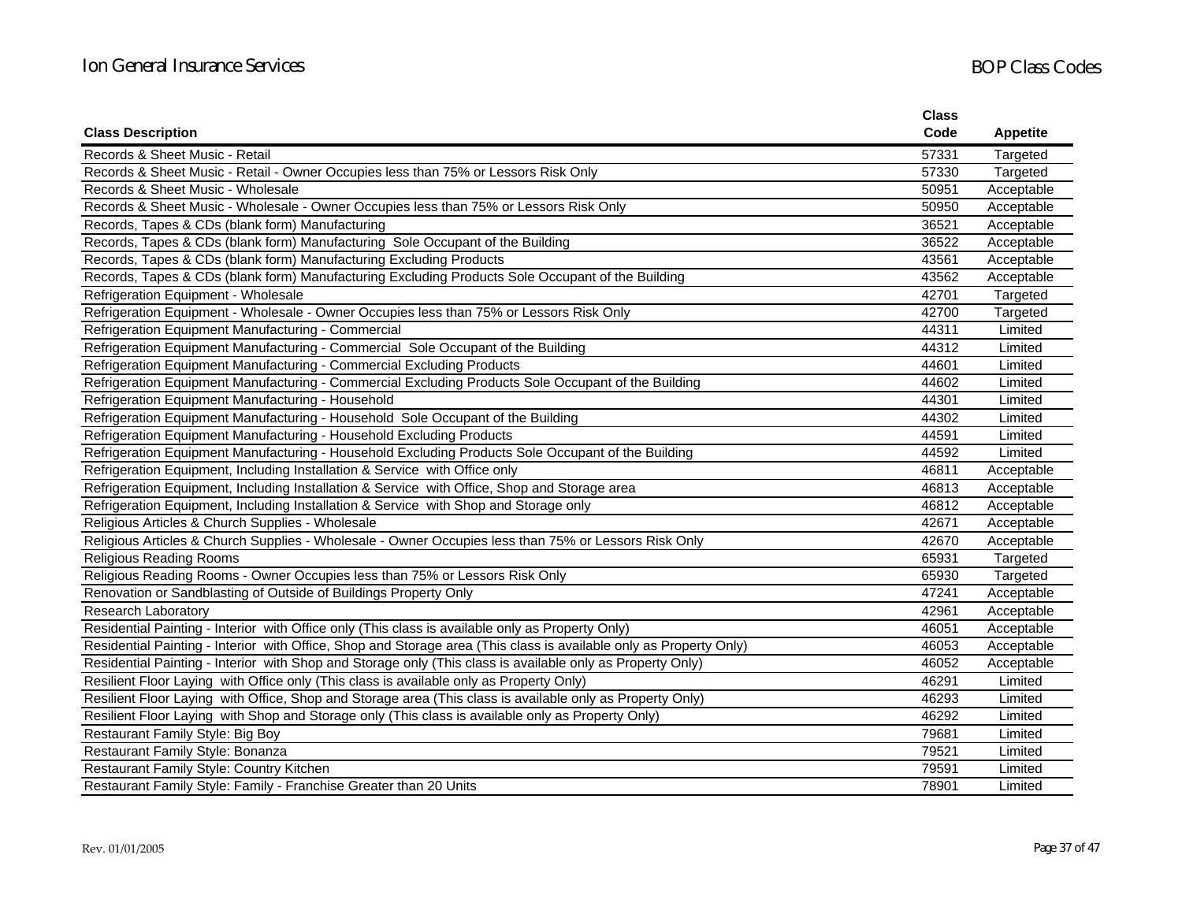| Class Description | Class Code | Appetite |
|---|---|---|
| Records & Sheet Music - Retail | 57331 | Targeted |
| Records & Sheet Music - Retail - Owner Occupies less than 75% or Lessors Risk Only | 57330 | Targeted |
| Records & Sheet Music - Wholesale | 50951 | Acceptable |
| Records & Sheet Music - Wholesale - Owner Occupies less than 75% or Lessors Risk Only | 50950 | Acceptable |
| Records, Tapes & CDs (blank form) Manufacturing | 36521 | Acceptable |
| Records, Tapes & CDs (blank form) Manufacturing Sole Occupant of the Building | 36522 | Acceptable |
| Records, Tapes & CDs (blank form) Manufacturing Excluding Products | 43561 | Acceptable |
| Records, Tapes & CDs (blank form) Manufacturing Excluding Products Sole Occupant of the Building | 43562 | Acceptable |
| Refrigeration Equipment - Wholesale | 42701 | Targeted |
| Refrigeration Equipment - Wholesale - Owner Occupies less than 75% or Lessors Risk Only | 42700 | Targeted |
| Refrigeration Equipment Manufacturing - Commercial | 44311 | Limited |
| Refrigeration Equipment Manufacturing - Commercial Sole Occupant of the Building | 44312 | Limited |
| Refrigeration Equipment Manufacturing - Commercial Excluding Products | 44601 | Limited |
| Refrigeration Equipment Manufacturing - Commercial Excluding Products Sole Occupant of the Building | 44602 | Limited |
| Refrigeration Equipment Manufacturing - Household | 44301 | Limited |
| Refrigeration Equipment Manufacturing - Household Sole Occupant of the Building | 44302 | Limited |
| Refrigeration Equipment Manufacturing - Household Excluding Products | 44591 | Limited |
| Refrigeration Equipment Manufacturing - Household Excluding Products Sole Occupant of the Building | 44592 | Limited |
| Refrigeration Equipment, Including Installation & Service with Office only | 46811 | Acceptable |
| Refrigeration Equipment, Including Installation & Service with Office, Shop and Storage area | 46813 | Acceptable |
| Refrigeration Equipment, Including Installation & Service with Shop and Storage only | 46812 | Acceptable |
| Religious Articles & Church Supplies - Wholesale | 42671 | Acceptable |
| Religious Articles & Church Supplies - Wholesale - Owner Occupies less than 75% or Lessors Risk Only | 42670 | Acceptable |
| Religious Reading Rooms | 65931 | Targeted |
| Religious Reading Rooms - Owner Occupies less than 75% or Lessors Risk Only | 65930 | Targeted |
| Renovation or Sandblasting of Outside of Buildings Property Only | 47241 | Acceptable |
| Research Laboratory | 42961 | Acceptable |
| Residential Painting - Interior with Office only (This class is available only as Property Only) | 46051 | Acceptable |
| Residential Painting - Interior with Office, Shop and Storage area (This class is available only as Property Only) | 46053 | Acceptable |
| Residential Painting - Interior with Shop and Storage only (This class is available only as Property Only) | 46052 | Acceptable |
| Resilient Floor Laying with Office only (This class is available only as Property Only) | 46291 | Limited |
| Resilient Floor Laying with Office, Shop and Storage area (This class is available only as Property Only) | 46293 | Limited |
| Resilient Floor Laying with Shop and Storage only (This class is available only as Property Only) | 46292 | Limited |
| Restaurant Family Style: Big Boy | 79681 | Limited |
| Restaurant Family Style: Bonanza | 79521 | Limited |
| Restaurant Family Style: Country Kitchen | 79591 | Limited |
| Restaurant Family Style: Family - Franchise Greater than 20 Units | 78901 | Limited |

Rev. 01/01/2005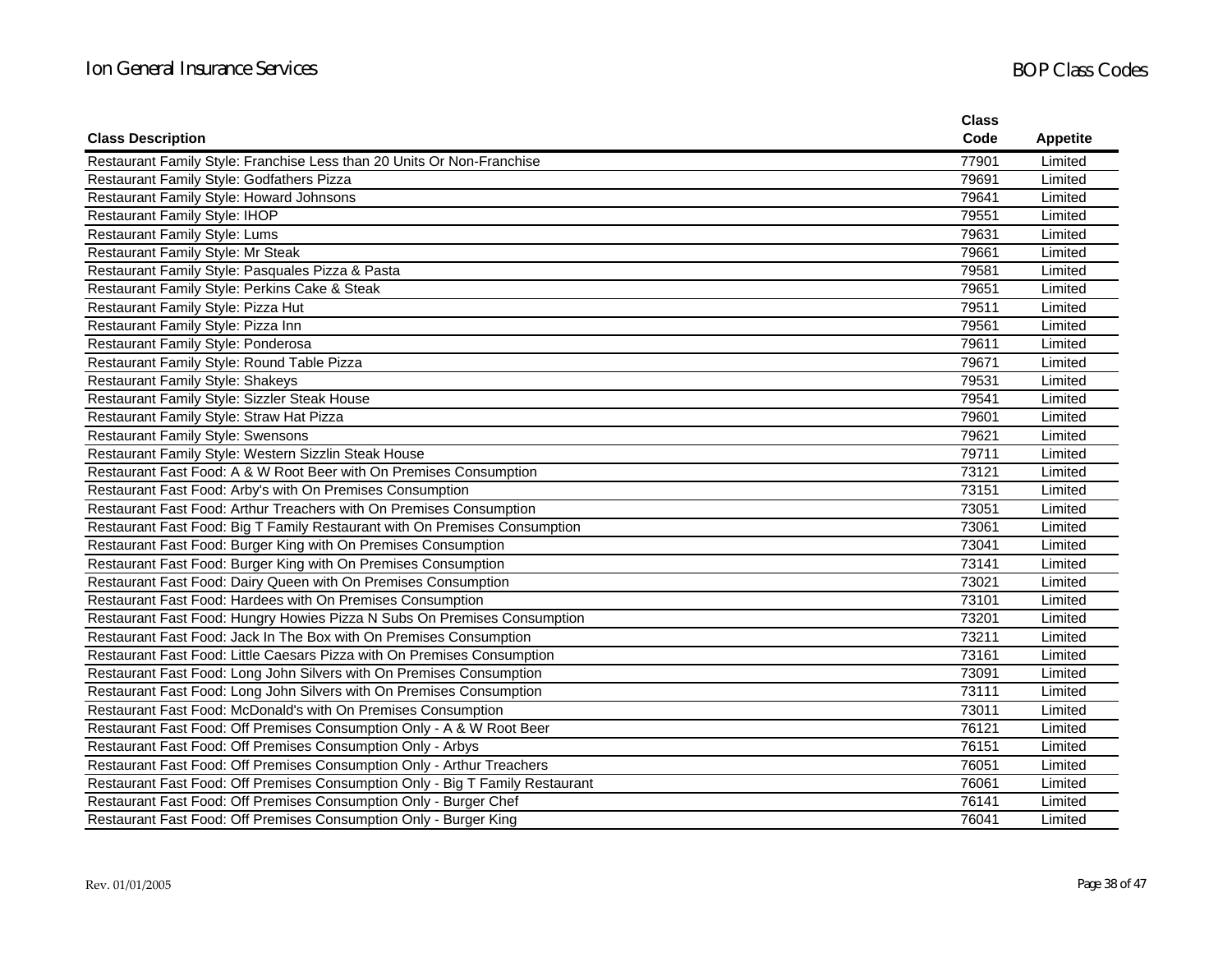| Class Description | Class Code | Appetite |
|---|---|---|
| Restaurant Family Style: Franchise Less than 20 Units Or Non-Franchise | 77901 | Limited |
| Restaurant Family Style: Godfathers Pizza | 79691 | Limited |
| Restaurant Family Style: Howard Johnsons | 79641 | Limited |
| Restaurant Family Style: IHOP | 79551 | Limited |
| Restaurant Family Style: Lums | 79631 | Limited |
| Restaurant Family Style: Mr Steak | 79661 | Limited |
| Restaurant Family Style: Pasquales Pizza & Pasta | 79581 | Limited |
| Restaurant Family Style: Perkins Cake & Steak | 79651 | Limited |
| Restaurant Family Style: Pizza Hut | 79511 | Limited |
| Restaurant Family Style: Pizza Inn | 79561 | Limited |
| Restaurant Family Style: Ponderosa | 79611 | Limited |
| Restaurant Family Style: Round Table Pizza | 79671 | Limited |
| Restaurant Family Style: Shakeys | 79531 | Limited |
| Restaurant Family Style: Sizzler Steak House | 79541 | Limited |
| Restaurant Family Style: Straw Hat Pizza | 79601 | Limited |
| Restaurant Family Style: Swensons | 79621 | Limited |
| Restaurant Family Style: Western Sizzlin Steak House | 79711 | Limited |
| Restaurant Fast Food: A & W Root Beer with On Premises Consumption | 73121 | Limited |
| Restaurant Fast Food: Arby's with On Premises Consumption | 73151 | Limited |
| Restaurant Fast Food: Arthur Treachers with On Premises Consumption | 73051 | Limited |
| Restaurant Fast Food: Big T Family Restaurant with On Premises Consumption | 73061 | Limited |
| Restaurant Fast Food: Burger King with On Premises Consumption | 73041 | Limited |
| Restaurant Fast Food: Burger King with On Premises Consumption | 73141 | Limited |
| Restaurant Fast Food: Dairy Queen with On Premises Consumption | 73021 | Limited |
| Restaurant Fast Food: Hardees with On Premises Consumption | 73101 | Limited |
| Restaurant Fast Food: Hungry Howies Pizza N Subs On Premises Consumption | 73201 | Limited |
| Restaurant Fast Food: Jack In The Box with On Premises Consumption | 73211 | Limited |
| Restaurant Fast Food: Little Caesars Pizza with On Premises Consumption | 73161 | Limited |
| Restaurant Fast Food: Long John Silvers with On Premises Consumption | 73091 | Limited |
| Restaurant Fast Food: Long John Silvers with On Premises Consumption | 73111 | Limited |
| Restaurant Fast Food: McDonald's with On Premises Consumption | 73011 | Limited |
| Restaurant Fast Food: Off Premises Consumption Only - A & W Root Beer | 76121 | Limited |
| Restaurant Fast Food: Off Premises Consumption Only - Arbys | 76151 | Limited |
| Restaurant Fast Food: Off Premises Consumption Only - Arthur Treachers | 76051 | Limited |
| Restaurant Fast Food: Off Premises Consumption Only - Big T Family Restaurant | 76061 | Limited |
| Restaurant Fast Food: Off Premises Consumption Only - Burger Chef | 76141 | Limited |
| Restaurant Fast Food: Off Premises Consumption Only - Burger King | 76041 | Limited |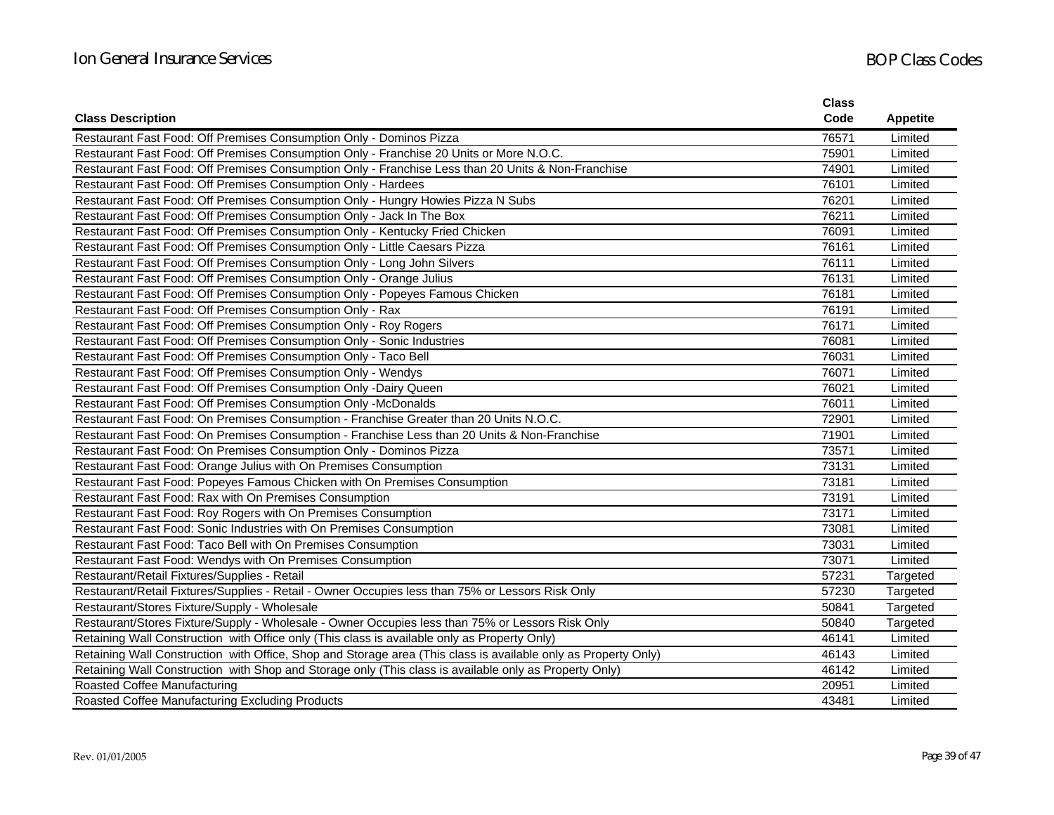| Class Description | Class Code | Appetite |
|---|---|---|
| Restaurant Fast Food: Off Premises Consumption Only - Dominos Pizza | 76571 | Limited |
| Restaurant Fast Food: Off Premises Consumption Only - Franchise 20 Units or More N.O.C. | 75901 | Limited |
| Restaurant Fast Food: Off Premises Consumption Only - Franchise Less than 20 Units & Non-Franchise | 74901 | Limited |
| Restaurant Fast Food: Off Premises Consumption Only - Hardees | 76101 | Limited |
| Restaurant Fast Food: Off Premises Consumption Only - Hungry Howies Pizza N Subs | 76201 | Limited |
| Restaurant Fast Food: Off Premises Consumption Only - Jack In The Box | 76211 | Limited |
| Restaurant Fast Food: Off Premises Consumption Only - Kentucky Fried Chicken | 76091 | Limited |
| Restaurant Fast Food: Off Premises Consumption Only - Little Caesars Pizza | 76161 | Limited |
| Restaurant Fast Food: Off Premises Consumption Only - Long John Silvers | 76111 | Limited |
| Restaurant Fast Food: Off Premises Consumption Only - Orange Julius | 76131 | Limited |
| Restaurant Fast Food: Off Premises Consumption Only - Popeyes Famous Chicken | 76181 | Limited |
| Restaurant Fast Food: Off Premises Consumption Only - Rax | 76191 | Limited |
| Restaurant Fast Food: Off Premises Consumption Only - Roy Rogers | 76171 | Limited |
| Restaurant Fast Food: Off Premises Consumption Only - Sonic Industries | 76081 | Limited |
| Restaurant Fast Food: Off Premises Consumption Only - Taco Bell | 76031 | Limited |
| Restaurant Fast Food: Off Premises Consumption Only - Wendys | 76071 | Limited |
| Restaurant Fast Food: Off Premises Consumption Only -Dairy Queen | 76021 | Limited |
| Restaurant Fast Food: Off Premises Consumption Only -McDonalds | 76011 | Limited |
| Restaurant Fast Food: On Premises Consumption - Franchise Greater than 20 Units N.O.C. | 72901 | Limited |
| Restaurant Fast Food: On Premises Consumption - Franchise Less than 20 Units & Non-Franchise | 71901 | Limited |
| Restaurant Fast Food: On Premises Consumption Only - Dominos Pizza | 73571 | Limited |
| Restaurant Fast Food: Orange Julius with On Premises Consumption | 73131 | Limited |
| Restaurant Fast Food: Popeyes Famous Chicken with On Premises Consumption | 73181 | Limited |
| Restaurant Fast Food: Rax with On Premises Consumption | 73191 | Limited |
| Restaurant Fast Food: Roy Rogers with On Premises Consumption | 73171 | Limited |
| Restaurant Fast Food: Sonic Industries with On Premises Consumption | 73081 | Limited |
| Restaurant Fast Food: Taco Bell with On Premises Consumption | 73031 | Limited |
| Restaurant Fast Food: Wendys with On Premises Consumption | 73071 | Limited |
| Restaurant/Retail Fixtures/Supplies - Retail | 57231 | Targeted |
| Restaurant/Retail Fixtures/Supplies - Retail - Owner Occupies less than 75% or Lessors Risk Only | 57230 | Targeted |
| Restaurant/Stores Fixture/Supply - Wholesale | 50841 | Targeted |
| Restaurant/Stores Fixture/Supply - Wholesale - Owner Occupies less than 75% or Lessors Risk Only | 50840 | Targeted |
| Retaining Wall Construction with Office only (This class is available only as Property Only) | 46141 | Limited |
| Retaining Wall Construction with Office, Shop and Storage area (This class is available only as Property Only) | 46143 | Limited |
| Retaining Wall Construction with Shop and Storage only (This class is available only as Property Only) | 46142 | Limited |
| Roasted Coffee Manufacturing | 20951 | Limited |
| Roasted Coffee Manufacturing Excluding Products | 43481 | Limited |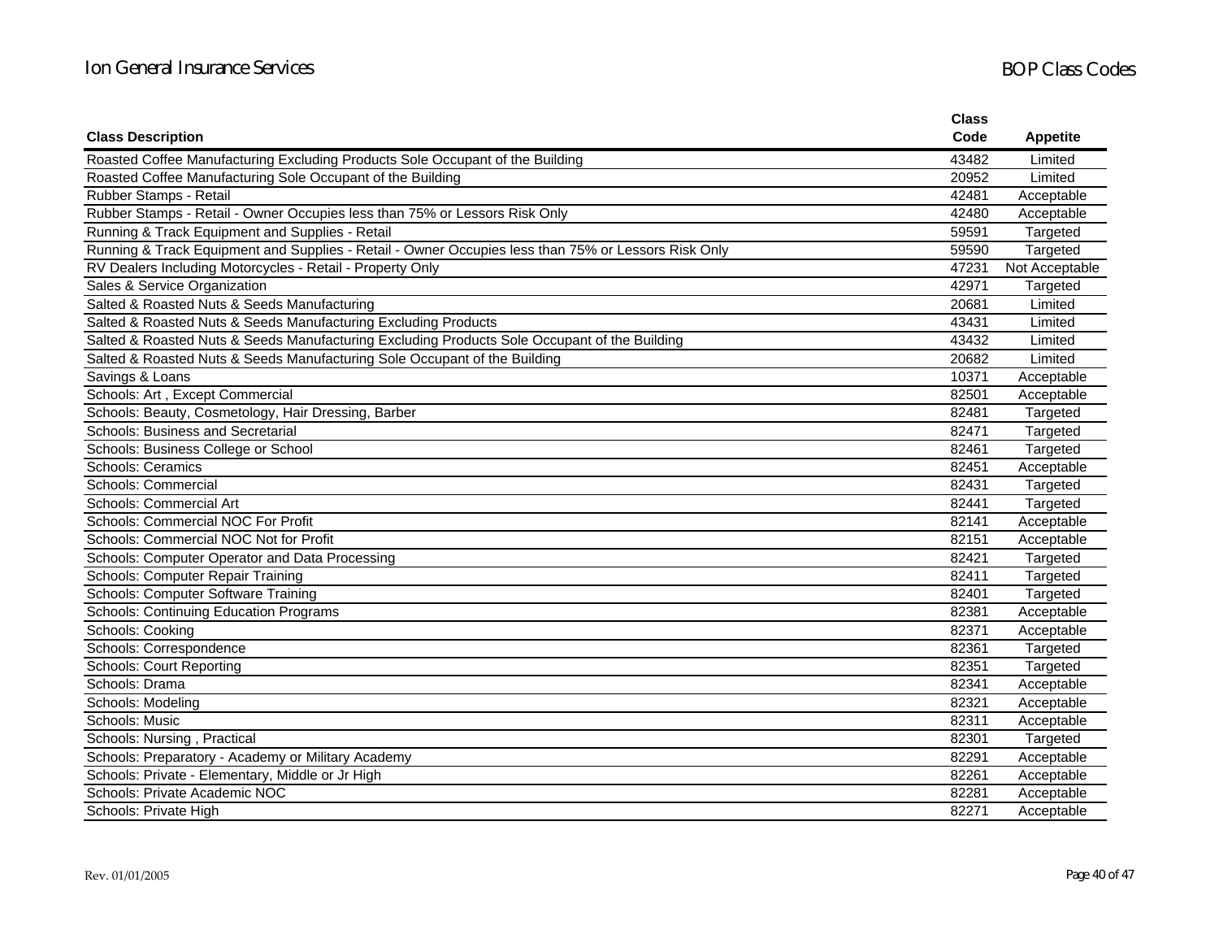| Class Description | Class Code | Appetite |
|---|---|---|
| Roasted Coffee Manufacturing Excluding Products Sole Occupant of the Building | 43482 | Limited |
| Roasted Coffee Manufacturing Sole Occupant of the Building | 20952 | Limited |
| Rubber Stamps - Retail | 42481 | Acceptable |
| Rubber Stamps - Retail - Owner Occupies less than 75% or Lessors Risk Only | 42480 | Acceptable |
| Running & Track Equipment and Supplies - Retail | 59591 | Targeted |
| Running & Track Equipment and Supplies - Retail - Owner Occupies less than 75% or Lessors Risk Only | 59590 | Targeted |
| RV Dealers Including Motorcycles - Retail - Property Only | 47231 | Not Acceptable |
| Sales & Service Organization | 42971 | Targeted |
| Salted & Roasted Nuts & Seeds Manufacturing | 20681 | Limited |
| Salted & Roasted Nuts & Seeds Manufacturing Excluding Products | 43431 | Limited |
| Salted & Roasted Nuts & Seeds Manufacturing Excluding Products Sole Occupant of the Building | 43432 | Limited |
| Salted & Roasted Nuts & Seeds Manufacturing Sole Occupant of the Building | 20682 | Limited |
| Savings & Loans | 10371 | Acceptable |
| Schools: Art , Except Commercial | 82501 | Acceptable |
| Schools: Beauty, Cosmetology, Hair Dressing, Barber | 82481 | Targeted |
| Schools: Business and Secretarial | 82471 | Targeted |
| Schools: Business College or School | 82461 | Targeted |
| Schools: Ceramics | 82451 | Acceptable |
| Schools: Commercial | 82431 | Targeted |
| Schools: Commercial Art | 82441 | Targeted |
| Schools: Commercial NOC For Profit | 82141 | Acceptable |
| Schools: Commercial NOC Not for Profit | 82151 | Acceptable |
| Schools: Computer Operator and Data Processing | 82421 | Targeted |
| Schools: Computer Repair Training | 82411 | Targeted |
| Schools: Computer Software Training | 82401 | Targeted |
| Schools: Continuing Education Programs | 82381 | Acceptable |
| Schools: Cooking | 82371 | Acceptable |
| Schools: Correspondence | 82361 | Targeted |
| Schools: Court Reporting | 82351 | Targeted |
| Schools: Drama | 82341 | Acceptable |
| Schools: Modeling | 82321 | Acceptable |
| Schools: Music | 82311 | Acceptable |
| Schools: Nursing , Practical | 82301 | Targeted |
| Schools: Preparatory - Academy or Military Academy | 82291 | Acceptable |
| Schools: Private - Elementary, Middle or Jr High | 82261 | Acceptable |
| Schools: Private Academic NOC | 82281 | Acceptable |
| Schools: Private High | 82271 | Acceptable |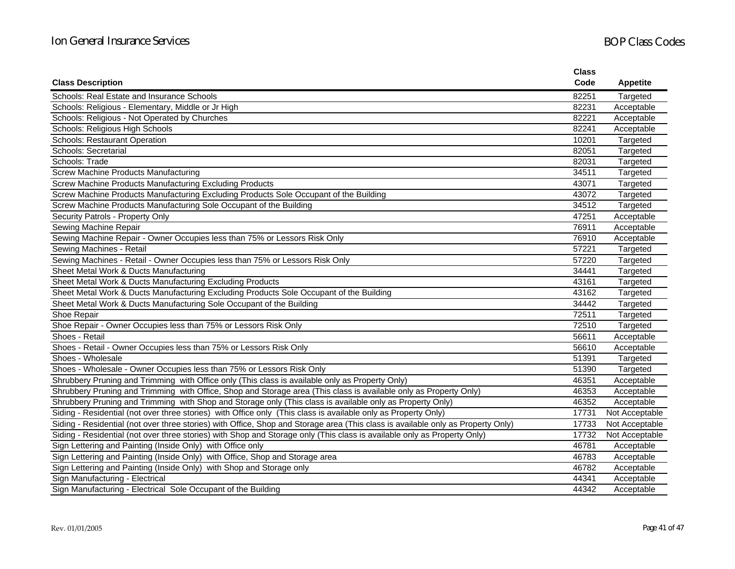| Class Description | Class Code | Appetite |
|---|---|---|
| Schools: Real Estate and Insurance Schools | 82251 | Targeted |
| Schools: Religious - Elementary, Middle or Jr High | 82231 | Acceptable |
| Schools: Religious - Not Operated by Churches | 82221 | Acceptable |
| Schools: Religious High Schools | 82241 | Acceptable |
| Schools: Restaurant Operation | 10201 | Targeted |
| Schools: Secretarial | 82051 | Targeted |
| Schools: Trade | 82031 | Targeted |
| Screw Machine Products Manufacturing | 34511 | Targeted |
| Screw Machine Products Manufacturing Excluding Products | 43071 | Targeted |
| Screw Machine Products Manufacturing Excluding Products Sole Occupant of the Building | 43072 | Targeted |
| Screw Machine Products Manufacturing Sole Occupant of the Building | 34512 | Targeted |
| Security Patrols - Property Only | 47251 | Acceptable |
| Sewing Machine Repair | 76911 | Acceptable |
| Sewing Machine Repair - Owner Occupies less than 75% or Lessors Risk Only | 76910 | Acceptable |
| Sewing Machines - Retail | 57221 | Targeted |
| Sewing Machines - Retail - Owner Occupies less than 75% or Lessors Risk Only | 57220 | Targeted |
| Sheet Metal Work & Ducts Manufacturing | 34441 | Targeted |
| Sheet Metal Work & Ducts Manufacturing Excluding Products | 43161 | Targeted |
| Sheet Metal Work & Ducts Manufacturing Excluding Products Sole Occupant of the Building | 43162 | Targeted |
| Sheet Metal Work & Ducts Manufacturing Sole Occupant of the Building | 34442 | Targeted |
| Shoe Repair | 72511 | Targeted |
| Shoe Repair - Owner Occupies less than 75% or Lessors Risk Only | 72510 | Targeted |
| Shoes - Retail | 56611 | Acceptable |
| Shoes - Retail - Owner Occupies less than 75% or Lessors Risk Only | 56610 | Acceptable |
| Shoes - Wholesale | 51391 | Targeted |
| Shoes - Wholesale - Owner Occupies less than 75% or Lessors Risk Only | 51390 | Targeted |
| Shrubbery Pruning and Trimming with Office only (This class is available only as Property Only) | 46351 | Acceptable |
| Shrubbery Pruning and Trimming with Office, Shop and Storage area (This class is available only as Property Only) | 46353 | Acceptable |
| Shrubbery Pruning and Trimming with Shop and Storage only (This class is available only as Property Only) | 46352 | Acceptable |
| Siding - Residential (not over three stories) with Office only (This class is available only as Property Only) | 17731 | Not Acceptable |
| Siding - Residential (not over three stories) with Office, Shop and Storage area (This class is available only as Property Only) | 17733 | Not Acceptable |
| Siding - Residential (not over three stories) with Shop and Storage only (This class is available only as Property Only) | 17732 | Not Acceptable |
| Sign Lettering and Painting (Inside Only) with Office only | 46781 | Acceptable |
| Sign Lettering and Painting (Inside Only) with Office, Shop and Storage area | 46783 | Acceptable |
| Sign Lettering and Painting (Inside Only) with Shop and Storage only | 46782 | Acceptable |
| Sign Manufacturing - Electrical | 44341 | Acceptable |
| Sign Manufacturing - Electrical Sole Occupant of the Building | 44342 | Acceptable |

Rev. 01/01/2005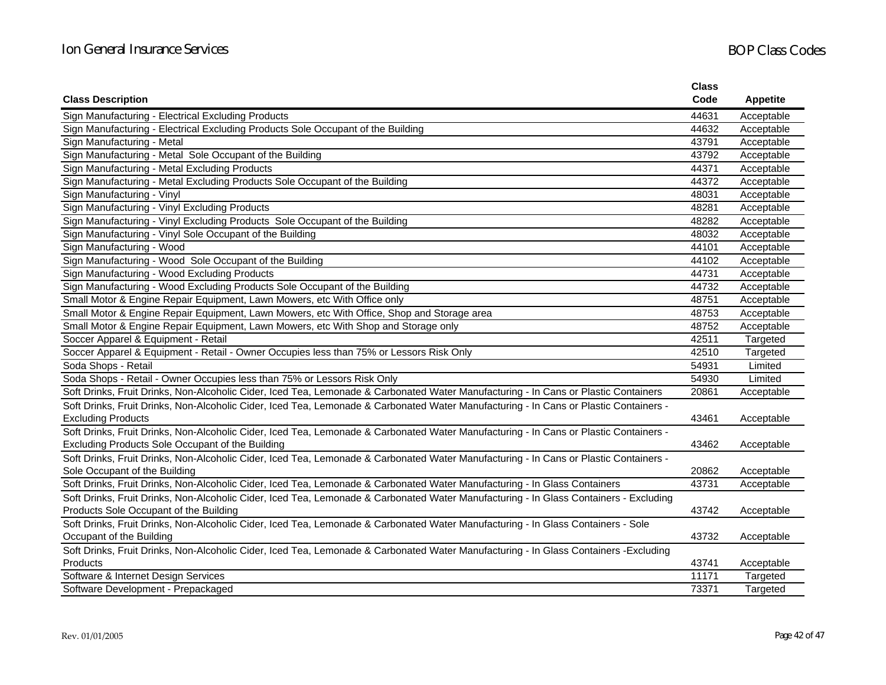| Class Description | Class Code | Appetite |
|---|---|---|
| Sign Manufacturing - Electrical Excluding Products | 44631 | Acceptable |
| Sign Manufacturing - Electrical Excluding Products Sole Occupant of the Building | 44632 | Acceptable |
| Sign Manufacturing - Metal | 43791 | Acceptable |
| Sign Manufacturing - Metal  Sole Occupant of the Building | 43792 | Acceptable |
| Sign Manufacturing - Metal Excluding Products | 44371 | Acceptable |
| Sign Manufacturing - Metal Excluding Products Sole Occupant of the Building | 44372 | Acceptable |
| Sign Manufacturing - Vinyl | 48031 | Acceptable |
| Sign Manufacturing - Vinyl Excluding Products | 48281 | Acceptable |
| Sign Manufacturing - Vinyl Excluding Products  Sole Occupant of the Building | 48282 | Acceptable |
| Sign Manufacturing - Vinyl Sole Occupant of the Building | 48032 | Acceptable |
| Sign Manufacturing - Wood | 44101 | Acceptable |
| Sign Manufacturing - Wood  Sole Occupant of the Building | 44102 | Acceptable |
| Sign Manufacturing - Wood Excluding Products | 44731 | Acceptable |
| Sign Manufacturing - Wood Excluding Products Sole Occupant of the Building | 44732 | Acceptable |
| Small Motor & Engine Repair Equipment, Lawn Mowers, etc With Office only | 48751 | Acceptable |
| Small Motor & Engine Repair Equipment, Lawn Mowers, etc With Office, Shop and Storage area | 48753 | Acceptable |
| Small Motor & Engine Repair Equipment, Lawn Mowers, etc With Shop and Storage only | 48752 | Acceptable |
| Soccer Apparel & Equipment - Retail | 42511 | Targeted |
| Soccer Apparel & Equipment - Retail - Owner Occupies less than 75% or Lessors Risk Only | 42510 | Targeted |
| Soda Shops - Retail | 54931 | Limited |
| Soda Shops - Retail - Owner Occupies less than 75% or Lessors Risk Only | 54930 | Limited |
| Soft Drinks, Fruit Drinks, Non-Alcoholic Cider, Iced Tea, Lemonade & Carbonated Water Manufacturing - In Cans or Plastic Containers | 20861 | Acceptable |
| Soft Drinks, Fruit Drinks, Non-Alcoholic Cider, Iced Tea, Lemonade & Carbonated Water Manufacturing - In Cans or Plastic Containers - Excluding Products | 43461 | Acceptable |
| Soft Drinks, Fruit Drinks, Non-Alcoholic Cider, Iced Tea, Lemonade & Carbonated Water Manufacturing - In Cans or Plastic Containers - Excluding Products Sole Occupant of the Building | 43462 | Acceptable |
| Soft Drinks, Fruit Drinks, Non-Alcoholic Cider, Iced Tea, Lemonade & Carbonated Water Manufacturing - In Cans or Plastic Containers - Sole Occupant of the Building | 20862 | Acceptable |
| Soft Drinks, Fruit Drinks, Non-Alcoholic Cider, Iced Tea, Lemonade & Carbonated Water Manufacturing - In Glass Containers | 43731 | Acceptable |
| Soft Drinks, Fruit Drinks, Non-Alcoholic Cider, Iced Tea, Lemonade & Carbonated Water Manufacturing - In Glass Containers - Excluding Products Sole Occupant of the Building | 43742 | Acceptable |
| Soft Drinks, Fruit Drinks, Non-Alcoholic Cider, Iced Tea, Lemonade & Carbonated Water Manufacturing - In Glass Containers - Sole Occupant of the Building | 43732 | Acceptable |
| Soft Drinks, Fruit Drinks, Non-Alcoholic Cider, Iced Tea, Lemonade & Carbonated Water Manufacturing - In Glass Containers -Excluding Products | 43741 | Acceptable |
| Software & Internet Design Services | 11171 | Targeted |
| Software Development - Prepackaged | 73371 | Targeted |

Rev. 01/01/2005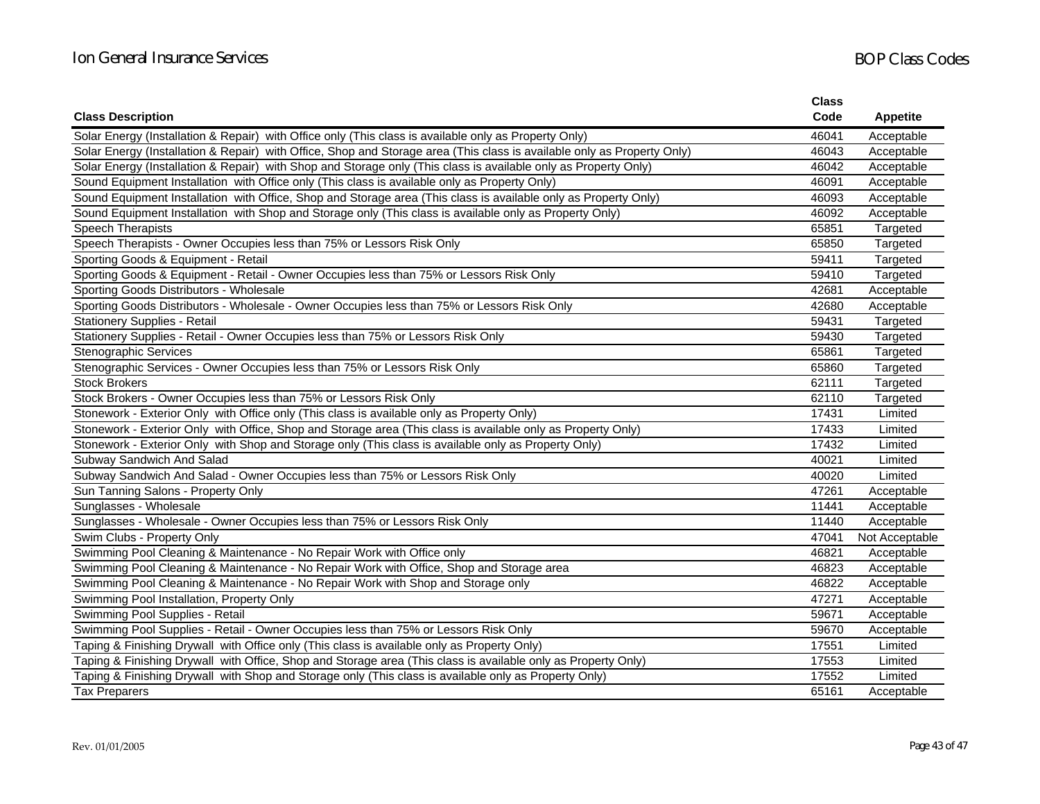| Class Description | Class Code | Appetite |
|---|---|---|
| Solar Energy (Installation & Repair) with Office only (This class is available only as Property Only) | 46041 | Acceptable |
| Solar Energy (Installation & Repair) with Office, Shop and Storage area (This class is available only as Property Only) | 46043 | Acceptable |
| Solar Energy (Installation & Repair) with Shop and Storage only (This class is available only as Property Only) | 46042 | Acceptable |
| Sound Equipment Installation with Office only (This class is available only as Property Only) | 46091 | Acceptable |
| Sound Equipment Installation with Office, Shop and Storage area (This class is available only as Property Only) | 46093 | Acceptable |
| Sound Equipment Installation with Shop and Storage only (This class is available only as Property Only) | 46092 | Acceptable |
| Speech Therapists | 65851 | Targeted |
| Speech Therapists - Owner Occupies less than 75% or Lessors Risk Only | 65850 | Targeted |
| Sporting Goods & Equipment - Retail | 59411 | Targeted |
| Sporting Goods & Equipment - Retail - Owner Occupies less than 75% or Lessors Risk Only | 59410 | Targeted |
| Sporting Goods Distributors - Wholesale | 42681 | Acceptable |
| Sporting Goods Distributors - Wholesale - Owner Occupies less than 75% or Lessors Risk Only | 42680 | Acceptable |
| Stationery Supplies - Retail | 59431 | Targeted |
| Stationery Supplies - Retail - Owner Occupies less than 75% or Lessors Risk Only | 59430 | Targeted |
| Stenographic Services | 65861 | Targeted |
| Stenographic Services - Owner Occupies less than 75% or Lessors Risk Only | 65860 | Targeted |
| Stock Brokers | 62111 | Targeted |
| Stock Brokers - Owner Occupies less than 75% or Lessors Risk Only | 62110 | Targeted |
| Stonework - Exterior Only with Office only (This class is available only as Property Only) | 17431 | Limited |
| Stonework - Exterior Only with Office, Shop and Storage area (This class is available only as Property Only) | 17433 | Limited |
| Stonework - Exterior Only with Shop and Storage only (This class is available only as Property Only) | 17432 | Limited |
| Subway Sandwich And Salad | 40021 | Limited |
| Subway Sandwich And Salad - Owner Occupies less than 75% or Lessors Risk Only | 40020 | Limited |
| Sun Tanning Salons - Property Only | 47261 | Acceptable |
| Sunglasses - Wholesale | 11441 | Acceptable |
| Sunglasses - Wholesale - Owner Occupies less than 75% or Lessors Risk Only | 11440 | Acceptable |
| Swim Clubs - Property Only | 47041 | Not Acceptable |
| Swimming Pool Cleaning & Maintenance - No Repair Work with Office only | 46821 | Acceptable |
| Swimming Pool Cleaning & Maintenance - No Repair Work with Office, Shop and Storage area | 46823 | Acceptable |
| Swimming Pool Cleaning & Maintenance - No Repair Work with Shop and Storage only | 46822 | Acceptable |
| Swimming Pool Installation, Property Only | 47271 | Acceptable |
| Swimming Pool Supplies - Retail | 59671 | Acceptable |
| Swimming Pool Supplies - Retail - Owner Occupies less than 75% or Lessors Risk Only | 59670 | Acceptable |
| Taping & Finishing Drywall with Office only (This class is available only as Property Only) | 17551 | Limited |
| Taping & Finishing Drywall with Office, Shop and Storage area (This class is available only as Property Only) | 17553 | Limited |
| Taping & Finishing Drywall with Shop and Storage only (This class is available only as Property Only) | 17552 | Limited |
| Tax Preparers | 65161 | Acceptable |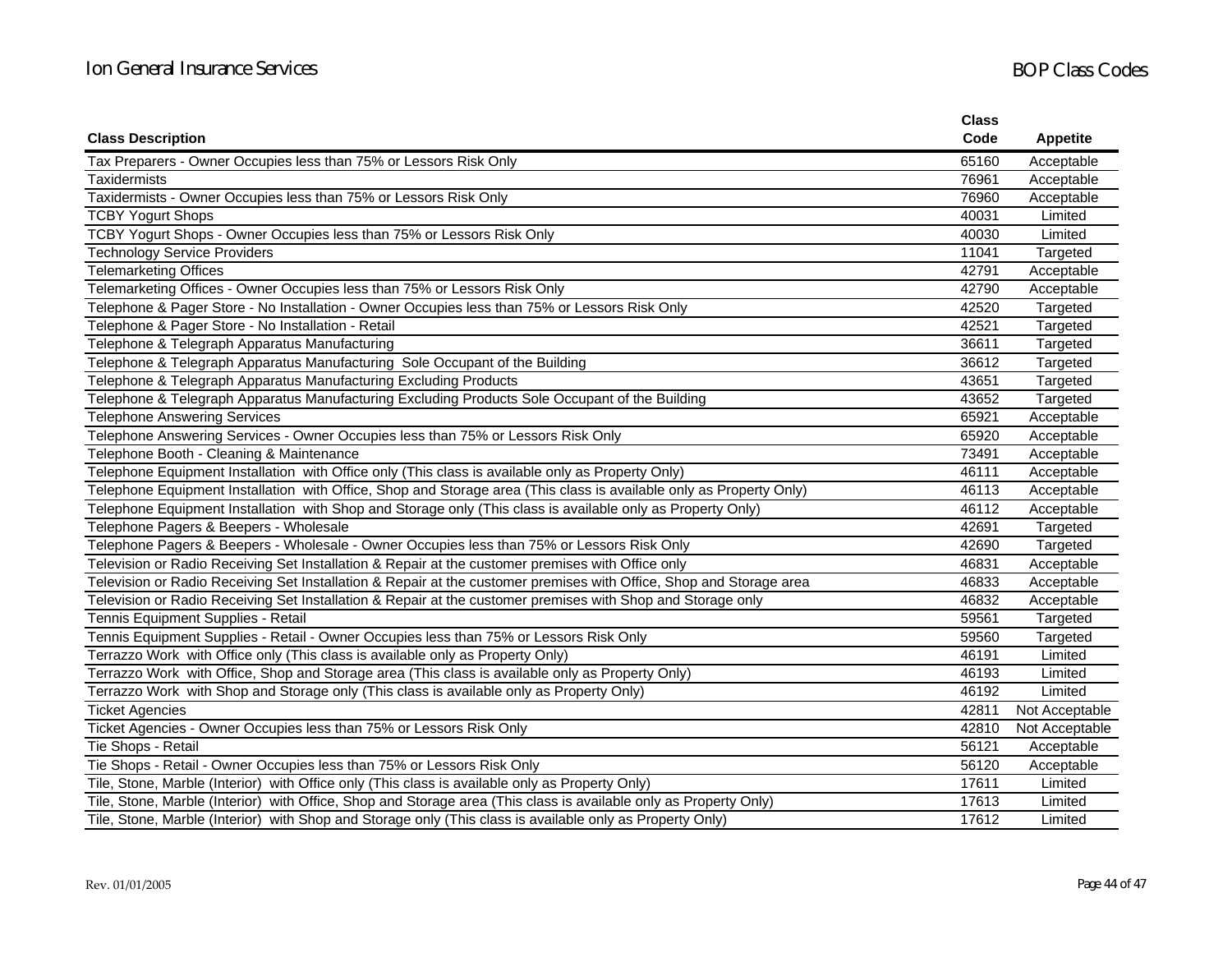| Class Description | Class Code | Appetite |
|---|---|---|
| Tax Preparers - Owner Occupies less than 75% or Lessors Risk Only | 65160 | Acceptable |
| Taxidermists | 76961 | Acceptable |
| Taxidermists - Owner Occupies less than 75% or Lessors Risk Only | 76960 | Acceptable |
| TCBY Yogurt Shops | 40031 | Limited |
| TCBY Yogurt Shops - Owner Occupies less than 75% or Lessors Risk Only | 40030 | Limited |
| Technology Service Providers | 11041 | Targeted |
| Telemarketing Offices | 42791 | Acceptable |
| Telemarketing Offices - Owner Occupies less than 75% or Lessors Risk Only | 42790 | Acceptable |
| Telephone & Pager Store - No Installation - Owner Occupies less than 75% or Lessors Risk Only | 42520 | Targeted |
| Telephone & Pager Store - No Installation - Retail | 42521 | Targeted |
| Telephone & Telegraph Apparatus Manufacturing | 36611 | Targeted |
| Telephone & Telegraph Apparatus Manufacturing Sole Occupant of the Building | 36612 | Targeted |
| Telephone & Telegraph Apparatus Manufacturing Excluding Products | 43651 | Targeted |
| Telephone & Telegraph Apparatus Manufacturing Excluding Products Sole Occupant of the Building | 43652 | Targeted |
| Telephone Answering Services | 65921 | Acceptable |
| Telephone Answering Services - Owner Occupies less than 75% or Lessors Risk Only | 65920 | Acceptable |
| Telephone Booth - Cleaning & Maintenance | 73491 | Acceptable |
| Telephone Equipment Installation with Office only (This class is available only as Property Only) | 46111 | Acceptable |
| Telephone Equipment Installation with Office, Shop and Storage area (This class is available only as Property Only) | 46113 | Acceptable |
| Telephone Equipment Installation with Shop and Storage only (This class is available only as Property Only) | 46112 | Acceptable |
| Telephone Pagers & Beepers - Wholesale | 42691 | Targeted |
| Telephone Pagers & Beepers - Wholesale - Owner Occupies less than 75% or Lessors Risk Only | 42690 | Targeted |
| Television or Radio Receiving Set Installation & Repair at the customer premises with Office only | 46831 | Acceptable |
| Television or Radio Receiving Set Installation & Repair at the customer premises with Office, Shop and Storage area | 46833 | Acceptable |
| Television or Radio Receiving Set Installation & Repair at the customer premises with Shop and Storage only | 46832 | Acceptable |
| Tennis Equipment Supplies - Retail | 59561 | Targeted |
| Tennis Equipment Supplies - Retail - Owner Occupies less than 75% or Lessors Risk Only | 59560 | Targeted |
| Terrazzo Work with Office only (This class is available only as Property Only) | 46191 | Limited |
| Terrazzo Work with Office, Shop and Storage area (This class is available only as Property Only) | 46193 | Limited |
| Terrazzo Work with Shop and Storage only (This class is available only as Property Only) | 46192 | Limited |
| Ticket Agencies | 42811 | Not Acceptable |
| Ticket Agencies - Owner Occupies less than 75% or Lessors Risk Only | 42810 | Not Acceptable |
| Tie Shops - Retail | 56121 | Acceptable |
| Tie Shops - Retail - Owner Occupies less than 75% or Lessors Risk Only | 56120 | Acceptable |
| Tile, Stone, Marble (Interior) with Office only (This class is available only as Property Only) | 17611 | Limited |
| Tile, Stone, Marble (Interior) with Office, Shop and Storage area (This class is available only as Property Only) | 17613 | Limited |
| Tile, Stone, Marble (Interior) with Shop and Storage only (This class is available only as Property Only) | 17612 | Limited |

Rev. 01/01/2005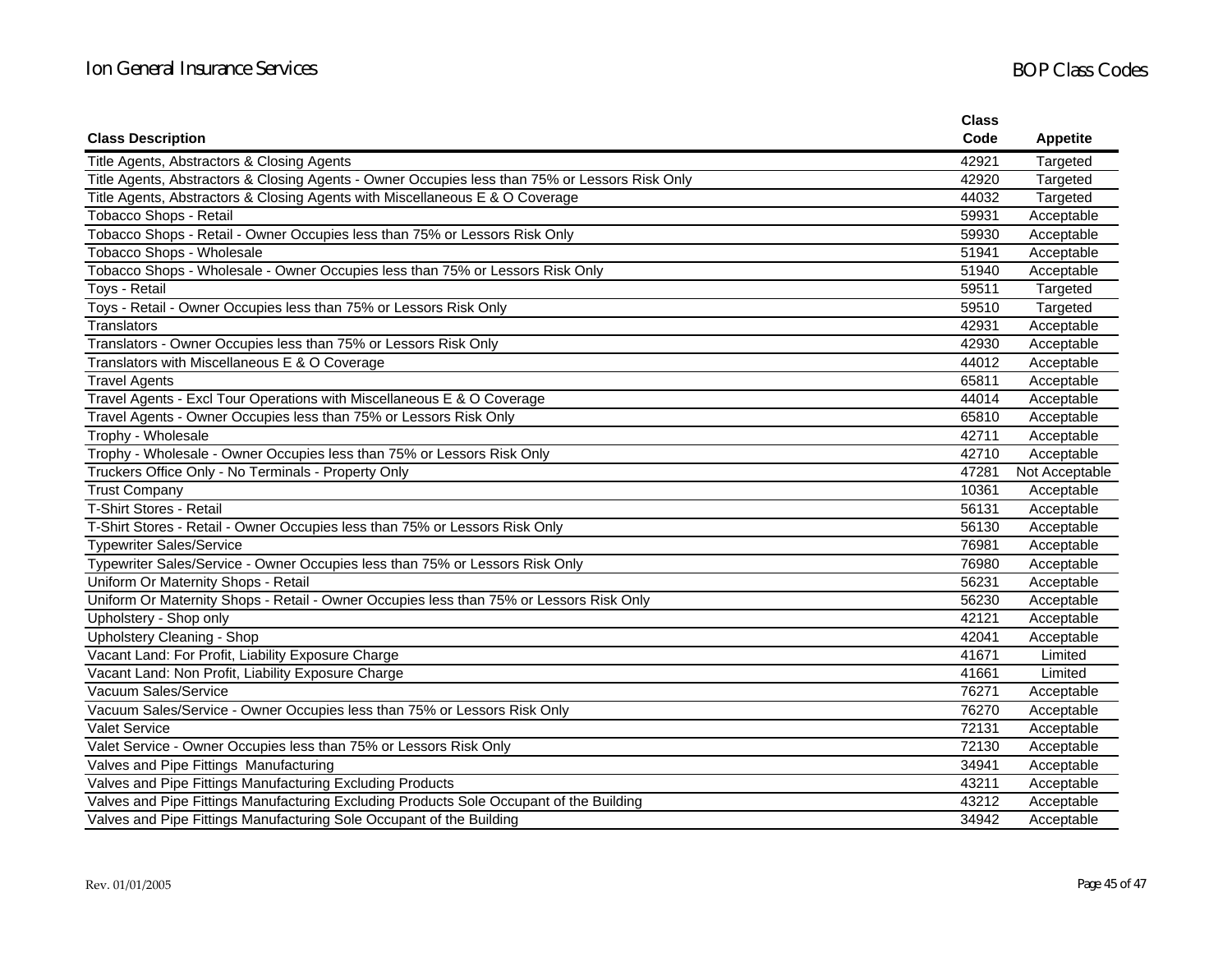| Class Description | Class Code | Appetite |
|---|---|---|
| Title Agents, Abstractors & Closing Agents | 42921 | Targeted |
| Title Agents, Abstractors & Closing Agents - Owner Occupies less than 75% or Lessors Risk Only | 42920 | Targeted |
| Title Agents, Abstractors & Closing Agents with Miscellaneous E & O Coverage | 44032 | Targeted |
| Tobacco Shops - Retail | 59931 | Acceptable |
| Tobacco Shops - Retail - Owner Occupies less than 75% or Lessors Risk Only | 59930 | Acceptable |
| Tobacco Shops - Wholesale | 51941 | Acceptable |
| Tobacco Shops - Wholesale - Owner Occupies less than 75% or Lessors Risk Only | 51940 | Acceptable |
| Toys - Retail | 59511 | Targeted |
| Toys - Retail - Owner Occupies less than 75% or Lessors Risk Only | 59510 | Targeted |
| Translators | 42931 | Acceptable |
| Translators - Owner Occupies less than 75% or Lessors Risk Only | 42930 | Acceptable |
| Translators with Miscellaneous E & O Coverage | 44012 | Acceptable |
| Travel Agents | 65811 | Acceptable |
| Travel Agents - Excl Tour Operations with Miscellaneous E & O Coverage | 44014 | Acceptable |
| Travel Agents - Owner Occupies less than 75% or Lessors Risk Only | 65810 | Acceptable |
| Trophy - Wholesale | 42711 | Acceptable |
| Trophy - Wholesale - Owner Occupies less than 75% or Lessors Risk Only | 42710 | Acceptable |
| Truckers Office Only - No Terminals - Property Only | 47281 | Not Acceptable |
| Trust Company | 10361 | Acceptable |
| T-Shirt Stores - Retail | 56131 | Acceptable |
| T-Shirt Stores - Retail - Owner Occupies less than 75% or Lessors Risk Only | 56130 | Acceptable |
| Typewriter Sales/Service | 76981 | Acceptable |
| Typewriter Sales/Service - Owner Occupies less than 75% or Lessors Risk Only | 76980 | Acceptable |
| Uniform Or Maternity Shops - Retail | 56231 | Acceptable |
| Uniform Or Maternity Shops - Retail - Owner Occupies less than 75% or Lessors Risk Only | 56230 | Acceptable |
| Upholstery - Shop only | 42121 | Acceptable |
| Upholstery Cleaning - Shop | 42041 | Acceptable |
| Vacant Land: For Profit, Liability Exposure Charge | 41671 | Limited |
| Vacant Land: Non Profit, Liability Exposure Charge | 41661 | Limited |
| Vacuum Sales/Service | 76271 | Acceptable |
| Vacuum Sales/Service - Owner Occupies less than 75% or Lessors Risk Only | 76270 | Acceptable |
| Valet Service | 72131 | Acceptable |
| Valet Service - Owner Occupies less than 75% or Lessors Risk Only | 72130 | Acceptable |
| Valves and Pipe Fittings Manufacturing | 34941 | Acceptable |
| Valves and Pipe Fittings Manufacturing Excluding Products | 43211 | Acceptable |
| Valves and Pipe Fittings Manufacturing Excluding Products Sole Occupant of the Building | 43212 | Acceptable |
| Valves and Pipe Fittings Manufacturing Sole Occupant of the Building | 34942 | Acceptable |

Rev. 01/01/2005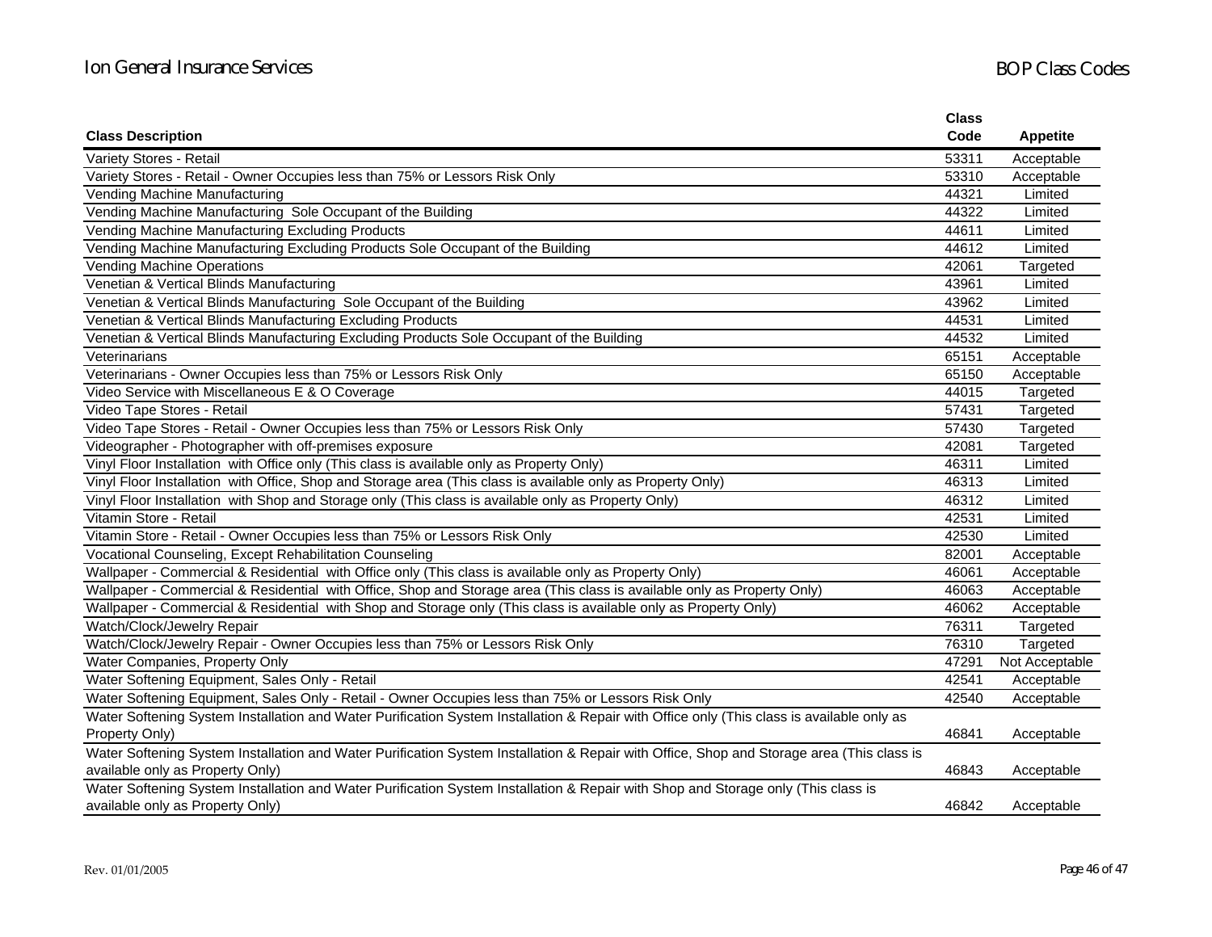| Class Description | Class Code | Appetite |
|---|---|---|
| Variety Stores - Retail | 53311 | Acceptable |
| Variety Stores - Retail - Owner Occupies less than 75% or Lessors Risk Only | 53310 | Acceptable |
| Vending Machine Manufacturing | 44321 | Limited |
| Vending Machine Manufacturing Sole Occupant of the Building | 44322 | Limited |
| Vending Machine Manufacturing Excluding Products | 44611 | Limited |
| Vending Machine Manufacturing Excluding Products Sole Occupant of the Building | 44612 | Limited |
| Vending Machine Operations | 42061 | Targeted |
| Venetian & Vertical Blinds Manufacturing | 43961 | Limited |
| Venetian & Vertical Blinds Manufacturing Sole Occupant of the Building | 43962 | Limited |
| Venetian & Vertical Blinds Manufacturing Excluding Products | 44531 | Limited |
| Venetian & Vertical Blinds Manufacturing Excluding Products Sole Occupant of the Building | 44532 | Limited |
| Veterinarians | 65151 | Acceptable |
| Veterinarians - Owner Occupies less than 75% or Lessors Risk Only | 65150 | Acceptable |
| Video Service with Miscellaneous E & O Coverage | 44015 | Targeted |
| Video Tape Stores - Retail | 57431 | Targeted |
| Video Tape Stores - Retail - Owner Occupies less than 75% or Lessors Risk Only | 57430 | Targeted |
| Videographer - Photographer with off-premises exposure | 42081 | Targeted |
| Vinyl Floor Installation with Office only (This class is available only as Property Only) | 46311 | Limited |
| Vinyl Floor Installation with Office, Shop and Storage area (This class is available only as Property Only) | 46313 | Limited |
| Vinyl Floor Installation with Shop and Storage only (This class is available only as Property Only) | 46312 | Limited |
| Vitamin Store - Retail | 42531 | Limited |
| Vitamin Store - Retail - Owner Occupies less than 75% or Lessors Risk Only | 42530 | Limited |
| Vocational Counseling, Except Rehabilitation Counseling | 82001 | Acceptable |
| Wallpaper - Commercial & Residential with Office only (This class is available only as Property Only) | 46061 | Acceptable |
| Wallpaper - Commercial & Residential with Office, Shop and Storage area (This class is available only as Property Only) | 46063 | Acceptable |
| Wallpaper - Commercial & Residential with Shop and Storage only (This class is available only as Property Only) | 46062 | Acceptable |
| Watch/Clock/Jewelry Repair | 76311 | Targeted |
| Watch/Clock/Jewelry Repair - Owner Occupies less than 75% or Lessors Risk Only | 76310 | Targeted |
| Water Companies, Property Only | 47291 | Not Acceptable |
| Water Softening Equipment, Sales Only - Retail | 42541 | Acceptable |
| Water Softening Equipment, Sales Only - Retail - Owner Occupies less than 75% or Lessors Risk Only | 42540 | Acceptable |
| Water Softening System Installation and Water Purification System Installation & Repair with Office only (This class is available only as Property Only) | 46841 | Acceptable |
| Water Softening System Installation and Water Purification System Installation & Repair with Office, Shop and Storage area (This class is available only as Property Only) | 46843 | Acceptable |
| Water Softening System Installation and Water Purification System Installation & Repair with Shop and Storage only (This class is available only as Property Only) | 46842 | Acceptable |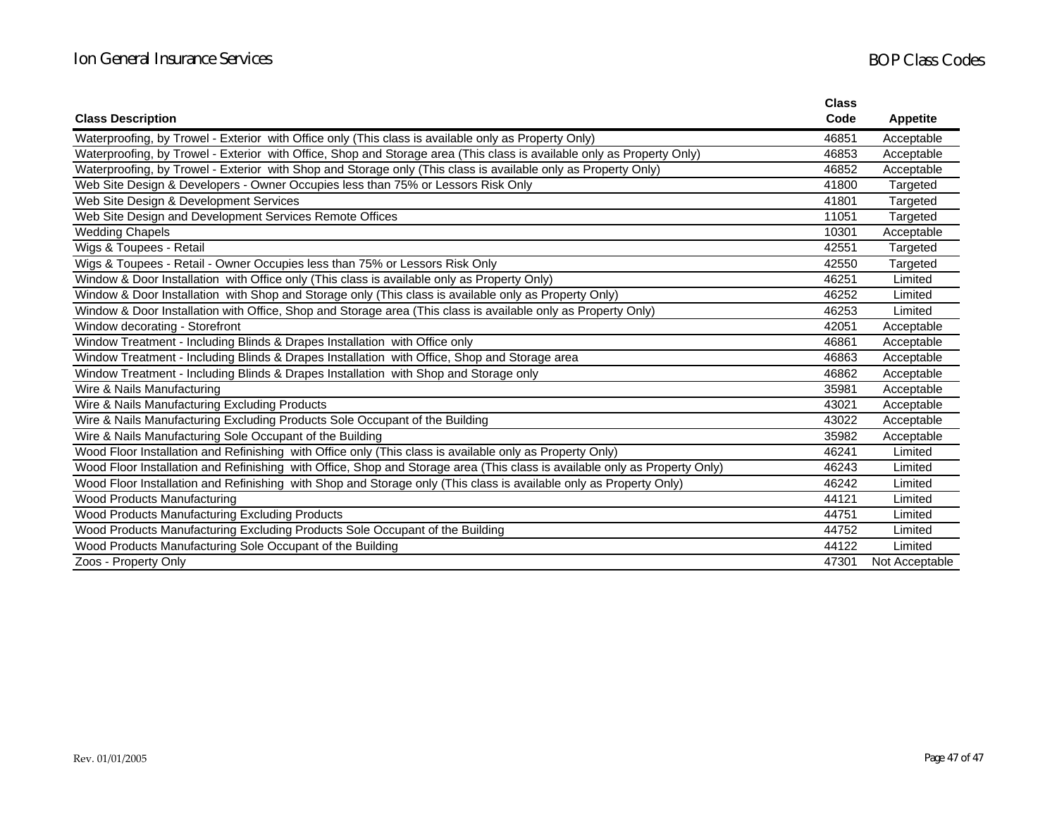| Class Description | Class Code | Appetite |
|---|---|---|
| Waterproofing, by Trowel - Exterior with Office only (This class is available only as Property Only) | 46851 | Acceptable |
| Waterproofing, by Trowel - Exterior with Office, Shop and Storage area (This class is available only as Property Only) | 46853 | Acceptable |
| Waterproofing, by Trowel - Exterior with Shop and Storage only (This class is available only as Property Only) | 46852 | Acceptable |
| Web Site Design & Developers - Owner Occupies less than 75% or Lessors Risk Only | 41800 | Targeted |
| Web Site Design & Development Services | 41801 | Targeted |
| Web Site Design and Development Services Remote Offices | 11051 | Targeted |
| Wedding Chapels | 10301 | Acceptable |
| Wigs & Toupees - Retail | 42551 | Targeted |
| Wigs & Toupees - Retail - Owner Occupies less than 75% or Lessors Risk Only | 42550 | Targeted |
| Window & Door Installation with Office only (This class is available only as Property Only) | 46251 | Limited |
| Window & Door Installation with Shop and Storage only (This class is available only as Property Only) | 46252 | Limited |
| Window & Door Installation with Office, Shop and Storage area (This class is available only as Property Only) | 46253 | Limited |
| Window decorating - Storefront | 42051 | Acceptable |
| Window Treatment - Including Blinds & Drapes Installation with Office only | 46861 | Acceptable |
| Window Treatment - Including Blinds & Drapes Installation with Office, Shop and Storage area | 46863 | Acceptable |
| Window Treatment - Including Blinds & Drapes Installation with Shop and Storage only | 46862 | Acceptable |
| Wire & Nails Manufacturing | 35981 | Acceptable |
| Wire & Nails Manufacturing Excluding Products | 43021 | Acceptable |
| Wire & Nails Manufacturing Excluding Products Sole Occupant of the Building | 43022 | Acceptable |
| Wire & Nails Manufacturing Sole Occupant of the Building | 35982 | Acceptable |
| Wood Floor Installation and Refinishing with Office only (This class is available only as Property Only) | 46241 | Limited |
| Wood Floor Installation and Refinishing with Office, Shop and Storage area (This class is available only as Property Only) | 46243 | Limited |
| Wood Floor Installation and Refinishing with Shop and Storage only (This class is available only as Property Only) | 46242 | Limited |
| Wood Products Manufacturing | 44121 | Limited |
| Wood Products Manufacturing Excluding Products | 44751 | Limited |
| Wood Products Manufacturing Excluding Products Sole Occupant of the Building | 44752 | Limited |
| Wood Products Manufacturing Sole Occupant of the Building | 44122 | Limited |
| Zoos - Property Only | 47301 | Not Acceptable |

Rev. 01/01/2005